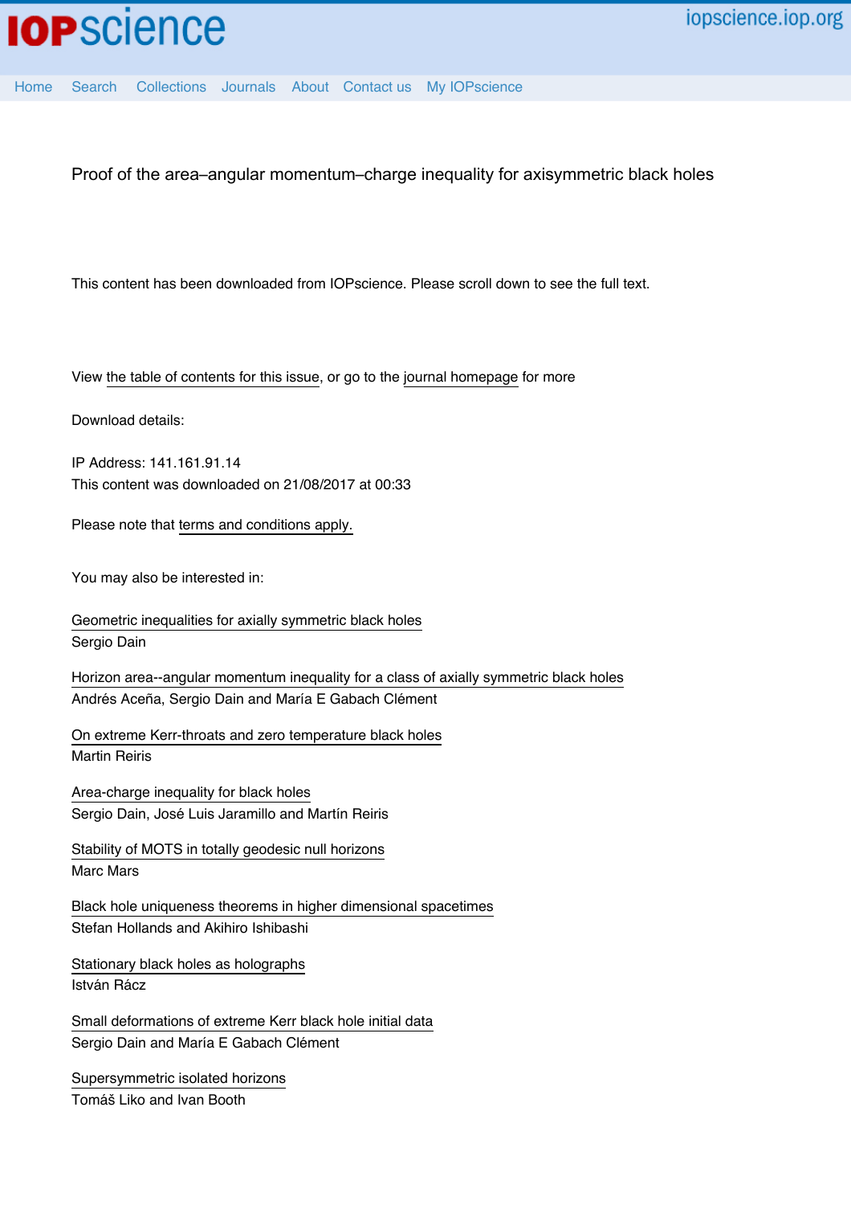# Proof of the area–angular momentum–charge inequality for axisymmetric black holes

This content has been downloaded from IOPscience. Please scroll down to see the full text.

View the table of contents for this issue, or go to the journal homepage for more

Download details:

IP Address: 141.161.91.14
This content was downloaded on 21/08/2017 at 00:33

Please note that terms and conditions apply.

You may also be interested in:

Geometric inequalities for axially symmetric black holes
Sergio Dain

Horizon area--angular momentum inequality for a class of axially symmetric black holes
Andrés Aceña, Sergio Dain and María E Gabach Clément

On extreme Kerr-throats and zero temperature black holes
Martin Reiris

Area-charge inequality for black holes
Sergio Dain, José Luis Jaramillo and Martín Reiris

Stability of MOTS in totally geodesic null horizons
Marc Mars

Black hole uniqueness theorems in higher dimensional spacetimes
Stefan Hollands and Akihiro Ishibashi

Stationary black holes as holographs
István Rácz

Small deformations of extreme Kerr black hole initial data
Sergio Dain and María E Gabach Clément

Supersymmetric isolated horizons
Tomáš Liko and Ivan Booth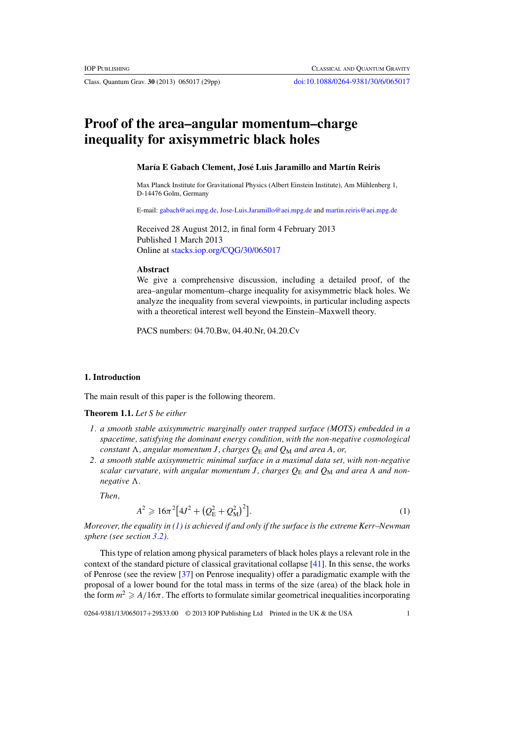# Proof of the area–angular momentum–charge inequality for axisymmetric black holes

**María E Gabach Clement, José Luis Jaramillo and Martín Reiris**

Max Planck Institute for Gravitational Physics (Albert Einstein Institute), Am Mühlenberg 1, D-14476 Golm, Germany

E-mail: gabach@aei.mpg.de, Jose-Luis.Jaramillo@aei.mpg.de and martin.reiris@aei.mpg.de

Received 28 August 2012, in final form 4 February 2013
Published 1 March 2013
Online at stacks.iop.org/CQG/30/065017

## Abstract

We give a comprehensive discussion, including a detailed proof, of the area–angular momentum–charge inequality for axisymmetric black holes. We analyze the inequality from several viewpoints, in particular including aspects with a theoretical interest well beyond the Einstein–Maxwell theory.

PACS numbers: 04.70.Bw, 04.40.Nr, 04.20.Cv

## 1. Introduction

The main result of this paper is the following theorem.

**Theorem 1.1.** *Let $S$ be either*

1. *a smooth stable axisymmetric marginally outer trapped surface (MOTS) embedded in a spacetime, satisfying the dominant energy condition, with the non-negative cosmological constant $\Lambda$, angular momentum $J$, charges $Q_E$ and $Q_M$ and area $A$, or,*
2. *a smooth stable axisymmetric minimal surface in a maximal data set, with non-negative scalar curvature, with angular momentum $J$, charges $Q_E$ and $Q_M$ and area $A$ and non-negative $\Lambda$.*

*Then,*

$$A^2 \geqslant 16\pi^2\left[4J^2 + \left(Q_E^2 + Q_M^2\right)^2\right]. \tag{1}$$

*Moreover, the equality in (1) is achieved if and only if the surface is the extreme Kerr–Newman sphere (see section 3.2).*

This type of relation among physical parameters of black holes plays a relevant role in the context of the standard picture of classical gravitational collapse [41]. In this sense, the works of Penrose (see the review [37] on Penrose inequality) offer a paradigmatic example with the proposal of a lower bound for the total mass in terms of the size (area) of the black hole in the form $m^2 \geqslant A/16\pi$. The efforts to formulate similar geometrical inequalities incorporating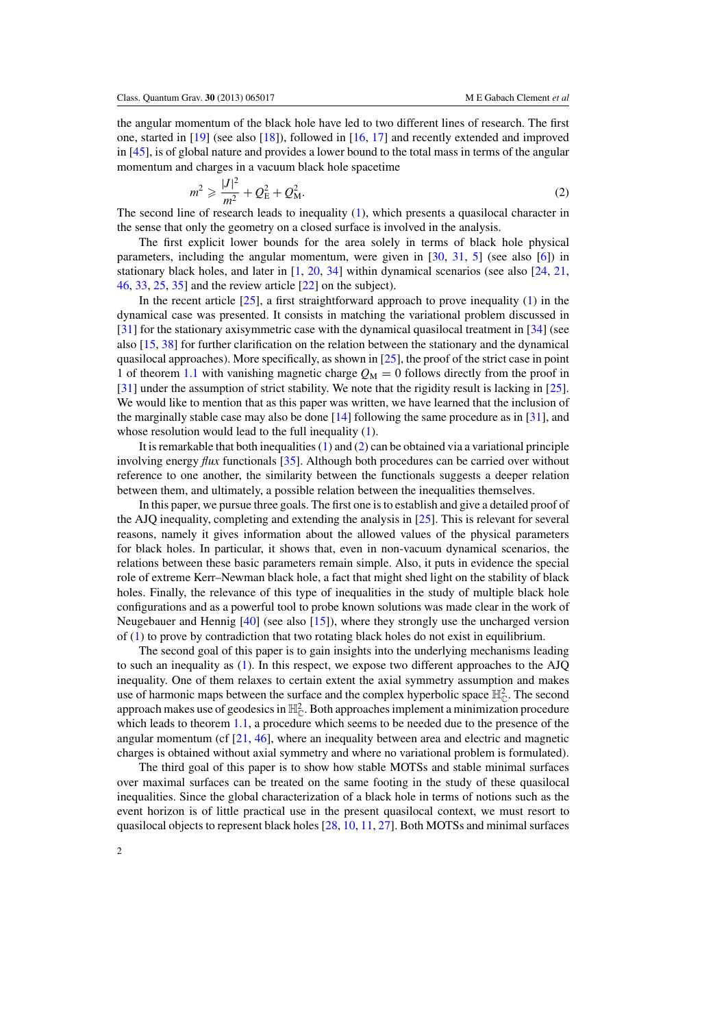the angular momentum of the black hole have led to two different lines of research. The first one, started in [19] (see also [18]), followed in [16, 17] and recently extended and improved in [45], is of global nature and provides a lower bound to the total mass in terms of the angular momentum and charges in a vacuum black hole spacetime

$$m^2 \geqslant \frac{|J|^2}{m^2} + Q_{\mathrm{E}}^2 + Q_{\mathrm{M}}^2. \tag{2}$$

The second line of research leads to inequality (1), which presents a quasilocal character in the sense that only the geometry on a closed surface is involved in the analysis.

The first explicit lower bounds for the area solely in terms of black hole physical parameters, including the angular momentum, were given in [30, 31, 5] (see also [6]) in stationary black holes, and later in [1, 20, 34] within dynamical scenarios (see also [24, 21, 46, 33, 25, 35] and the review article [22] on the subject).

In the recent article [25], a first straightforward approach to prove inequality (1) in the dynamical case was presented. It consists in matching the variational problem discussed in [31] for the stationary axisymmetric case with the dynamical quasilocal treatment in [34] (see also [15, 38] for further clarification on the relation between the stationary and the dynamical quasilocal approaches). More specifically, as shown in [25], the proof of the strict case in point 1 of theorem 1.1 with vanishing magnetic charge $Q_{\mathrm{M}} = 0$ follows directly from the proof in [31] under the assumption of strict stability. We note that the rigidity result is lacking in [25]. We would like to mention that as this paper was written, we have learned that the inclusion of the marginally stable case may also be done [14] following the same procedure as in [31], and whose resolution would lead to the full inequality (1).

It is remarkable that both inequalities (1) and (2) can be obtained via a variational principle involving energy *flux* functionals [35]. Although both procedures can be carried over without reference to one another, the similarity between the functionals suggests a deeper relation between them, and ultimately, a possible relation between the inequalities themselves.

In this paper, we pursue three goals. The first one is to establish and give a detailed proof of the AJQ inequality, completing and extending the analysis in [25]. This is relevant for several reasons, namely it gives information about the allowed values of the physical parameters for black holes. In particular, it shows that, even in non-vacuum dynamical scenarios, the relations between these basic parameters remain simple. Also, it puts in evidence the special role of extreme Kerr–Newman black hole, a fact that might shed light on the stability of black holes. Finally, the relevance of this type of inequalities in the study of multiple black hole configurations and as a powerful tool to probe known solutions was made clear in the work of Neugebauer and Hennig [40] (see also [15]), where they strongly use the uncharged version of (1) to prove by contradiction that two rotating black holes do not exist in equilibrium.

The second goal of this paper is to gain insights into the underlying mechanisms leading to such an inequality as (1). In this respect, we expose two different approaches to the AJQ inequality. One of them relaxes to certain extent the axial symmetry assumption and makes use of harmonic maps between the surface and the complex hyperbolic space $\mathbb{H}^2_{\mathbb{C}}$. The second approach makes use of geodesics in $\mathbb{H}^2_{\mathbb{C}}$. Both approaches implement a minimization procedure which leads to theorem 1.1, a procedure which seems to be needed due to the presence of the angular momentum (cf [21, 46], where an inequality between area and electric and magnetic charges is obtained without axial symmetry and where no variational problem is formulated).

The third goal of this paper is to show how stable MOTSs and stable minimal surfaces over maximal surfaces can be treated on the same footing in the study of these quasilocal inequalities. Since the global characterization of a black hole in terms of notions such as the event horizon is of little practical use in the present quasilocal context, we must resort to quasilocal objects to represent black holes [28, 10, 11, 27]. Both MOTSs and minimal surfaces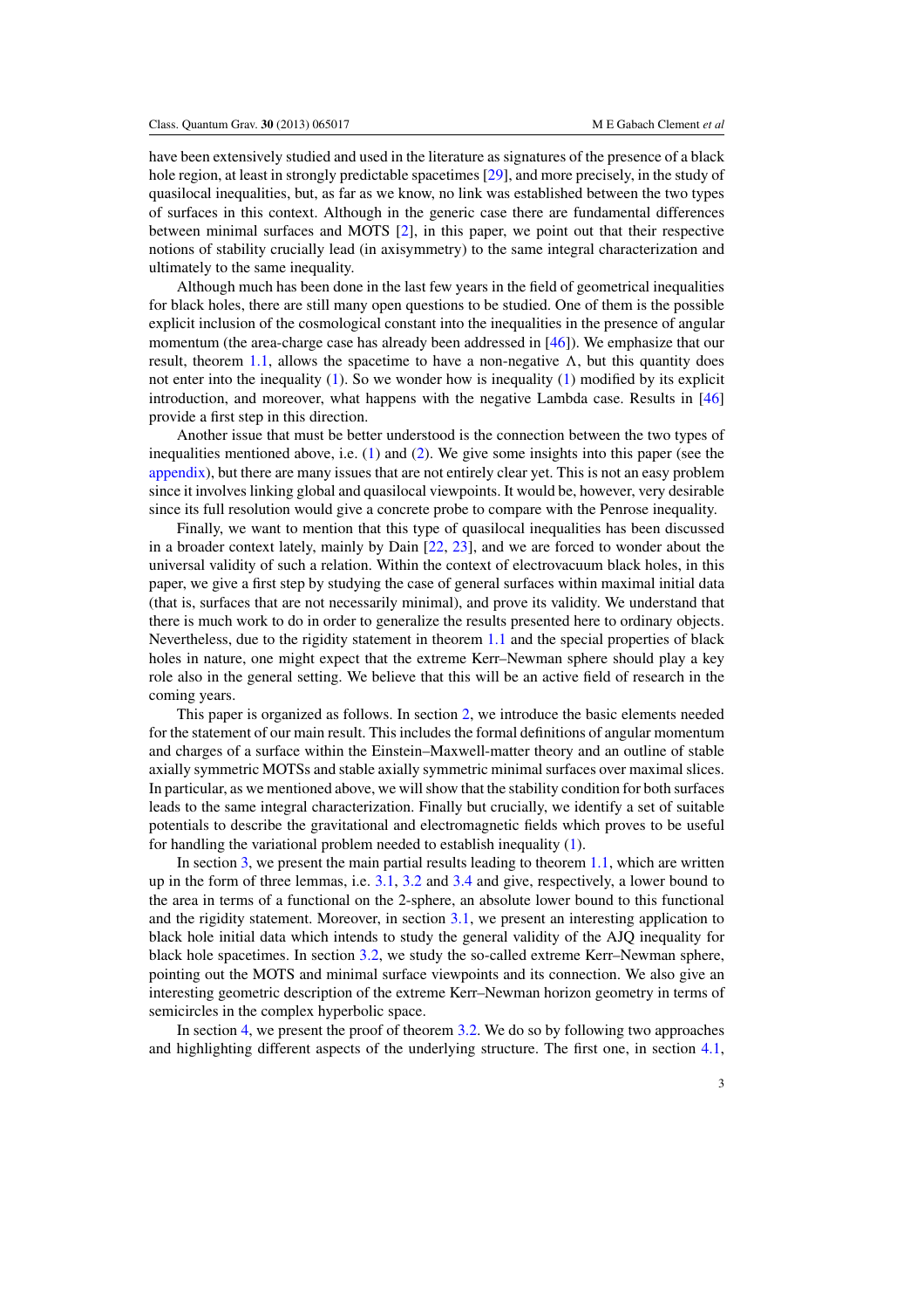have been extensively studied and used in the literature as signatures of the presence of a black hole region, at least in strongly predictable spacetimes [29], and more precisely, in the study of quasilocal inequalities, but, as far as we know, no link was established between the two types of surfaces in this context. Although in the generic case there are fundamental differences between minimal surfaces and MOTS [2], in this paper, we point out that their respective notions of stability crucially lead (in axisymmetry) to the same integral characterization and ultimately to the same inequality.

Although much has been done in the last few years in the field of geometrical inequalities for black holes, there are still many open questions to be studied. One of them is the possible explicit inclusion of the cosmological constant into the inequalities in the presence of angular momentum (the area-charge case has already been addressed in [46]). We emphasize that our result, theorem 1.1, allows the spacetime to have a non-negative $\Lambda$, but this quantity does not enter into the inequality (1). So we wonder how is inequality (1) modified by its explicit introduction, and moreover, what happens with the negative Lambda case. Results in [46] provide a first step in this direction.

Another issue that must be better understood is the connection between the two types of inequalities mentioned above, i.e. (1) and (2). We give some insights into this paper (see the appendix), but there are many issues that are not entirely clear yet. This is not an easy problem since it involves linking global and quasilocal viewpoints. It would be, however, very desirable since its full resolution would give a concrete probe to compare with the Penrose inequality.

Finally, we want to mention that this type of quasilocal inequalities has been discussed in a broader context lately, mainly by Dain [22, 23], and we are forced to wonder about the universal validity of such a relation. Within the context of electrovacuum black holes, in this paper, we give a first step by studying the case of general surfaces within maximal initial data (that is, surfaces that are not necessarily minimal), and prove its validity. We understand that there is much work to do in order to generalize the results presented here to ordinary objects. Nevertheless, due to the rigidity statement in theorem 1.1 and the special properties of black holes in nature, one might expect that the extreme Kerr–Newman sphere should play a key role also in the general setting. We believe that this will be an active field of research in the coming years.

This paper is organized as follows. In section 2, we introduce the basic elements needed for the statement of our main result. This includes the formal definitions of angular momentum and charges of a surface within the Einstein–Maxwell-matter theory and an outline of stable axially symmetric MOTSs and stable axially symmetric minimal surfaces over maximal slices. In particular, as we mentioned above, we will show that the stability condition for both surfaces leads to the same integral characterization. Finally but crucially, we identify a set of suitable potentials to describe the gravitational and electromagnetic fields which proves to be useful for handling the variational problem needed to establish inequality (1).

In section 3, we present the main partial results leading to theorem 1.1, which are written up in the form of three lemmas, i.e. 3.1, 3.2 and 3.4 and give, respectively, a lower bound to the area in terms of a functional on the 2-sphere, an absolute lower bound to this functional and the rigidity statement. Moreover, in section 3.1, we present an interesting application to black hole initial data which intends to study the general validity of the AJQ inequality for black hole spacetimes. In section 3.2, we study the so-called extreme Kerr–Newman sphere, pointing out the MOTS and minimal surface viewpoints and its connection. We also give an interesting geometric description of the extreme Kerr–Newman horizon geometry in terms of semicircles in the complex hyperbolic space.

In section 4, we present the proof of theorem 3.2. We do so by following two approaches and highlighting different aspects of the underlying structure. The first one, in section 4.1,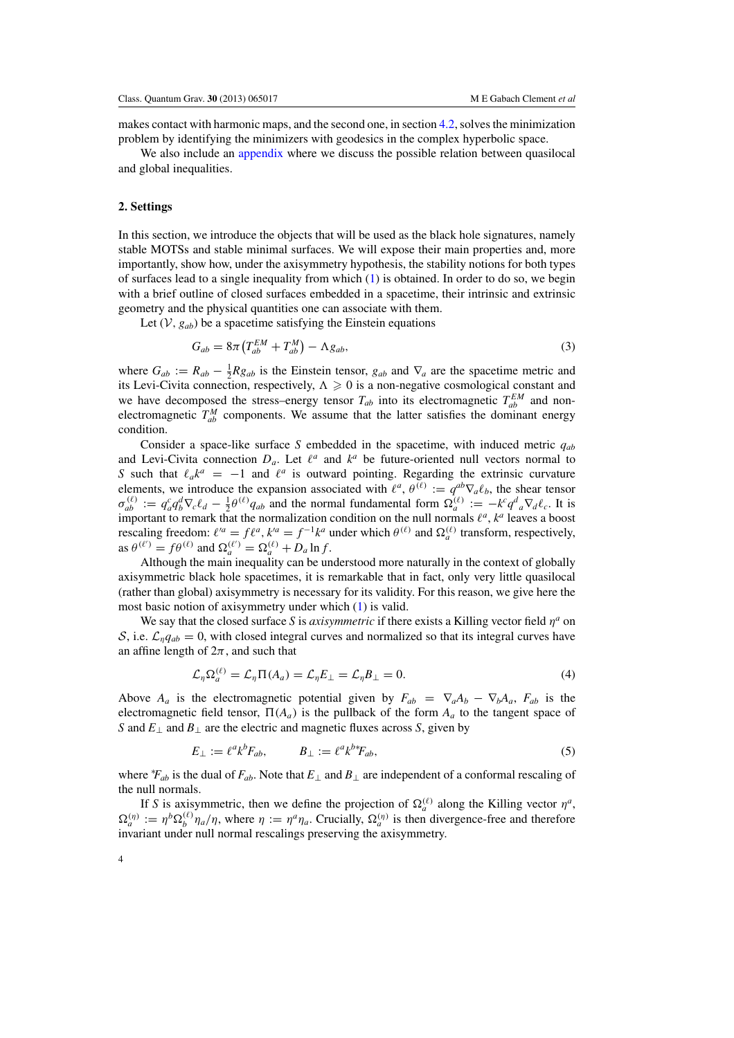makes contact with harmonic maps, and the second one, in section 4.2, solves the minimization problem by identifying the minimizers with geodesics in the complex hyperbolic space.

We also include an appendix where we discuss the possible relation between quasilocal and global inequalities.

## 2. Settings

In this section, we introduce the objects that will be used as the black hole signatures, namely stable MOTSs and stable minimal surfaces. We will expose their main properties and, more importantly, show how, under the axisymmetry hypothesis, the stability notions for both types of surfaces lead to a single inequality from which (1) is obtained. In order to do so, we begin with a brief outline of closed surfaces embedded in a spacetime, their intrinsic and extrinsic geometry and the physical quantities one can associate with them.

Let $(\mathcal{V}, g_{ab})$ be a spacetime satisfying the Einstein equations

$$G_{ab} = 8\pi \left(T_{ab}^{EM} + T_{ab}^{M}\right) - \Lambda g_{ab}, \tag{3}$$

where $G_{ab} := R_{ab} - \frac{1}{2}R g_{ab}$ is the Einstein tensor, $g_{ab}$ and $\nabla_a$ are the spacetime metric and its Levi-Civita connection, respectively, $\Lambda \geqslant 0$ is a non-negative cosmological constant and we have decomposed the stress–energy tensor $T_{ab}$ into its electromagnetic $T_{ab}^{EM}$ and non-electromagnetic $T_{ab}^{M}$ components. We assume that the latter satisfies the dominant energy condition.

Consider a space-like surface $S$ embedded in the spacetime, with induced metric $q_{ab}$ and Levi-Civita connection $D_a$. Let $\ell^a$ and $k^a$ be future-oriented null vectors normal to $S$ such that $\ell_a k^a = -1$ and $\ell^a$ is outward pointing. Regarding the extrinsic curvature elements, we introduce the expansion associated with $\ell^a$, $\theta^{(\ell)} := q^{ab}\nabla_a \ell_b$, the shear tensor $\sigma_{ab}^{(\ell)} := q_a^c q_b^d \nabla_c \ell_d - \frac{1}{2}\theta^{(\ell)} q_{ab}$ and the normal fundamental form $\Omega_a^{(\ell)} := -k^c q^d{}_a \nabla_d \ell_c$. It is important to remark that the normalization condition on the null normals $\ell^a$, $k^a$ leaves a boost rescaling freedom: $\ell'^a = f\ell^a$, $k'^a = f^{-1}k^a$ under which $\theta^{(\ell)}$ and $\Omega_a^{(\ell)}$ transform, respectively, as $\theta^{(\ell')} = f\theta^{(\ell)}$ and $\Omega_a^{(\ell')} = \Omega_a^{(\ell)} + D_a \ln f$.

Although the main inequality can be understood more naturally in the context of globally axisymmetric black hole spacetimes, it is remarkable that in fact, only very little quasilocal (rather than global) axisymmetry is necessary for its validity. For this reason, we give here the most basic notion of axisymmetry under which (1) is valid.

We say that the closed surface $S$ is *axisymmetric* if there exists a Killing vector field $\eta^a$ on $\mathcal{S}$, i.e. $\mathcal{L}_\eta q_{ab} = 0$, with closed integral curves and normalized so that its integral curves have an affine length of $2\pi$, and such that

$$\mathcal{L}_\eta \Omega_a^{(\ell)} = \mathcal{L}_\eta \Pi(A_a) = \mathcal{L}_\eta E_\perp = \mathcal{L}_\eta B_\perp = 0. \tag{4}$$

Above $A_a$ is the electromagnetic potential given by $F_{ab} = \nabla_a A_b - \nabla_b A_a$, $F_{ab}$ is the electromagnetic field tensor, $\Pi(A_a)$ is the pullback of the form $A_a$ to the tangent space of $S$ and $E_\perp$ and $B_\perp$ are the electric and magnetic fluxes across $S$, given by

$$E_\perp := \ell^a k^b F_{ab}, \qquad B_\perp := \ell^a k^{b*} F_{ab}, \tag{5}$$

where ${}^*F_{ab}$ is the dual of $F_{ab}$. Note that $E_\perp$ and $B_\perp$ are independent of a conformal rescaling of the null normals.

If $S$ is axisymmetric, then we define the projection of $\Omega_a^{(\ell)}$ along the Killing vector $\eta^a$, $\Omega_a^{(\eta)} := \eta^b \Omega_b^{(\ell)} \eta_a / \eta$, where $\eta := \eta^a \eta_a$. Crucially, $\Omega_a^{(\eta)}$ is then divergence-free and therefore invariant under null normal rescalings preserving the axisymmetry.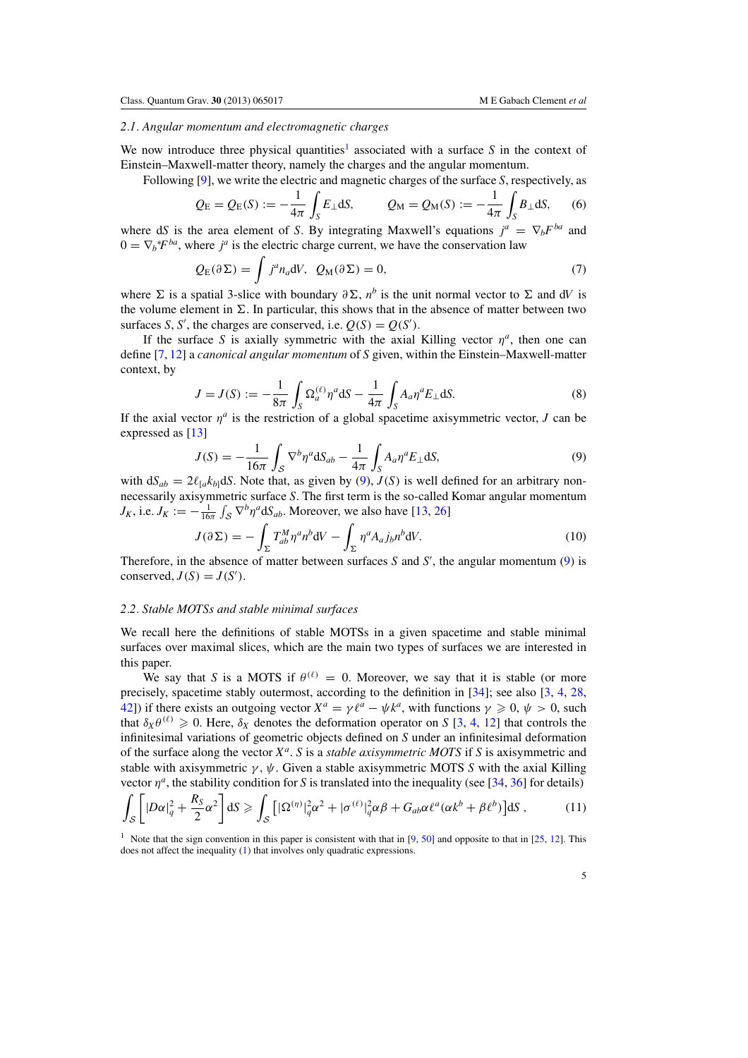### 2.1. Angular momentum and electromagnetic charges

We now introduce three physical quantities[1] associated with a surface $S$ in the context of Einstein–Maxwell-matter theory, namely the charges and the angular momentum.

Following [9], we write the electric and magnetic charges of the surface $S$, respectively, as

$$Q_{\rm E} = Q_{\rm E}(S) := -\frac{1}{4\pi}\int_S E_\perp {\rm d}S, \qquad Q_{\rm M} = Q_{\rm M}(S) := -\frac{1}{4\pi}\int_S B_\perp {\rm d}S, \tag{6}$$

where ${\rm d}S$ is the area element of $S$. By integrating Maxwell's equations $j^a = \nabla_b F^{ba}$ and $0 = \nabla_b {}^*F^{ba}$, where $j^a$ is the electric charge current, we have the conservation law

$$Q_{\rm E}(\partial\Sigma) = \int j^a n_a {\rm d}V, \quad Q_{\rm M}(\partial\Sigma) = 0, \tag{7}$$

where $\Sigma$ is a spatial 3-slice with boundary $\partial\Sigma$, $n^b$ is the unit normal vector to $\Sigma$ and ${\rm d}V$ is the volume element in $\Sigma$. In particular, this shows that in the absence of matter between two surfaces $S, S'$, the charges are conserved, i.e. $Q(S) = Q(S')$.

If the surface $S$ is axially symmetric with the axial Killing vector $\eta^a$, then one can define [7, 12] a *canonical angular momentum* of $S$ given, within the Einstein–Maxwell-matter context, by

$$J = J(S) := -\frac{1}{8\pi}\int_S \Omega_a^{(\ell)}\eta^a {\rm d}S - \frac{1}{4\pi}\int_S A_a\eta^a E_\perp {\rm d}S. \tag{8}$$

If the axial vector $\eta^a$ is the restriction of a global spacetime axisymmetric vector, $J$ can be expressed as [13]

$$J(S) = -\frac{1}{16\pi}\int_S \nabla^b\eta^a {\rm d}S_{ab} - \frac{1}{4\pi}\int_S A_a\eta^a E_\perp {\rm d}S, \tag{9}$$

with ${\rm d}S_{ab} = 2\ell_{[a}k_{b]}{\rm d}S$. Note that, as given by (9), $J(S)$ is well defined for an arbitrary non-necessarily axisymmetric surface $S$. The first term is the so-called Komar angular momentum $J_K$, i.e. $J_K := -\frac{1}{16\pi}\int_S \nabla^b\eta^a {\rm d}S_{ab}$. Moreover, we also have [13, 26]

$$J(\partial\Sigma) = -\int_\Sigma T_{ab}^M \eta^a n^b {\rm d}V - \int_\Sigma \eta^a A_a j_b n^b {\rm d}V. \tag{10}$$

Therefore, in the absence of matter between surfaces $S$ and $S'$, the angular momentum (9) is conserved, $J(S) = J(S')$.

### 2.2. Stable MOTSs and stable minimal surfaces

We recall here the definitions of stable MOTSs in a given spacetime and stable minimal surfaces over maximal slices, which are the main two types of surfaces we are interested in this paper.

We say that $S$ is a MOTS if $\theta^{(\ell)} = 0$. Moreover, we say that it is stable (or more precisely, spacetime stably outermost, according to the definition in [34]; see also [3, 4, 28, 42]) if there exists an outgoing vector $X^a = \gamma\ell^a - \psi k^a$, with functions $\gamma \geqslant 0$, $\psi > 0$, such that $\delta_X\theta^{(\ell)} \geqslant 0$. Here, $\delta_X$ denotes the deformation operator on $S$ [3, 4, 12] that controls the infinitesimal variations of geometric objects defined on $S$ under an infinitesimal deformation of the surface along the vector $X^a$. $S$ is a *stable axisymmetric MOTS* if $S$ is axisymmetric and stable with axisymmetric $\gamma, \psi$. Given a stable axisymmetric MOTS $S$ with the axial Killing vector $\eta^a$, the stability condition for $S$ is translated into the inequality (see [34, 36] for details)

$$\int_S \left[|D\alpha|_q^2 + \frac{R_S}{2}\alpha^2\right]{\rm d}S \geqslant \int_S \left[|\Omega^{(\eta)}|_q^2\alpha^2 + |\sigma^{(\ell)}|_q^2\alpha\beta + G_{ab}\alpha\ell^a(\alpha k^b + \beta\ell^b)\right]{\rm d}S\,, \tag{11}$$

[1] Note that the sign convention in this paper is consistent with that in [9, 50] and opposite to that in [25, 12]. This does not affect the inequality (1) that involves only quadratic expressions.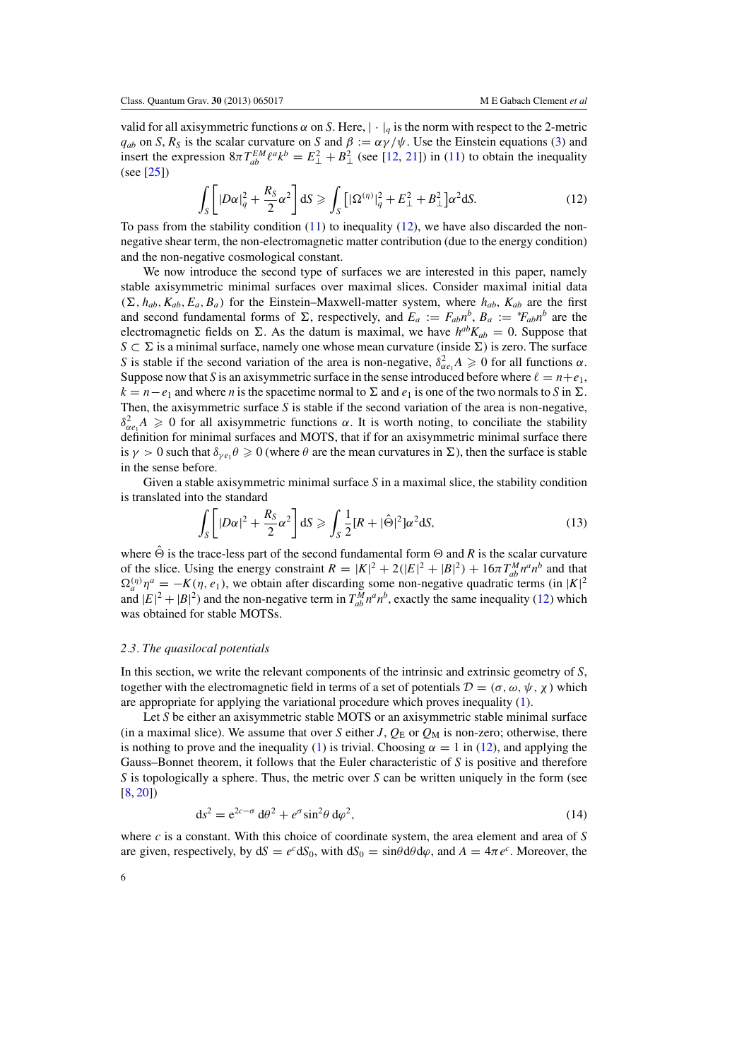valid for all axisymmetric functions $\alpha$ on $S$. Here, $|\cdot|_q$ is the norm with respect to the 2-metric $q_{ab}$ on $S$, $R_S$ is the scalar curvature on $S$ and $\beta := \alpha\gamma/\psi$. Use the Einstein equations (3) and insert the expression $8\pi T^{EM}_{ab}\ell^a k^b = E_\perp^2 + B_\perp^2$ (see [12, 21]) in (11) to obtain the inequality (see [25])

$$\int_S \left[ |D\alpha|_q^2 + \frac{R_S}{2}\alpha^2 \right] \mathrm{d}S \geqslant \int_S \left[ |\Omega^{(\eta)}|_q^2 + E_\perp^2 + B_\perp^2 \right] \alpha^2 \mathrm{d}S. \tag{12}$$

To pass from the stability condition (11) to inequality (12), we have also discarded the non-negative shear term, the non-electromagnetic matter contribution (due to the energy condition) and the non-negative cosmological constant.

We now introduce the second type of surfaces we are interested in this paper, namely stable axisymmetric minimal surfaces over maximal slices. Consider maximal initial data $(\Sigma, h_{ab}, K_{ab}, E_a, B_a)$ for the Einstein–Maxwell-matter system, where $h_{ab}$, $K_{ab}$ are the first and second fundamental forms of $\Sigma$, respectively, and $E_a := F_{ab}n^b$, $B_a := {}^*\!F_{ab}n^b$ are the electromagnetic fields on $\Sigma$. As the datum is maximal, we have $h^{ab}K_{ab} = 0$. Suppose that $S \subset \Sigma$ is a minimal surface, namely one whose mean curvature (inside $\Sigma$) is zero. The surface $S$ is stable if the second variation of the area is non-negative, $\delta^2_{\alpha e_1} A \geqslant 0$ for all functions $\alpha$. Suppose now that $S$ is an axisymmetric surface in the sense introduced before where $\ell = n + e_1$, $k = n - e_1$ and where $n$ is the spacetime normal to $\Sigma$ and $e_1$ is one of the two normals to $S$ in $\Sigma$. Then, the axisymmetric surface $S$ is stable if the second variation of the area is non-negative, $\delta^2_{\alpha e_1} A \geqslant 0$ for all axisymmetric functions $\alpha$. It is worth noting, to conciliate the stability definition for minimal surfaces and MOTS, that if for an axisymmetric minimal surface there is $\gamma > 0$ such that $\delta_{\gamma e_1}\theta \geqslant 0$ (where $\theta$ are the mean curvatures in $\Sigma$), then the surface is stable in the sense before.

Given a stable axisymmetric minimal surface $S$ in a maximal slice, the stability condition is translated into the standard

$$\int_S \left[ |D\alpha|^2 + \frac{R_S}{2}\alpha^2 \right] \mathrm{d}S \geqslant \int_S \frac{1}{2}[R + |\hat{\Theta}|^2]\alpha^2 \mathrm{d}S, \tag{13}$$

where $\hat{\Theta}$ is the trace-less part of the second fundamental form $\Theta$ and $R$ is the scalar curvature of the slice. Using the energy constraint $R = |K|^2 + 2(|E|^2 + |B|^2) + 16\pi T^M_{ab}n^a n^b$ and that $\Omega^{(\eta)}_a \eta^a = -K(\eta, e_1)$, we obtain after discarding some non-negative quadratic terms (in $|K|^2$ and $|E|^2 + |B|^2$) and the non-negative term in $T^M_{ab}n^a n^b$, exactly the same inequality (12) which was obtained for stable MOTSs.

### 2.3. The quasilocal potentials

In this section, we write the relevant components of the intrinsic and extrinsic geometry of $S$, together with the electromagnetic field in terms of a set of potentials $\mathcal{D} = (\sigma, \omega, \psi, \chi)$ which are appropriate for applying the variational procedure which proves inequality (1).

Let $S$ be either an axisymmetric stable MOTS or an axisymmetric stable minimal surface (in a maximal slice). We assume that over $S$ either $J$, $Q_\mathrm{E}$ or $Q_\mathrm{M}$ is non-zero; otherwise, there is nothing to prove and the inequality (1) is trivial. Choosing $\alpha = 1$ in (12), and applying the Gauss–Bonnet theorem, it follows that the Euler characteristic of $S$ is positive and therefore $S$ is topologically a sphere. Thus, the metric over $S$ can be written uniquely in the form (see [8, 20])

$$\mathrm{d}s^2 = \mathrm{e}^{2c-\sigma}\,\mathrm{d}\theta^2 + e^\sigma \sin^2\theta\,\mathrm{d}\varphi^2, \tag{14}$$

where $c$ is a constant. With this choice of coordinate system, the area element and area of $S$ are given, respectively, by $\mathrm{d}S = e^c \mathrm{d}S_0$, with $\mathrm{d}S_0 = \sin\theta \mathrm{d}\theta \mathrm{d}\varphi$, and $A = 4\pi e^c$. Moreover, the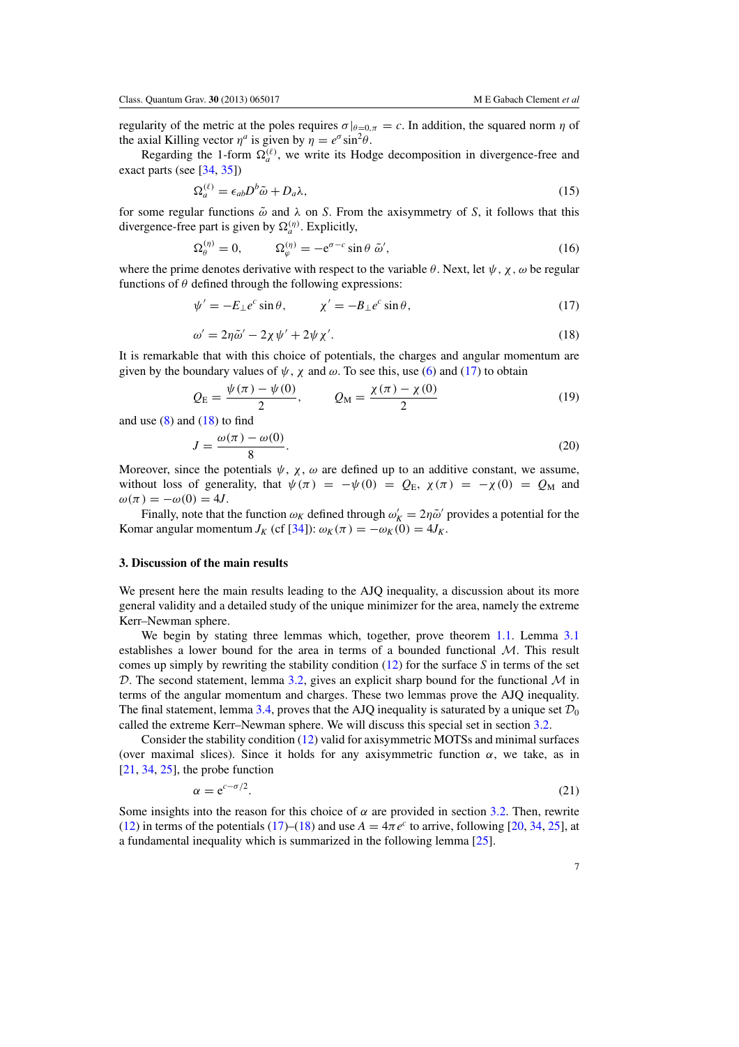regularity of the metric at the poles requires $\sigma|_{\theta=0,\pi} = c$. In addition, the squared norm $\eta$ of the axial Killing vector $\eta^a$ is given by $\eta = e^{\sigma}\sin^2\theta$.

Regarding the 1-form $\Omega_a^{(\ell)}$, we write its Hodge decomposition in divergence-free and exact parts (see [34, 35])

$$\Omega_a^{(\ell)} = \epsilon_{ab}D^b\tilde{\omega} + D_a\lambda, \tag{15}$$

for some regular functions $\tilde{\omega}$ and $\lambda$ on $S$. From the axisymmetry of $S$, it follows that this divergence-free part is given by $\Omega_a^{(\eta)}$. Explicitly,

$$\Omega_\theta^{(\eta)} = 0, \qquad \Omega_\varphi^{(\eta)} = -\mathrm{e}^{\sigma-c}\sin\theta\,\tilde{\omega}', \tag{16}$$

where the prime denotes derivative with respect to the variable $\theta$. Next, let $\psi$, $\chi$, $\omega$ be regular functions of $\theta$ defined through the following expressions:

$$\psi' = -E_\perp e^c\sin\theta, \qquad \chi' = -B_\perp e^c\sin\theta, \tag{17}$$

$$\omega' = 2\eta\tilde{\omega}' - 2\chi\psi' + 2\psi\chi'. \tag{18}$$

It is remarkable that with this choice of potentials, the charges and angular momentum are given by the boundary values of $\psi$, $\chi$ and $\omega$. To see this, use (6) and (17) to obtain

$$Q_\mathrm{E} = \frac{\psi(\pi) - \psi(0)}{2}, \qquad Q_\mathrm{M} = \frac{\chi(\pi) - \chi(0)}{2} \tag{19}$$

and use (8) and (18) to find

$$J = \frac{\omega(\pi) - \omega(0)}{8}. \tag{20}$$

Moreover, since the potentials $\psi$, $\chi$, $\omega$ are defined up to an additive constant, we assume, without loss of generality, that $\psi(\pi) = -\psi(0) = Q_\mathrm{E}$, $\chi(\pi) = -\chi(0) = Q_\mathrm{M}$ and $\omega(\pi) = -\omega(0) = 4J$.

Finally, note that the function $\omega_K$ defined through $\omega_K' = 2\eta\tilde{\omega}'$ provides a potential for the Komar angular momentum $J_K$ (cf [34]): $\omega_K(\pi) = -\omega_K(0) = 4J_K$.

## 3. Discussion of the main results

We present here the main results leading to the AJQ inequality, a discussion about its more general validity and a detailed study of the unique minimizer for the area, namely the extreme Kerr–Newman sphere.

We begin by stating three lemmas which, together, prove theorem 1.1. Lemma 3.1 establishes a lower bound for the area in terms of a bounded functional $\mathcal{M}$. This result comes up simply by rewriting the stability condition (12) for the surface $S$ in terms of the set $\mathcal{D}$. The second statement, lemma 3.2, gives an explicit sharp bound for the functional $\mathcal{M}$ in terms of the angular momentum and charges. These two lemmas prove the AJQ inequality. The final statement, lemma 3.4, proves that the AJQ inequality is saturated by a unique set $\mathcal{D}_0$ called the extreme Kerr–Newman sphere. We will discuss this special set in section 3.2.

Consider the stability condition (12) valid for axisymmetric MOTSs and minimal surfaces (over maximal slices). Since it holds for any axisymmetric function $\alpha$, we take, as in [21, 34, 25], the probe function

$$\alpha = \mathrm{e}^{c-\sigma/2}. \tag{21}$$

Some insights into the reason for this choice of $\alpha$ are provided in section 3.2. Then, rewrite (12) in terms of the potentials (17)–(18) and use $A = 4\pi e^c$ to arrive, following [20, 34, 25], at a fundamental inequality which is summarized in the following lemma [25].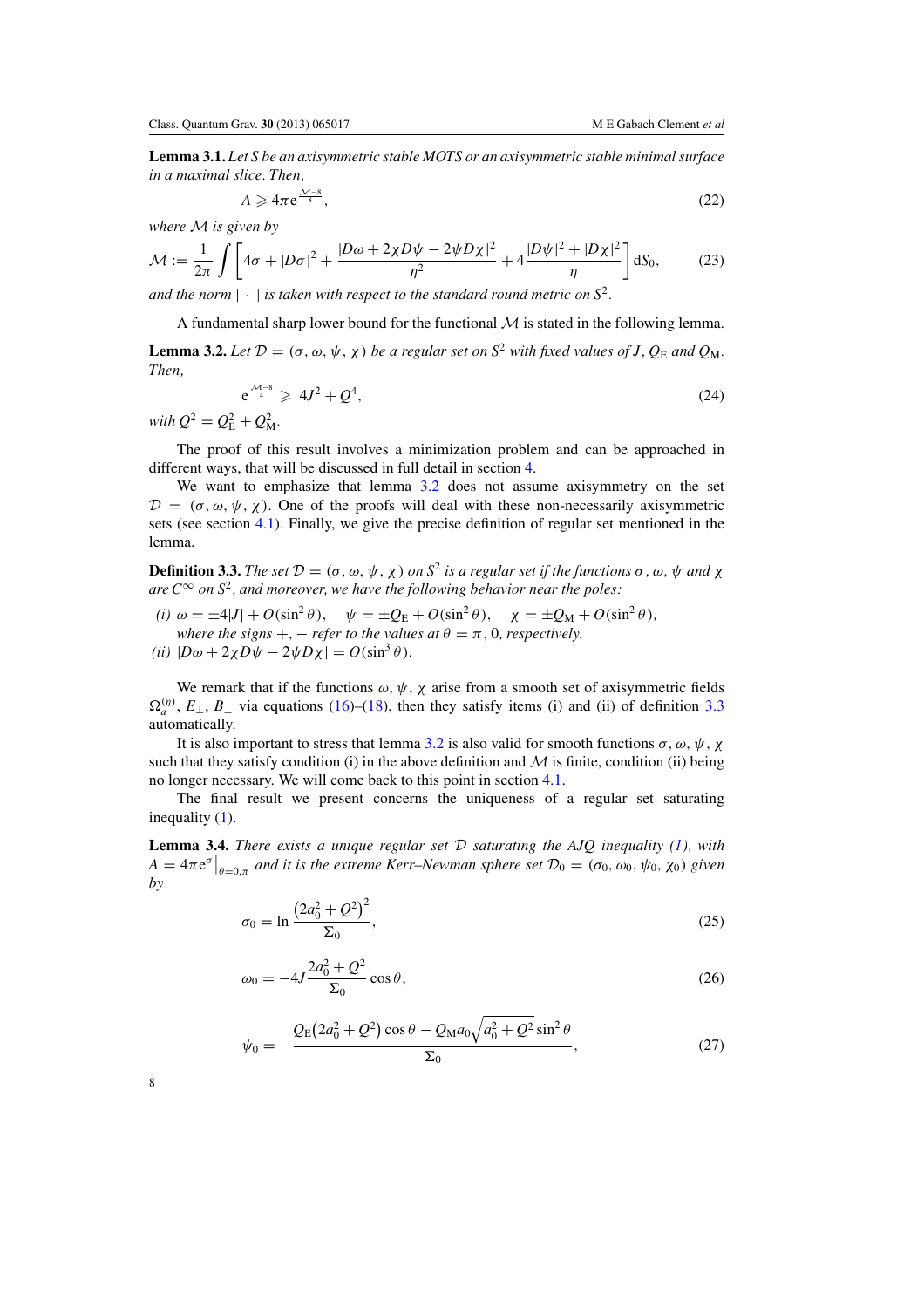**Lemma 3.1.** *Let $S$ be an axisymmetric stable MOTS or an axisymmetric stable minimal surface in a maximal slice. Then,*

$$A \geqslant 4\pi e^{\frac{\mathcal{M}-8}{8}}, \tag{22}$$

*where $\mathcal{M}$ is given by*

$$\mathcal{M} := \frac{1}{2\pi}\int\left[4\sigma + |D\sigma|^2 + \frac{|D\omega + 2\chi D\psi - 2\psi D\chi|^2}{\eta^2} + 4\frac{|D\psi|^2 + |D\chi|^2}{\eta}\right] \mathrm{d}S_0, \tag{23}$$

*and the norm $|\cdot|$ is taken with respect to the standard round metric on $S^2$.*

A fundamental sharp lower bound for the functional $\mathcal{M}$ is stated in the following lemma.

**Lemma 3.2.** *Let $\mathcal{D} = (\sigma, \omega, \psi, \chi)$ be a regular set on $S^2$ with fixed values of $J$, $Q_{\mathrm{E}}$ and $Q_{\mathrm{M}}$. Then,*

$$e^{\frac{\mathcal{M}-8}{4}} \geqslant 4J^2 + Q^4, \tag{24}$$

*with $Q^2 = Q_{\mathrm{E}}^2 + Q_{\mathrm{M}}^2$.*

The proof of this result involves a minimization problem and can be approached in different ways, that will be discussed in full detail in section 4.

We want to emphasize that lemma 3.2 does not assume axisymmetry on the set $\mathcal{D} = (\sigma, \omega, \psi, \chi)$. One of the proofs will deal with these non-necessarily axisymmetric sets (see section 4.1). Finally, we give the precise definition of regular set mentioned in the lemma.

**Definition 3.3.** *The set $\mathcal{D} = (\sigma, \omega, \psi, \chi)$ on $S^2$ is a regular set if the functions $\sigma$, $\omega$, $\psi$ and $\chi$ are $C^\infty$ on $S^2$, and moreover, we have the following behavior near the poles:*

*(i)* $\omega = \pm 4|J| + O(\sin^2\theta)$, $\quad \psi = \pm Q_{\mathrm{E}} + O(\sin^2\theta)$, $\quad \chi = \pm Q_{\mathrm{M}} + O(\sin^2\theta)$, *where the signs $+, -$ refer to the values at $\theta = \pi, 0$, respectively.*

*(ii)* $|D\omega + 2\chi D\psi - 2\psi D\chi| = O(\sin^3\theta)$.

We remark that if the functions $\omega$, $\psi$, $\chi$ arise from a smooth set of axisymmetric fields $\Omega_a^{(\eta)}$, $E_\perp$, $B_\perp$ via equations (16)–(18), then they satisfy items (i) and (ii) of definition 3.3 automatically.

It is also important to stress that lemma 3.2 is also valid for smooth functions $\sigma$, $\omega$, $\psi$, $\chi$ such that they satisfy condition (i) in the above definition and $\mathcal{M}$ is finite, condition (ii) being no longer necessary. We will come back to this point in section 4.1.

The final result we present concerns the uniqueness of a regular set saturating inequality (1).

**Lemma 3.4.** *There exists a unique regular set $\mathcal{D}$ saturating the AJQ inequality (1), with $A = 4\pi e^{\sigma}\big|_{\theta=0,\pi}$ and it is the extreme Kerr–Newman sphere set $\mathcal{D}_0 = (\sigma_0, \omega_0, \psi_0, \chi_0)$ given by*

$$\sigma_0 = \ln\frac{\left(2a_0^2 + Q^2\right)^2}{\Sigma_0}, \tag{25}$$

$$\omega_0 = -4J\frac{2a_0^2 + Q^2}{\Sigma_0}\cos\theta, \tag{26}$$

$$\psi_0 = -\frac{Q_{\mathrm{E}}\left(2a_0^2 + Q^2\right)\cos\theta - Q_{\mathrm{M}} a_0\sqrt{a_0^2 + Q^2}\sin^2\theta}{\Sigma_0}, \tag{27}$$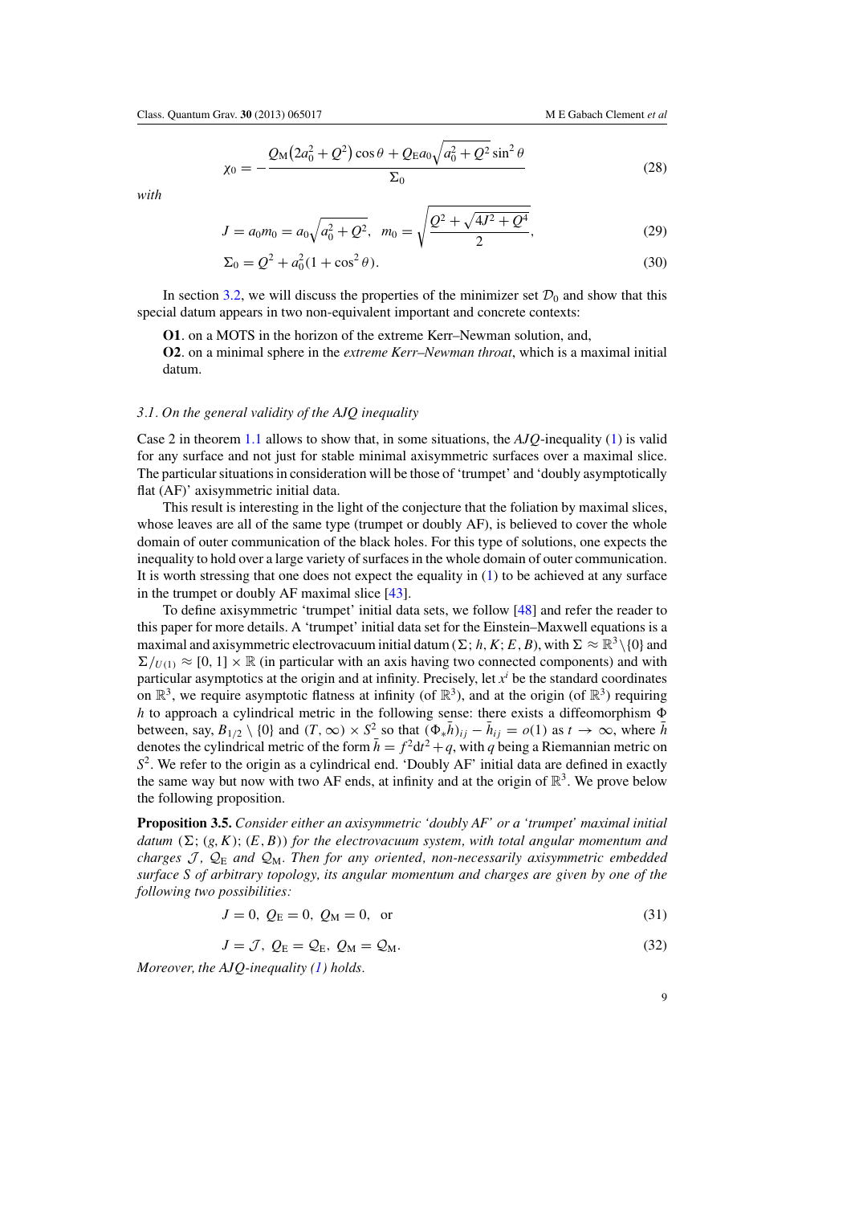$$\chi_0 = -\frac{Q_{\rm M}\left(2a_0^2 + Q^2\right)\cos\theta + Q_{\rm E}a_0\sqrt{a_0^2 + Q^2}\sin^2\theta}{\Sigma_0} \tag{28}$$

*with*

$$J = a_0 m_0 = a_0\sqrt{a_0^2 + Q^2}, \quad m_0 = \sqrt{\frac{Q^2 + \sqrt{4J^2 + Q^4}}{2}}, \tag{29}$$

$$\Sigma_0 = Q^2 + a_0^2(1 + \cos^2\theta). \tag{30}$$

In section 3.2, we will discuss the properties of the minimizer set $\mathcal{D}_0$ and show that this special datum appears in two non-equivalent important and concrete contexts:

**O1**. on a MOTS in the horizon of the extreme Kerr–Newman solution, and,

**O2**. on a minimal sphere in the *extreme Kerr–Newman throat*, which is a maximal initial datum.

### 3.1. On the general validity of the AJQ inequality

Case 2 in theorem 1.1 allows to show that, in some situations, the *AJQ*-inequality (1) is valid for any surface and not just for stable minimal axisymmetric surfaces over a maximal slice. The particular situations in consideration will be those of 'trumpet' and 'doubly asymptotically flat (AF)' axisymmetric initial data.

This result is interesting in the light of the conjecture that the foliation by maximal slices, whose leaves are all of the same type (trumpet or doubly AF), is believed to cover the whole domain of outer communication of the black holes. For this type of solutions, one expects the inequality to hold over a large variety of surfaces in the whole domain of outer communication. It is worth stressing that one does not expect the equality in (1) to be achieved at any surface in the trumpet or doubly AF maximal slice [43].

To define axisymmetric 'trumpet' initial data sets, we follow [48] and refer the reader to this paper for more details. A 'trumpet' initial data set for the Einstein–Maxwell equations is a maximal and axisymmetric electrovacuum initial datum $(\Sigma; h, K; E, B)$, with $\Sigma \approx \mathbb{R}^3\setminus\{0\}$ and $\Sigma/_{U(1)} \approx [0, 1] \times \mathbb{R}$ (in particular with an axis having two connected components) and with particular asymptotics at the origin and at infinity. Precisely, let $x^i$ be the standard coordinates on $\mathbb{R}^3$, we require asymptotic flatness at infinity (of $\mathbb{R}^3$), and at the origin (of $\mathbb{R}^3$) requiring $h$ to approach a cylindrical metric in the following sense: there exists a diffeomorphism $\Phi$ between, say, $B_{1/2} \setminus \{0\}$ and $(T, \infty) \times S^2$ so that $(\Phi_* \bar{h})_{ij} - \bar{h}_{ij} = o(1)$ as $t \to \infty$, where $\bar{h}$ denotes the cylindrical metric of the form $\bar{h} = f^2 \mathrm{d}t^2 + q$, with $q$ being a Riemannian metric on $S^2$. We refer to the origin as a cylindrical end. 'Doubly AF' initial data are defined in exactly the same way but now with two AF ends, at infinity and at the origin of $\mathbb{R}^3$. We prove below the following proposition.

**Proposition 3.5.** *Consider either an axisymmetric 'doubly AF' or a 'trumpet' maximal initial datum* $(\Sigma; (g, K); (E, B))$ *for the electrovacuum system, with total angular momentum and charges* $\mathcal{J}$*,* $\mathcal{Q}_{\rm E}$ *and* $\mathcal{Q}_{\rm M}$*. Then for any oriented, non-necessarily axisymmetric embedded surface* $S$ *of arbitrary topology, its angular momentum and charges are given by one of the following two possibilities:*

$$J = 0,\ Q_{\rm E} = 0,\ Q_{\rm M} = 0, \quad \text{or} \tag{31}$$

$$J = \mathcal{J},\ Q_{\rm E} = \mathcal{Q}_{\rm E},\ Q_{\rm M} = \mathcal{Q}_{\rm M}. \tag{32}$$

*Moreover, the AJQ-inequality (1) holds.*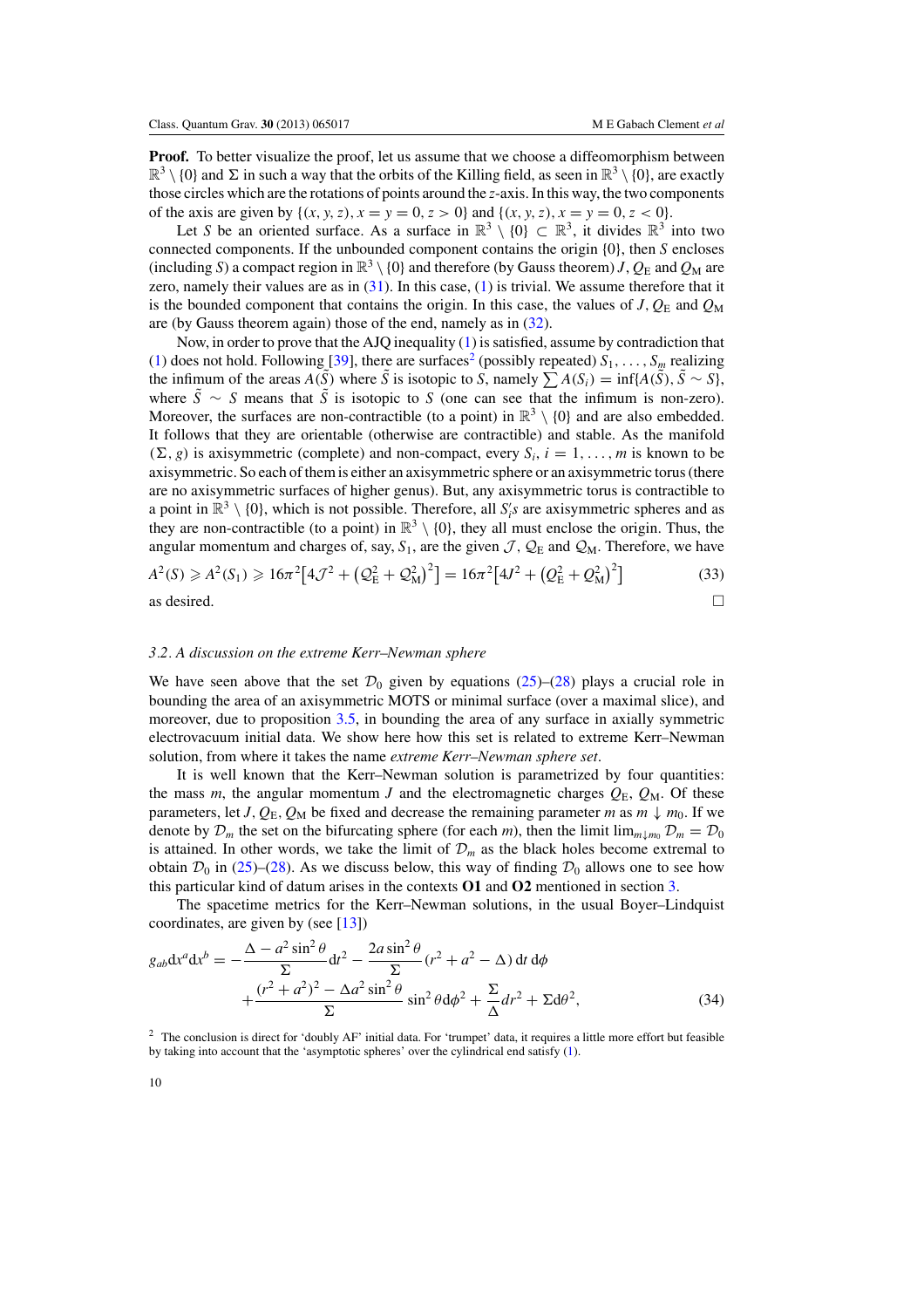**Proof.** To better visualize the proof, let us assume that we choose a diffeomorphism between $\mathbb{R}^3 \setminus \{0\}$ and $\Sigma$ in such a way that the orbits of the Killing field, as seen in $\mathbb{R}^3 \setminus \{0\}$, are exactly those circles which are the rotations of points around the $z$-axis. In this way, the two components of the axis are given by $\{(x, y, z), x = y = 0, z > 0\}$ and $\{(x, y, z), x = y = 0, z < 0\}$.

Let $S$ be an oriented surface. As a surface in $\mathbb{R}^3 \setminus \{0\} \subset \mathbb{R}^3$, it divides $\mathbb{R}^3$ into two connected components. If the unbounded component contains the origin $\{0\}$, then $S$ encloses (including $S$) a compact region in $\mathbb{R}^3 \setminus \{0\}$ and therefore (by Gauss theorem) $J$, $Q_E$ and $Q_M$ are zero, namely their values are as in (31). In this case, (1) is trivial. We assume therefore that it is the bounded component that contains the origin. In this case, the values of $J$, $Q_E$ and $Q_M$ are (by Gauss theorem again) those of the end, namely as in (32).

Now, in order to prove that the AJQ inequality (1) is satisfied, assume by contradiction that (1) does not hold. Following [39], there are surfaces[2] (possibly repeated) $S_1, \ldots, S_m$ realizing the infimum of the areas $A(\tilde{S})$ where $\tilde{S}$ is isotopic to $S$, namely $\sum A(S_i) = \inf\{A(\tilde{S}), \tilde{S} \sim S\}$, where $\tilde{S} \sim S$ means that $\tilde{S}$ is isotopic to $S$ (one can see that the infimum is non-zero). Moreover, the surfaces are non-contractible (to a point) in $\mathbb{R}^3 \setminus \{0\}$ and are also embedded. It follows that they are orientable (otherwise are contractible) and stable. As the manifold $(\Sigma, g)$ is axisymmetric (complete) and non-compact, every $S_i$, $i = 1, \ldots, m$ is known to be axisymmetric. So each of them is either an axisymmetric sphere or an axisymmetric torus (there are no axisymmetric surfaces of higher genus). But, any axisymmetric torus is contractible to a point in $\mathbb{R}^3 \setminus \{0\}$, which is not possible. Therefore, all $S_i'$s are axisymmetric spheres and as they are non-contractible (to a point) in $\mathbb{R}^3 \setminus \{0\}$, they all must enclose the origin. Thus, the angular momentum and charges of, say, $S_1$, are the given $\mathcal{J}$, $\mathcal{Q}_E$ and $\mathcal{Q}_M$. Therefore, we have

$$A^2(S) \geqslant A^2(S_1) \geqslant 16\pi^2\left[4\mathcal{J}^2 + \left(\mathcal{Q}_E^2 + \mathcal{Q}_M^2\right)^2\right] = 16\pi^2\left[4J^2 + \left(Q_E^2 + Q_M^2\right)^2\right] \tag{33}$$

as desired. $\square$

### 3.2. A discussion on the extreme Kerr–Newman sphere

We have seen above that the set $\mathcal{D}_0$ given by equations (25)–(28) plays a crucial role in bounding the area of an axisymmetric MOTS or minimal surface (over a maximal slice), and moreover, due to proposition 3.5, in bounding the area of any surface in axially symmetric electrovacuum initial data. We show here how this set is related to extreme Kerr–Newman solution, from where it takes the name *extreme Kerr–Newman sphere set*.

It is well known that the Kerr–Newman solution is parametrized by four quantities: the mass $m$, the angular momentum $J$ and the electromagnetic charges $Q_E$, $Q_M$. Of these parameters, let $J$, $Q_E$, $Q_M$ be fixed and decrease the remaining parameter $m$ as $m \downarrow m_0$. If we denote by $\mathcal{D}_m$ the set on the bifurcating sphere (for each $m$), then the limit $\lim_{m\downarrow m_0} \mathcal{D}_m = \mathcal{D}_0$ is attained. In other words, we take the limit of $\mathcal{D}_m$ as the black holes become extremal to obtain $\mathcal{D}_0$ in (25)–(28). As we discuss below, this way of finding $\mathcal{D}_0$ allows one to see how this particular kind of datum arises in the contexts **O1** and **O2** mentioned in section 3.

The spacetime metrics for the Kerr–Newman solutions, in the usual Boyer–Lindquist coordinates, are given by (see [13])

$$\begin{aligned} g_{ab}\mathrm{d}x^a\mathrm{d}x^b = &-\frac{\Delta - a^2\sin^2\theta}{\Sigma}\mathrm{d}t^2 - \frac{2a\sin^2\theta}{\Sigma}(r^2 + a^2 - \Delta)\,\mathrm{d}t\,\mathrm{d}\phi \\ &+\frac{(r^2 + a^2)^2 - \Delta a^2\sin^2\theta}{\Sigma}\sin^2\theta\mathrm{d}\phi^2 + \frac{\Sigma}{\Delta}dr^2 + \Sigma\mathrm{d}\theta^2, \end{aligned} \tag{34}$$

[2] The conclusion is direct for 'doubly AF' initial data. For 'trumpet' data, it requires a little more effort but feasible by taking into account that the 'asymptotic spheres' over the cylindrical end satisfy (1).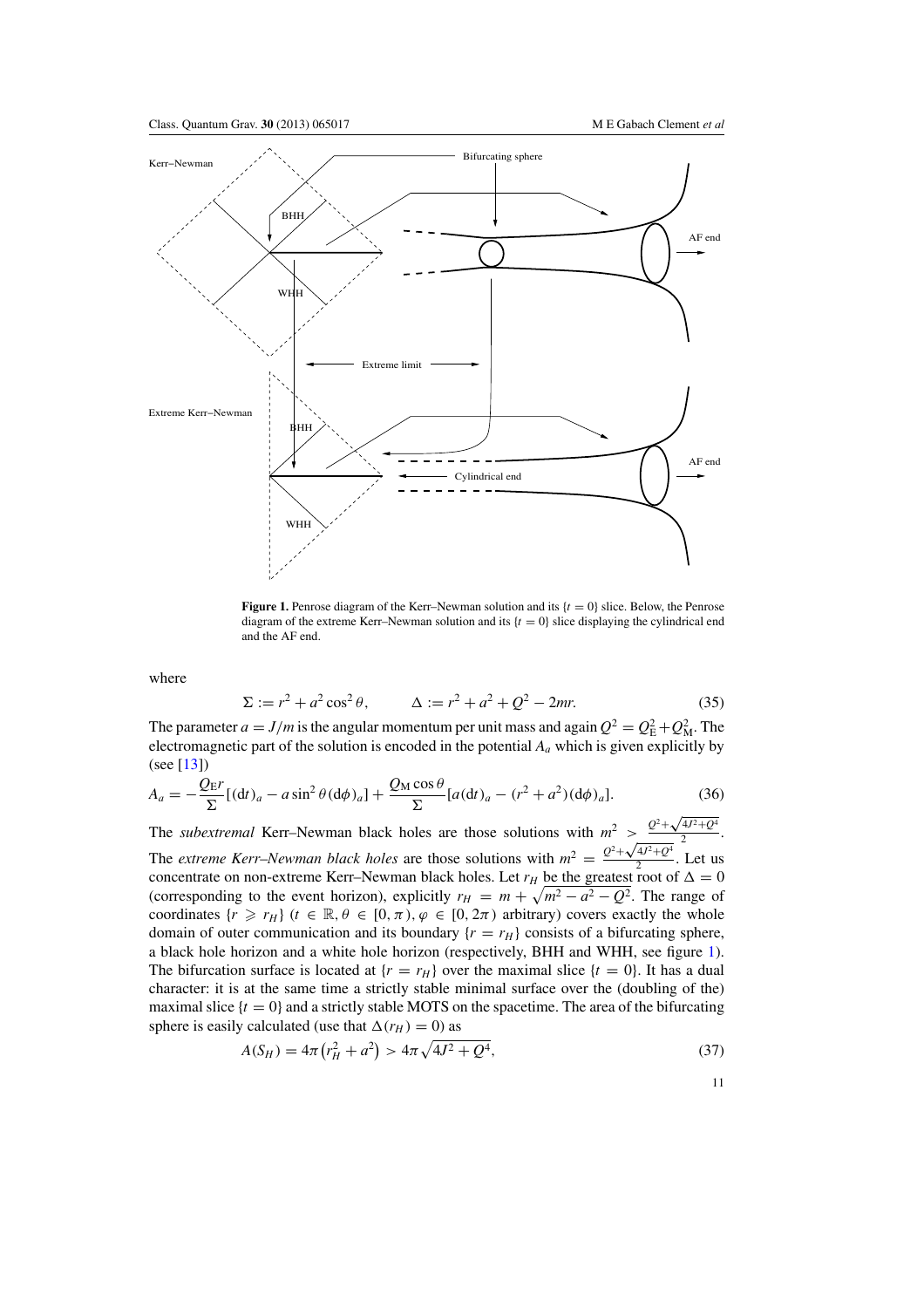**Figure 1.** Penrose diagram of the Kerr–Newman solution and its $\{t = 0\}$ slice. Below, the Penrose diagram of the extreme Kerr–Newman solution and its $\{t = 0\}$ slice displaying the cylindrical end and the AF end.

where

$$\Sigma := r^2 + a^2 \cos^2 \theta, \qquad \Delta := r^2 + a^2 + Q^2 - 2mr. \tag{35}$$

The parameter $a = J/m$ is the angular momentum per unit mass and again $Q^2 = Q_{\mathrm{E}}^2 + Q_{\mathrm{M}}^2$. The electromagnetic part of the solution is encoded in the potential $A_a$ which is given explicitly by (see [13])

$$A_a = -\frac{Q_{\mathrm{E}} r}{\Sigma}[(\mathrm{d}t)_a - a \sin^2 \theta (\mathrm{d}\phi)_a] + \frac{Q_{\mathrm{M}} \cos \theta}{\Sigma}[a(\mathrm{d}t)_a - (r^2 + a^2)(\mathrm{d}\phi)_a]. \tag{36}$$

The *subextremal* Kerr–Newman black holes are those solutions with $m^2 > \frac{Q^2 + \sqrt{4J^2 + Q^4}}{2}$. The *extreme Kerr–Newman black holes* are those solutions with $m^2 = \frac{Q^2 + \sqrt{4J^2 + Q^4}}{2}$. Let us concentrate on non-extreme Kerr–Newman black holes. Let $r_H$ be the greatest root of $\Delta = 0$ (corresponding to the event horizon), explicitly $r_H = m + \sqrt{m^2 - a^2 - Q^2}$. The range of coordinates $\{r \geqslant r_H\}$ $(t \in \mathbb{R}, \theta \in [0, \pi), \varphi \in [0, 2\pi)$ arbitrary) covers exactly the whole domain of outer communication and its boundary $\{r = r_H\}$ consists of a bifurcating sphere, a black hole horizon and a white hole horizon (respectively, BHH and WHH, see figure 1). The bifurcation surface is located at $\{r = r_H\}$ over the maximal slice $\{t = 0\}$. It has a dual character: it is at the same time a strictly stable minimal surface over the (doubling of the) maximal slice $\{t = 0\}$ and a strictly stable MOTS on the spacetime. The area of the bifurcating sphere is easily calculated (use that $\Delta(r_H) = 0$) as

$$A(S_H) = 4\pi \left(r_H^2 + a^2\right) > 4\pi \sqrt{4J^2 + Q^4}, \tag{37}$$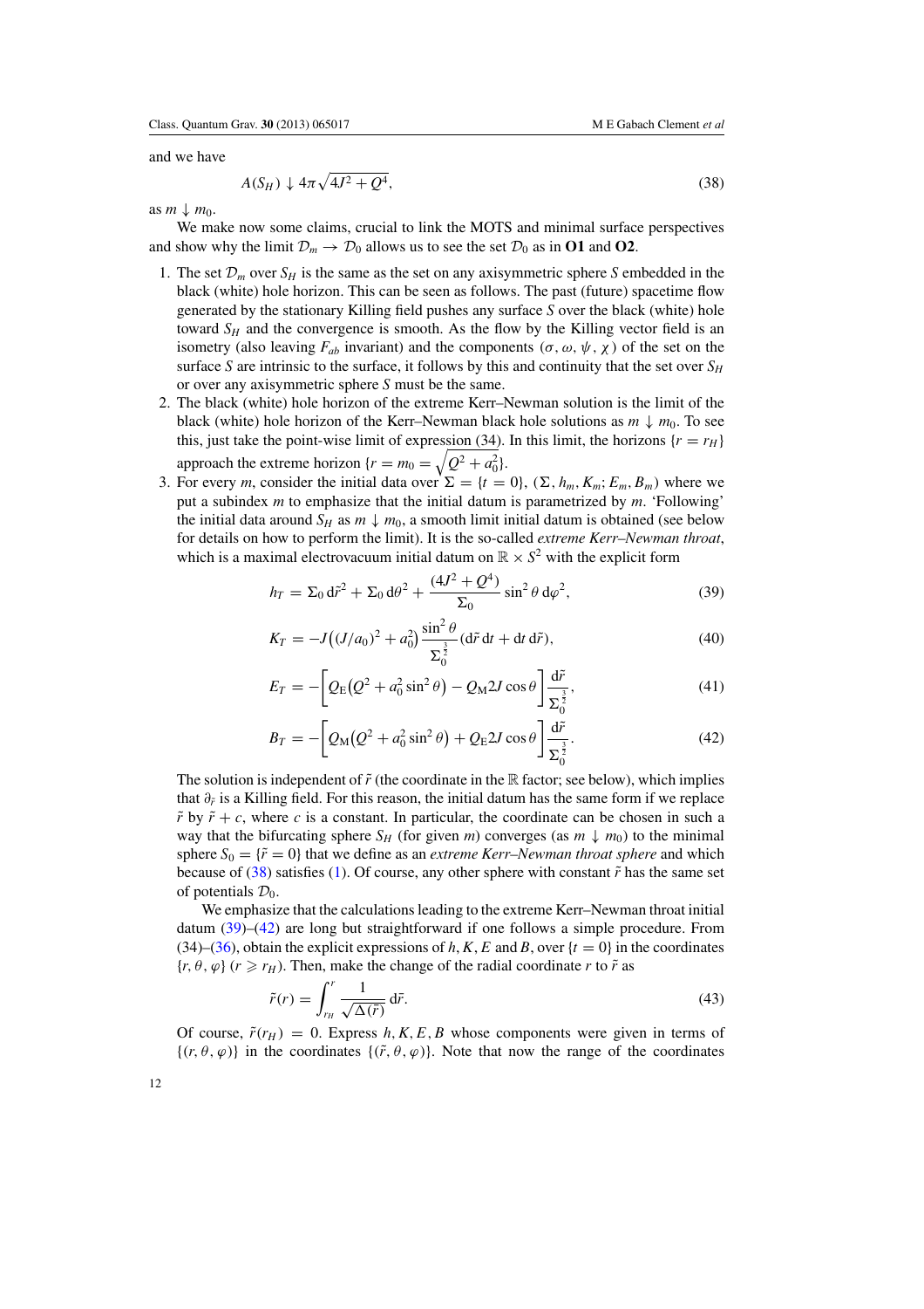and we have

$$A(S_H) \downarrow 4\pi\sqrt{4J^2 + Q^4}, \tag{38}$$

as $m \downarrow m_0$.

We make now some claims, crucial to link the MOTS and minimal surface perspectives and show why the limit $\mathcal{D}_m \to \mathcal{D}_0$ allows us to see the set $\mathcal{D}_0$ as in **O1** and **O2**.

1. The set $\mathcal{D}_m$ over $S_H$ is the same as the set on any axisymmetric sphere $S$ embedded in the black (white) hole horizon. This can be seen as follows. The past (future) spacetime flow generated by the stationary Killing field pushes any surface $S$ over the black (white) hole toward $S_H$ and the convergence is smooth. As the flow by the Killing vector field is an isometry (also leaving $F_{ab}$ invariant) and the components $(\sigma, \omega, \psi, \chi)$ of the set on the surface $S$ are intrinsic to the surface, it follows by this and continuity that the set over $S_H$ or over any axisymmetric sphere $S$ must be the same.
2. The black (white) hole horizon of the extreme Kerr–Newman solution is the limit of the black (white) hole horizon of the Kerr–Newman black hole solutions as $m \downarrow m_0$. To see this, just take the point-wise limit of expression (34). In this limit, the horizons $\{r = r_H\}$ approach the extreme horizon $\{r = m_0 = \sqrt{Q^2 + a_0^2}\}$.
3. For every $m$, consider the initial data over $\Sigma = \{t = 0\}$, $(\Sigma, h_m, K_m; E_m, B_m)$ where we put a subindex $m$ to emphasize that the initial datum is parametrized by $m$. 'Following' the initial data around $S_H$ as $m \downarrow m_0$, a smooth limit initial datum is obtained (see below for details on how to perform the limit). It is the so-called *extreme Kerr–Newman throat*, which is a maximal electrovacuum initial datum on $\mathbb{R} \times S^2$ with the explicit form

$$h_T = \Sigma_0 \, d\tilde{r}^2 + \Sigma_0 \, d\theta^2 + \frac{(4J^2 + Q^4)}{\Sigma_0} \sin^2\theta \, d\varphi^2, \tag{39}$$

$$K_T = -J\left((J/a_0)^2 + a_0^2\right) \frac{\sin^2\theta}{\Sigma_0^{\frac{3}{2}}} (d\tilde{r} \, dt + dt \, d\tilde{r}), \tag{40}$$

$$E_T = -\left[Q_E\left(Q^2 + a_0^2 \sin^2\theta\right) - Q_M 2J\cos\theta\right] \frac{d\tilde{r}}{\Sigma_0^{\frac{3}{2}}}, \tag{41}$$

$$B_T = -\left[Q_M\left(Q^2 + a_0^2 \sin^2\theta\right) + Q_E 2J\cos\theta\right] \frac{d\tilde{r}}{\Sigma_0^{\frac{3}{2}}}. \tag{42}$$

The solution is independent of $\tilde{r}$ (the coordinate in the $\mathbb{R}$ factor; see below), which implies that $\partial_{\tilde{r}}$ is a Killing field. For this reason, the initial datum has the same form if we replace $\tilde{r}$ by $\tilde{r} + c$, where $c$ is a constant. In particular, the coordinate can be chosen in such a way that the bifurcating sphere $S_H$ (for given $m$) converges (as $m \downarrow m_0$) to the minimal sphere $S_0 = \{\tilde{r} = 0\}$ that we define as an *extreme Kerr–Newman throat sphere* and which because of (38) satisfies (1). Of course, any other sphere with constant $\tilde{r}$ has the same set of potentials $\mathcal{D}_0$.

We emphasize that the calculations leading to the extreme Kerr–Newman throat initial datum (39)–(42) are long but straightforward if one follows a simple procedure. From (34)–(36), obtain the explicit expressions of $h, K, E$ and $B$, over $\{t = 0\}$ in the coordinates $\{r, \theta, \varphi\}$ $(r \geqslant r_H)$. Then, make the change of the radial coordinate $r$ to $\tilde{r}$ as

$$\tilde{r}(r) = \int_{r_H}^{r} \frac{1}{\sqrt{\Delta(\bar{r})}} \, d\bar{r}. \tag{43}$$

Of course, $\tilde{r}(r_H) = 0$. Express $h, K, E, B$ whose components were given in terms of $\{(r, \theta, \varphi)\}$ in the coordinates $\{(\tilde{r}, \theta, \varphi)\}$. Note that now the range of the coordinates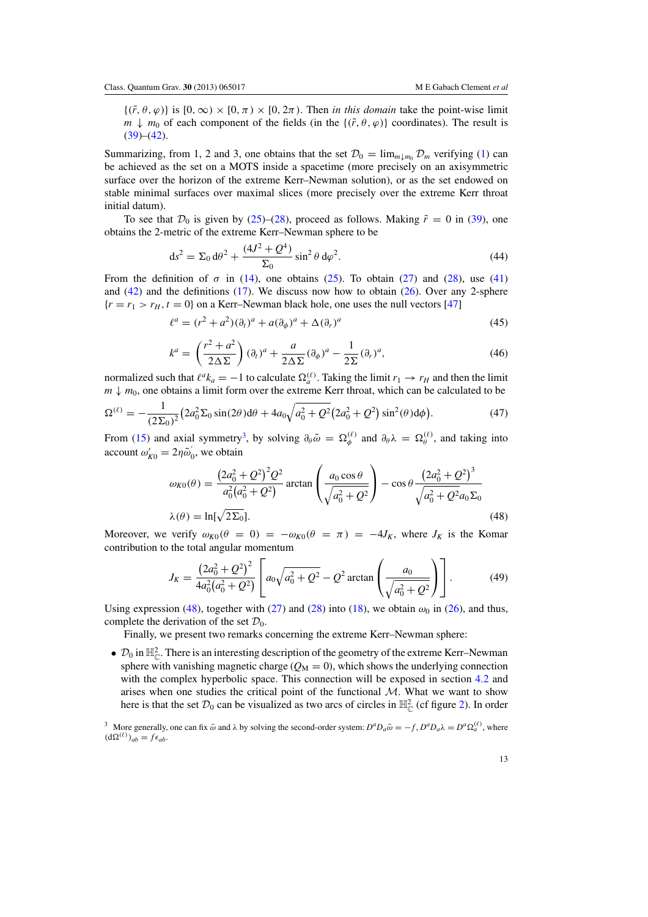$\{(\tilde{r}, \theta, \varphi)\}$ is $[0, \infty) \times [0, \pi) \times [0, 2\pi)$. Then *in this domain* take the point-wise limit $m \downarrow m_0$ of each component of the fields (in the $\{(\tilde{r}, \theta, \varphi)\}$ coordinates). The result is (39)–(42).

Summarizing, from 1, 2 and 3, one obtains that the set $\mathcal{D}_0 = \lim_{m\downarrow m_0} \mathcal{D}_m$ verifying (1) can be achieved as the set on a MOTS inside a spacetime (more precisely on an axisymmetric surface over the horizon of the extreme Kerr–Newman solution), or as the set endowed on stable minimal surfaces over maximal slices (more precisely over the extreme Kerr throat initial datum).

To see that $\mathcal{D}_0$ is given by (25)–(28), proceed as follows. Making $\tilde{r} = 0$ in (39), one obtains the 2-metric of the extreme Kerr–Newman sphere to be

$$\mathrm{d}s^2 = \Sigma_0\, \mathrm{d}\theta^2 + \frac{(4J^2 + Q^4)}{\Sigma_0} \sin^2\theta\, \mathrm{d}\varphi^2. \tag{44}$$

From the definition of $\sigma$ in (14), one obtains (25). To obtain (27) and (28), use (41) and (42) and the definitions (17). We discuss now how to obtain (26). Over any 2-sphere $\{r = r_1 > r_H, t = 0\}$ on a Kerr–Newman black hole, one uses the null vectors [47]

$$\ell^a = (r^2 + a^2)(\partial_t)^a + a(\partial_\phi)^a + \Delta(\partial_r)^a \tag{45}$$

$$k^a = \left(\frac{r^2 + a^2}{2\Delta\Sigma}\right)(\partial_t)^a + \frac{a}{2\Delta\Sigma}(\partial_\phi)^a - \frac{1}{2\Sigma}(\partial_r)^a, \tag{46}$$

normalized such that $\ell^a k_a = -1$ to calculate $\Omega_a^{(\ell)}$. Taking the limit $r_1 \to r_H$ and then the limit $m \downarrow m_0$, one obtains a limit form over the extreme Kerr throat, which can be calculated to be

$$\Omega^{(\ell)} = -\frac{1}{(2\Sigma_0)^2}\left(2a_0^2\Sigma_0 \sin(2\theta)\mathrm{d}\theta + 4a_0\sqrt{a_0^2 + Q^2}\left(2a_0^2 + Q^2\right)\sin^2(\theta)\mathrm{d}\phi\right). \tag{47}$$

From (15) and axial symmetry[3], by solving $\partial_\theta\tilde{\omega} = \Omega_\phi^{(\ell)}$ and $\partial_\theta\lambda = \Omega_\theta^{(\ell)}$, and taking into account $\omega'_{K0} = 2\eta\tilde{\omega}'_0$, we obtain

$$\omega_{K0}(\theta) = \frac{\left(2a_0^2 + Q^2\right)^2 Q^2}{a_0^2\left(a_0^2 + Q^2\right)} \arctan\left(\frac{a_0\cos\theta}{\sqrt{a_0^2 + Q^2}}\right) - \cos\theta \frac{\left(2a_0^2 + Q^2\right)^3}{\sqrt{a_0^2 + Q^2}\,a_0\Sigma_0}$$
$$\lambda(\theta) = \ln[\sqrt{2\Sigma_0}]. \tag{48}$$

Moreover, we verify $\omega_{K0}(\theta = 0) = -\omega_{K0}(\theta = \pi) = -4J_K$, where $J_K$ is the Komar contribution to the total angular momentum

$$J_K = \frac{\left(2a_0^2 + Q^2\right)^2}{4a_0^2\left(a_0^2 + Q^2\right)}\left[a_0\sqrt{a_0^2 + Q^2} - Q^2 \arctan\left(\frac{a_0}{\sqrt{a_0^2 + Q^2}}\right)\right]. \tag{49}$$

Using expression (48), together with (27) and (28) into (18), we obtain $\omega_0$ in (26), and thus, complete the derivation of the set $\mathcal{D}_0$.

Finally, we present two remarks concerning the extreme Kerr–Newman sphere:

- $\mathcal{D}_0$ in $\mathbb{H}^2_{\mathbb{C}}$. There is an interesting description of the geometry of the extreme Kerr–Newman sphere with vanishing magnetic charge ($Q_M = 0$), which shows the underlying connection with the complex hyperbolic space. This connection will be exposed in section 4.2 and arises when one studies the critical point of the functional $\mathcal{M}$. What we want to show here is that the set $\mathcal{D}_0$ can be visualized as two arcs of circles in $\mathbb{H}^2_{\mathbb{C}}$ (cf figure 2). In order

[3] More generally, one can fix $\tilde{\omega}$ and $\lambda$ by solving the second-order system: $D^aD_a\tilde{\omega} = -f$, $D^aD_a\lambda = D^a\Omega_a^{(\ell)}$, where $(\mathrm{d}\Omega^{(\ell)})_{ab} = f\epsilon_{ab}$.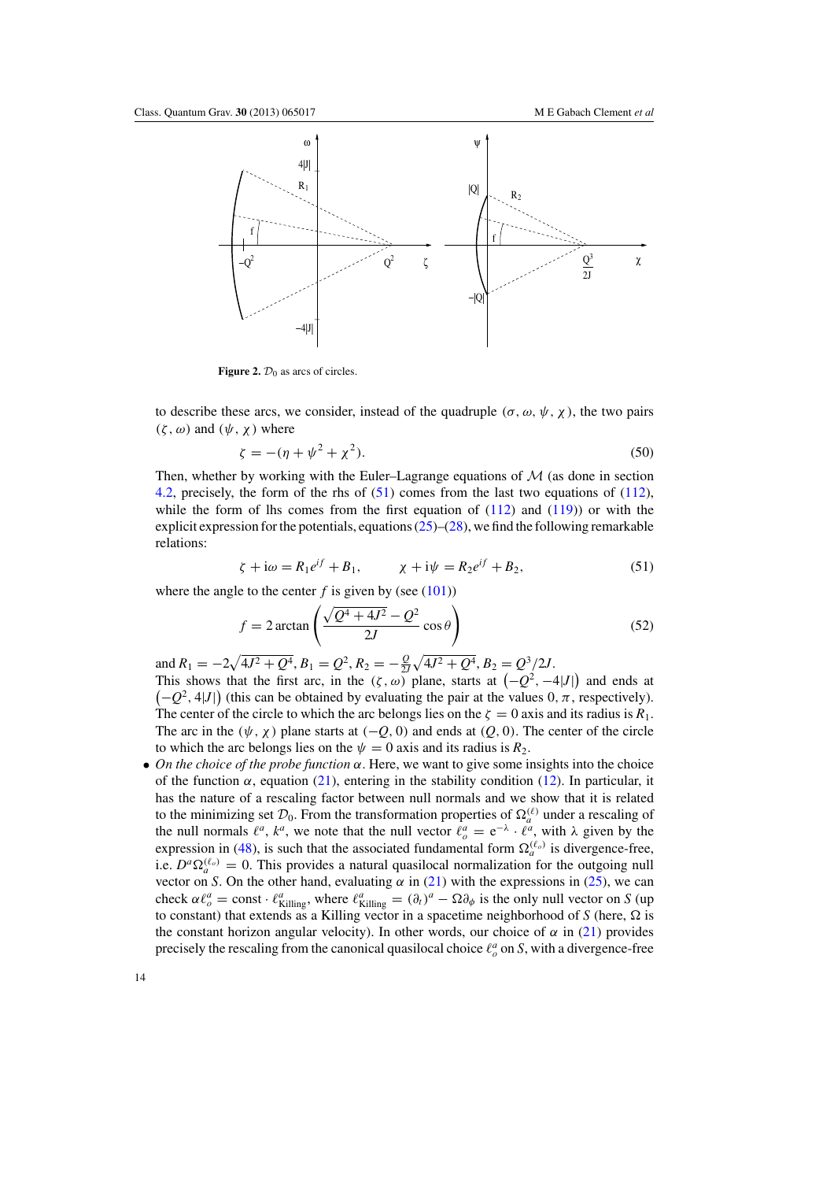**Figure 2.** $\mathcal{D}_0$ as arcs of circles.

to describe these arcs, we consider, instead of the quadruple $(\sigma, \omega, \psi, \chi)$, the two pairs $(\zeta, \omega)$ and $(\psi, \chi)$ where

$$\zeta = -(\eta + \psi^2 + \chi^2). \tag{50}$$

Then, whether by working with the Euler–Lagrange equations of $\mathcal{M}$ (as done in section 4.2, precisely, the form of the rhs of (51) comes from the last two equations of (112), while the form of lhs comes from the first equation of (112) and (119)) or with the explicit expression for the potentials, equations (25)–(28), we find the following remarkable relations:

$$\zeta + \mathrm{i}\omega = R_1 e^{if} + B_1, \qquad \chi + \mathrm{i}\psi = R_2 e^{if} + B_2, \tag{51}$$

where the angle to the center $f$ is given by (see (101))

$$f = 2\arctan\left(\frac{\sqrt{Q^4 + 4J^2} - Q^2}{2J}\cos\theta\right) \tag{52}$$

and $R_1 = -2\sqrt{4J^2 + Q^4}$, $B_1 = Q^2$, $R_2 = -\frac{Q}{2J}\sqrt{4J^2 + Q^4}$, $B_2 = Q^3/2J$.

This shows that the first arc, in the $(\zeta, \omega)$ plane, starts at $\left(-Q^2, -4|J|\right)$ and ends at $\left(-Q^2, 4|J|\right)$ (this can be obtained by evaluating the pair at the values $0, \pi$, respectively). The center of the circle to which the arc belongs lies on the $\zeta = 0$ axis and its radius is $R_1$. The arc in the $(\psi, \chi)$ plane starts at $(-Q, 0)$ and ends at $(Q, 0)$. The center of the circle to which the arc belongs lies on the $\psi = 0$ axis and its radius is $R_2$.

- *On the choice of the probe function* $\alpha$. Here, we want to give some insights into the choice of the function $\alpha$, equation (21), entering in the stability condition (12). In particular, it has the nature of a rescaling factor between null normals and we show that it is related to the minimizing $\mathcal{D}_0$. From the transformation properties of $\Omega_a^{(\ell)}$ under a rescaling of the null normals $\ell^a$, $k^a$, we note that the null vector $\ell_o^a = \mathrm{e}^{-\lambda} \cdot \ell^a$, with $\lambda$ given by the expression in (48), is such that the associated fundamental form $\Omega_a^{(\ell_o)}$ is divergence-free, i.e. $D^a\Omega_a^{(\ell_o)} = 0$. This provides a natural quasilocal normalization for the outgoing null vector on $S$. On the other hand, evaluating $\alpha$ in (21) with the expressions in (25), we can check $\alpha\ell_o^a = \text{const} \cdot \ell_{\text{Killing}}^a$, where $\ell_{\text{Killing}}^a = (\partial_t)^a - \Omega\partial_\phi$ is the only null vector on $S$ (up to constant) that extends as a Killing vector in a spacetime neighborhood of $S$ (here, $\Omega$ is the constant horizon angular velocity). In other words, our choice of $\alpha$ in (21) provides precisely the rescaling from the canonical quasilocal choice $\ell_o^a$ on $S$, with a divergence-free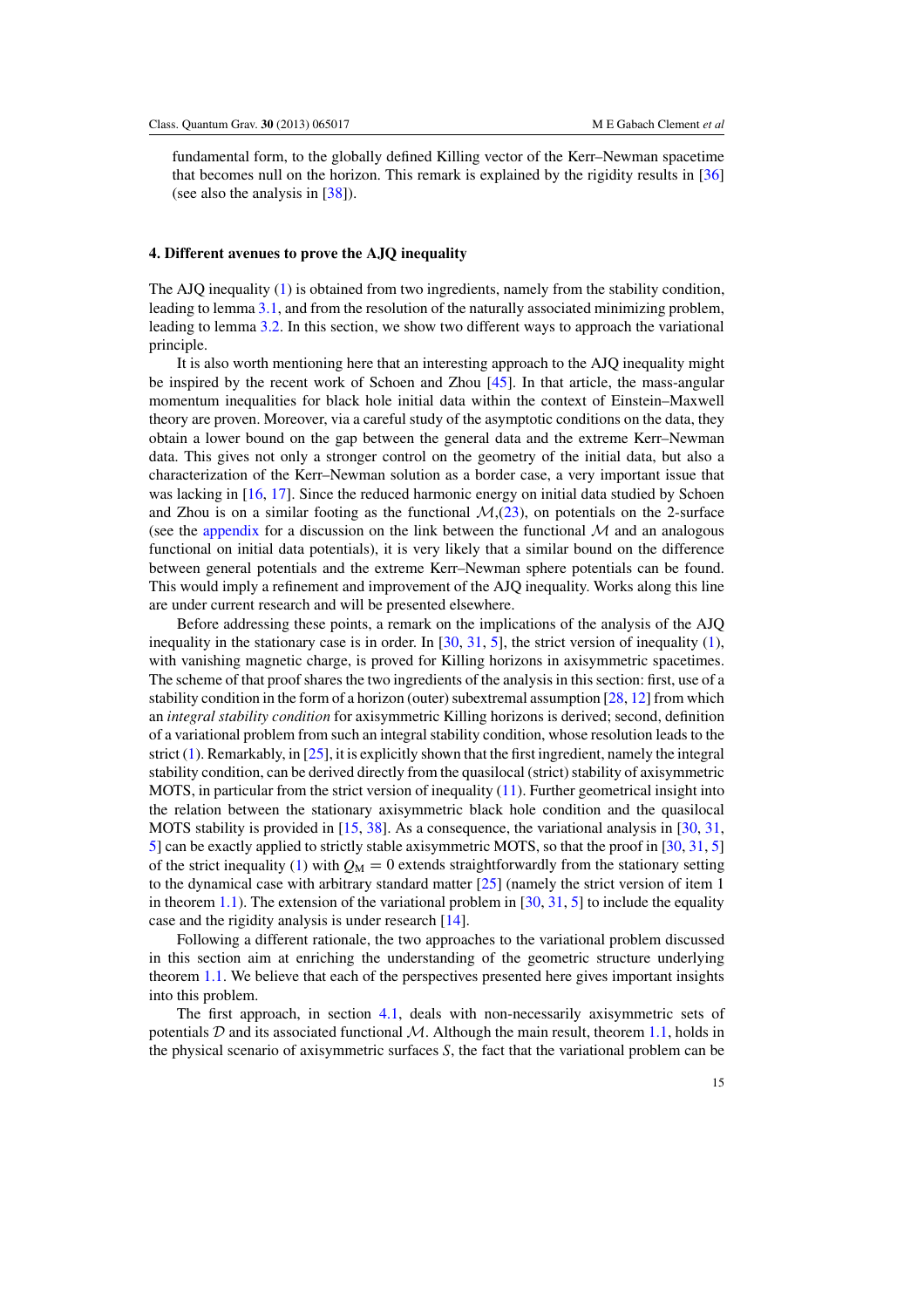fundamental form, to the globally defined Killing vector of the Kerr–Newman spacetime that becomes null on the horizon. This remark is explained by the rigidity results in [36] (see also the analysis in [38]).

## 4. Different avenues to prove the AJQ inequality

The AJQ inequality (1) is obtained from two ingredients, namely from the stability condition, leading to lemma 3.1, and from the resolution of the naturally associated minimizing problem, leading to lemma 3.2. In this section, we show two different ways to approach the variational principle.

It is also worth mentioning here that an interesting approach to the AJQ inequality might be inspired by the recent work of Schoen and Zhou [45]. In that article, the mass-angular momentum inequalities for black hole initial data within the context of Einstein–Maxwell theory are proven. Moreover, via a careful study of the asymptotic conditions on the data, they obtain a lower bound on the gap between the general data and the extreme Kerr–Newman data. This gives not only a stronger control on the geometry of the initial data, but also a characterization of the Kerr–Newman solution as a border case, a very important issue that was lacking in [16, 17]. Since the reduced harmonic energy on initial data studied by Schoen and Zhou is on a similar footing as the functional $\mathcal{M}$,(23), on potentials on the 2-surface (see the appendix for a discussion on the link between the functional $\mathcal{M}$ and an analogous functional on initial data potentials), it is very likely that a similar bound on the difference between general potentials and the extreme Kerr–Newman sphere potentials can be found. This would imply a refinement and improvement of the AJQ inequality. Works along this line are under current research and will be presented elsewhere.

Before addressing these points, a remark on the implications of the analysis of the AJQ inequality in the stationary case is in order. In [30, 31, 5], the strict version of inequality (1), with vanishing magnetic charge, is proved for Killing horizons in axisymmetric spacetimes. The scheme of that proof shares the two ingredients of the analysis in this section: first, use of a stability condition in the form of a horizon (outer) subextremal assumption [28, 12] from which an *integral stability condition* for axisymmetric Killing horizons is derived; second, definition of a variational problem from such an integral stability condition, whose resolution leads to the strict (1). Remarkably, in [25], it is explicitly shown that the first ingredient, namely the integral stability condition, can be derived directly from the quasilocal (strict) stability of axisymmetric MOTS, in particular from the strict version of inequality (11). Further geometrical insight into the relation between the stationary axisymmetric black hole condition and the quasilocal MOTS stability is provided in [15, 38]. As a consequence, the variational analysis in [30, 31, 5] can be exactly applied to strictly stable axisymmetric MOTS, so that the proof in [30, 31, 5] of the strict inequality (1) with $Q_{\rm M} = 0$ extends straightforwardly from the stationary setting to the dynamical case with arbitrary standard matter [25] (namely the strict version of item 1 in theorem 1.1). The extension of the variational problem in [30, 31, 5] to include the equality case and the rigidity analysis is under research [14].

Following a different rationale, the two approaches to the variational problem discussed in this section aim at enriching the understanding of the geometric structure underlying theorem 1.1. We believe that each of the perspectives presented here gives important insights into this problem.

The first approach, in section 4.1, deals with non-necessarily axisymmetric sets of potentials $\mathcal{D}$ and its associated functional $\mathcal{M}$. Although the main result, theorem 1.1, holds in the physical scenario of axisymmetric surfaces $S$, the fact that the variational problem can be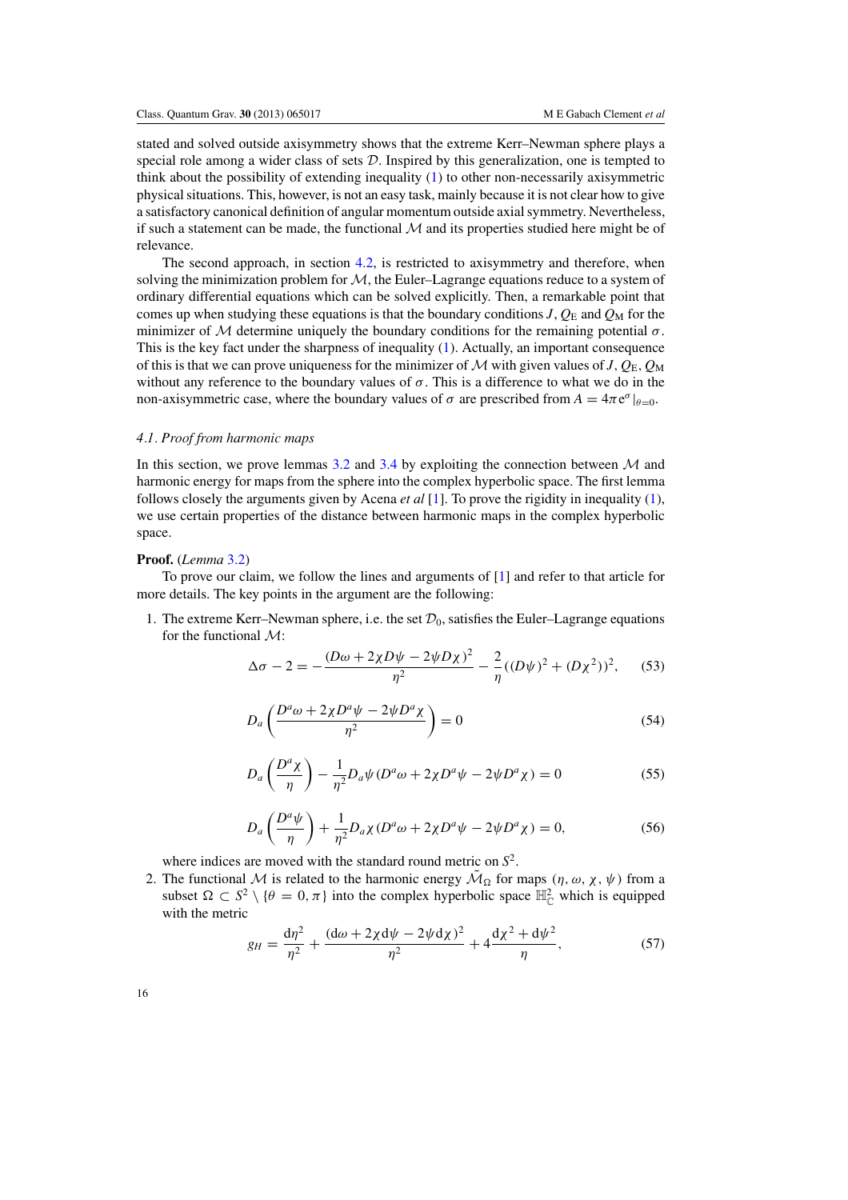stated and solved outside axisymmetry shows that the extreme Kerr–Newman sphere plays a special role among a wider class of sets $\mathcal{D}$. Inspired by this generalization, one is tempted to think about the possibility of extending inequality (1) to other non-necessarily axisymmetric physical situations. This, however, is not an easy task, mainly because it is not clear how to give a satisfactory canonical definition of angular momentum outside axial symmetry. Nevertheless, if such a statement can be made, the functional $\mathcal{M}$ and its properties studied here might be of relevance.

The second approach, in section 4.2, is restricted to axisymmetry and therefore, when solving the minimization problem for $\mathcal{M}$, the Euler–Lagrange equations reduce to a system of ordinary differential equations which can be solved explicitly. Then, a remarkable point that comes up when studying these equations is that the boundary conditions $J$, $Q_{\mathrm{E}}$ and $Q_{\mathrm{M}}$ for the minimizer of $\mathcal{M}$ determine uniquely the boundary conditions for the remaining potential $\sigma$. This is the key fact under the sharpness of inequality (1). Actually, an important consequence of this is that we can prove uniqueness for the minimizer of $\mathcal{M}$ with given values of $J$, $Q_{\mathrm{E}}$, $Q_{\mathrm{M}}$ without any reference to the boundary values of $\sigma$. This is a difference to what we do in the non-axisymmetric case, where the boundary values of $\sigma$ are prescribed from $A = 4\pi \mathrm{e}^{\sigma}|_{\theta=0}$.

### *4.1. Proof from harmonic maps*

In this section, we prove lemmas 3.2 and 3.4 by exploiting the connection between $\mathcal{M}$ and harmonic energy for maps from the sphere into the complex hyperbolic space. The first lemma follows closely the arguments given by Acena *et al* [1]. To prove the rigidity in inequality (1), we use certain properties of the distance between harmonic maps in the complex hyperbolic space.

**Proof.** (*Lemma* 3.2)

To prove our claim, we follow the lines and arguments of [1] and refer to that article for more details. The key points in the argument are the following:

1. The extreme Kerr–Newman sphere, i.e. the set $\mathcal{D}_0$, satisfies the Euler–Lagrange equations for the functional $\mathcal{M}$:

$$\Delta\sigma - 2 = -\frac{(D\omega + 2\chi D\psi - 2\psi D\chi)^2}{\eta^2} - \frac{2}{\eta}((D\psi)^2 + (D\chi^2))^2, \tag{53}$$

$$D_a\left(\frac{D^a\omega + 2\chi D^a\psi - 2\psi D^a\chi}{\eta^2}\right) = 0 \tag{54}$$

$$D_a\left(\frac{D^a\chi}{\eta}\right) - \frac{1}{\eta^2}D_a\psi(D^a\omega + 2\chi D^a\psi - 2\psi D^a\chi) = 0 \tag{55}$$

$$D_a\left(\frac{D^a\psi}{\eta}\right) + \frac{1}{\eta^2}D_a\chi(D^a\omega + 2\chi D^a\psi - 2\psi D^a\chi) = 0, \tag{56}$$

   where indices are moved with the standard round metric on $S^2$.

2. The functional $\mathcal{M}$ is related to the harmonic energy $\tilde{\mathcal{M}}_\Omega$ for maps $(\eta, \omega, \chi, \psi)$ from a subset $\Omega \subset S^2 \setminus \{\theta = 0, \pi\}$ into the complex hyperbolic space $\mathbb{H}^2_{\mathbb{C}}$ which is equipped with the metric

$$g_H = \frac{\mathrm{d}\eta^2}{\eta^2} + \frac{(\mathrm{d}\omega + 2\chi\,\mathrm{d}\psi - 2\psi\,\mathrm{d}\chi)^2}{\eta^2} + 4\frac{\mathrm{d}\chi^2 + \mathrm{d}\psi^2}{\eta}, \tag{57}$$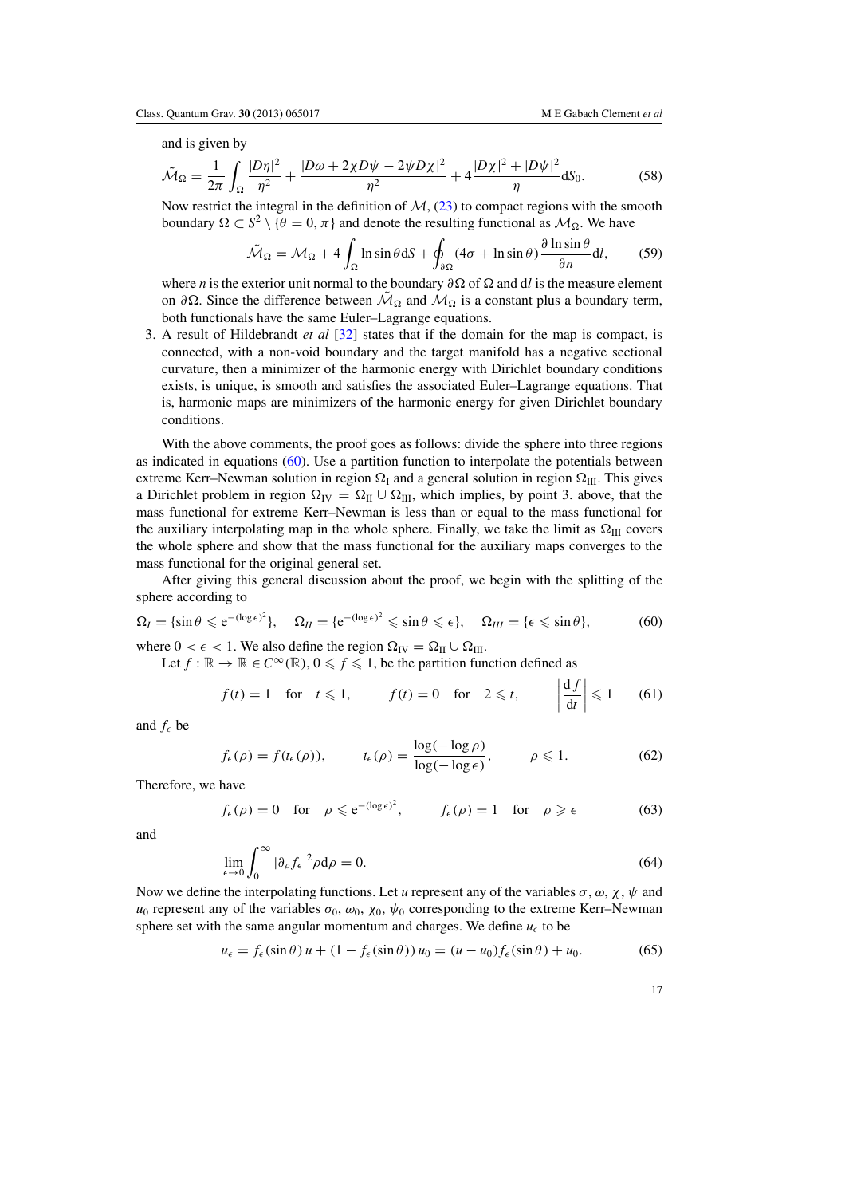and is given by

$$\tilde{\mathcal{M}}_\Omega = \frac{1}{2\pi}\int_\Omega \frac{|D\eta|^2}{\eta^2} + \frac{|D\omega + 2\chi D\psi - 2\psi D\chi|^2}{\eta^2} + 4\frac{|D\chi|^2 + |D\psi|^2}{\eta}\mathrm{d}S_0. \tag{58}$$

Now restrict the integral in the definition of $\mathcal{M}$, (23) to compact regions with the smooth boundary $\Omega \subset S^2 \setminus \{\theta = 0, \pi\}$ and denote the resulting functional as $\mathcal{M}_\Omega$. We have

$$\tilde{\mathcal{M}}_\Omega = \mathcal{M}_\Omega + 4\int_\Omega \ln\sin\theta \,\mathrm{d}S + \oint_{\partial\Omega}(4\sigma + \ln\sin\theta)\frac{\partial \ln\sin\theta}{\partial n}\mathrm{d}l, \tag{59}$$

where $n$ is the exterior unit normal to the boundary $\partial\Omega$ of $\Omega$ and $\mathrm{d}l$ is the measure element on $\partial\Omega$. Since the difference between $\tilde{\mathcal{M}}_\Omega$ and $\mathcal{M}_\Omega$ is a constant plus a boundary term, both functionals have the same Euler–Lagrange equations.

3. A result of Hildebrandt *et al* [32] states that if the domain for the map is compact, is connected, with a non-void boundary and the target manifold has a negative sectional curvature, then a minimizer of the harmonic energy with Dirichlet boundary conditions exists, is unique, is smooth and satisfies the associated Euler–Lagrange equations. That is, harmonic maps are minimizers of the harmonic energy for given Dirichlet boundary conditions.

With the above comments, the proof goes as follows: divide the sphere into three regions as indicated in equations (60). Use a partition function to interpolate the potentials between extreme Kerr–Newman solution in region $\Omega_{\mathrm{I}}$ and a general solution in region $\Omega_{\mathrm{III}}$. This gives a Dirichlet problem in region $\Omega_{\mathrm{IV}} = \Omega_{\mathrm{II}} \cup \Omega_{\mathrm{III}}$, which implies, by point 3. above, that the mass functional for extreme Kerr–Newman is less than or equal to the mass functional for the auxiliary interpolating map in the whole sphere. Finally, we take the limit as $\Omega_{\mathrm{III}}$ covers the whole sphere and show that the mass functional for the auxiliary maps converges to the mass functional for the original general set.

After giving this general discussion about the proof, we begin with the splitting of the sphere according to

$$\Omega_I = \{\sin\theta \leqslant \mathrm{e}^{-(\log\epsilon)^2}\}, \quad \Omega_{II} = \{\mathrm{e}^{-(\log\epsilon)^2} \leqslant \sin\theta \leqslant \epsilon\}, \quad \Omega_{III} = \{\epsilon \leqslant \sin\theta\}, \tag{60}$$

where $0 < \epsilon < 1$. We also define the region $\Omega_{\mathrm{IV}} = \Omega_{\mathrm{II}} \cup \Omega_{\mathrm{III}}$.

Let $f : \mathbb{R} \to \mathbb{R} \in C^\infty(\mathbb{R})$, $0 \leqslant f \leqslant 1$, be the partition function defined as

$$f(t) = 1 \quad \text{for} \quad t \leqslant 1, \qquad f(t) = 0 \quad \text{for} \quad 2 \leqslant t, \qquad \left|\frac{\mathrm{d}f}{\mathrm{d}t}\right| \leqslant 1 \tag{61}$$

and $f_\epsilon$ be

$$f_\epsilon(\rho) = f(t_\epsilon(\rho)), \qquad t_\epsilon(\rho) = \frac{\log(-\log\rho)}{\log(-\log\epsilon)}, \qquad \rho \leqslant 1. \tag{62}$$

Therefore, we have

$$f_\epsilon(\rho) = 0 \quad \text{for} \quad \rho \leqslant \mathrm{e}^{-(\log\epsilon)^2}, \qquad f_\epsilon(\rho) = 1 \quad \text{for} \quad \rho \geqslant \epsilon \tag{63}$$

and

$$\lim_{\epsilon\to 0}\int_0^\infty |\partial_\rho f_\epsilon|^2 \rho \,\mathrm{d}\rho = 0. \tag{64}$$

Now we define the interpolating functions. Let $u$ represent any of the variables $\sigma$, $\omega$, $\chi$, $\psi$ and $u_0$ represent any of the variables $\sigma_0$, $\omega_0$, $\chi_0$, $\psi_0$ corresponding to the extreme Kerr–Newman sphere set with the same angular momentum and charges. We define $u_\epsilon$ to be

$$u_\epsilon = f_\epsilon(\sin\theta)\, u + (1 - f_\epsilon(\sin\theta))\, u_0 = (u - u_0) f_\epsilon(\sin\theta) + u_0. \tag{65}$$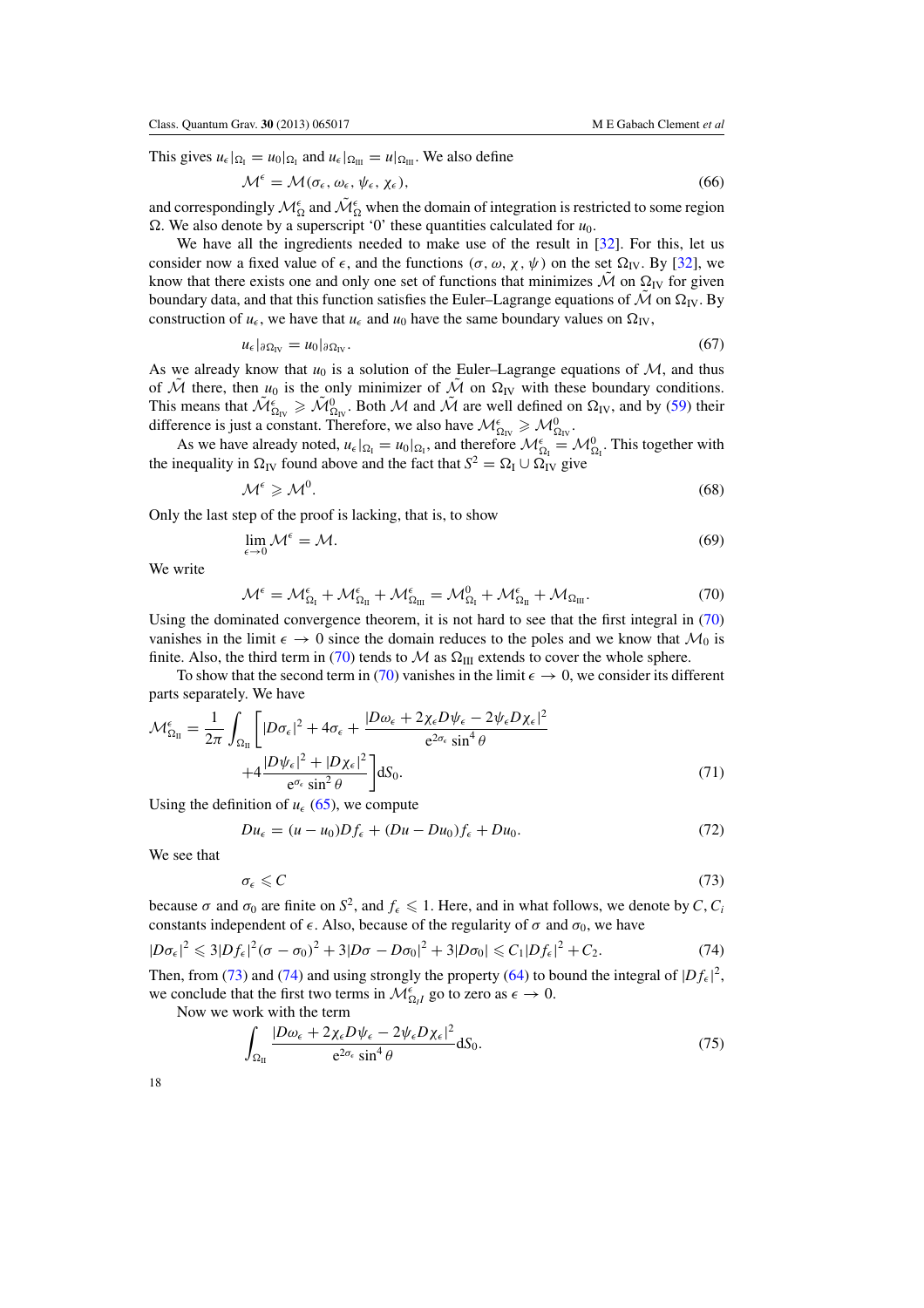This gives $u_\epsilon|_{\Omega_{\rm I}} = u_0|_{\Omega_{\rm I}}$ and $u_\epsilon|_{\Omega_{\rm III}} = u|_{\Omega_{\rm III}}$. We also define

$$\mathcal{M}^\epsilon = \mathcal{M}(\sigma_\epsilon, \omega_\epsilon, \psi_\epsilon, \chi_\epsilon), \tag{66}$$

and correspondingly $\mathcal{M}^\epsilon_\Omega$ and $\tilde{\mathcal{M}}^\epsilon_\Omega$ when the domain of integration is restricted to some region $\Omega$. We also denote by a superscript '0' these quantities calculated for $u_0$.

We have all the ingredients needed to make use of the result in [32]. For this, let us consider now a fixed value of $\epsilon$, and the functions $(\sigma, \omega, \chi, \psi)$ on the set $\Omega_{\rm IV}$. By [32], we know that there exists one and only one set of functions that minimizes $\tilde{\mathcal{M}}$ on $\Omega_{\rm IV}$ for given boundary data, and that this function satisfies the Euler–Lagrange equations of $\tilde{\mathcal{M}}$ on $\Omega_{\rm IV}$. By construction of $u_\epsilon$, we have that $u_\epsilon$ and $u_0$ have the same boundary values on $\Omega_{\rm IV}$,

$$u_\epsilon|_{\partial\Omega_{\rm IV}} = u_0|_{\partial\Omega_{\rm IV}}. \tag{67}$$

As we already know that $u_0$ is a solution of the Euler–Lagrange equations of $\mathcal{M}$, and thus of $\tilde{\mathcal{M}}$ there, then $u_0$ is the only minimizer of $\tilde{\mathcal{M}}$ on $\Omega_{\rm IV}$ with these boundary conditions. This means that $\tilde{\mathcal{M}}^\epsilon_{\Omega_{\rm IV}} \geqslant \tilde{\mathcal{M}}^0_{\Omega_{\rm IV}}$. Both $\mathcal{M}$ and $\tilde{\mathcal{M}}$ are well defined on $\Omega_{\rm IV}$, and by (59) their difference is just a constant. Therefore, we also have $\mathcal{M}^\epsilon_{\Omega_{\rm IV}} \geqslant \mathcal{M}^0_{\Omega_{\rm IV}}$.

As we have already noted, $u_\epsilon|_{\Omega_{\rm I}} = u_0|_{\Omega_{\rm I}}$, and therefore $\mathcal{M}^\epsilon_{\Omega_{\rm I}} = \mathcal{M}^0_{\Omega_{\rm I}}$. This together with the inequality in $\Omega_{\rm IV}$ found above and the fact that $S^2 = \Omega_{\rm I} \cup \Omega_{\rm IV}$ give

$$\mathcal{M}^\epsilon \geqslant \mathcal{M}^0. \tag{68}$$

Only the last step of the proof is lacking, that is, to show

$$\lim_{\epsilon \to 0} \mathcal{M}^\epsilon = \mathcal{M}. \tag{69}$$

We write

$$\mathcal{M}^\epsilon = \mathcal{M}^\epsilon_{\Omega_{\rm I}} + \mathcal{M}^\epsilon_{\Omega_{\rm II}} + \mathcal{M}^\epsilon_{\Omega_{\rm III}} = \mathcal{M}^0_{\Omega_{\rm I}} + \mathcal{M}^\epsilon_{\Omega_{\rm II}} + \mathcal{M}_{\Omega_{\rm III}}. \tag{70}$$

Using the dominated convergence theorem, it is not hard to see that the first integral in (70) vanishes in the limit $\epsilon \to 0$ since the domain reduces to the poles and we know that $\mathcal{M}_0$ is finite. Also, the third term in (70) tends to $\mathcal{M}$ as $\Omega_{\rm III}$ extends to cover the whole sphere.

To show that the second term in (70) vanishes in the limit $\epsilon \to 0$, we consider its different parts separately. We have

$$\mathcal{M}^\epsilon_{\Omega_{\rm II}} = \frac{1}{2\pi}\int_{\Omega_{\rm II}} \left[ |D\sigma_\epsilon|^2 + 4\sigma_\epsilon + \frac{|D\omega_\epsilon + 2\chi_\epsilon D\psi_\epsilon - 2\psi_\epsilon D\chi_\epsilon|^2}{{\rm e}^{2\sigma_\epsilon}\sin^4\theta} \right.$$
$$\left. + 4\frac{|D\psi_\epsilon|^2 + |D\chi_\epsilon|^2}{{\rm e}^{\sigma_\epsilon}\sin^2\theta} \right] {\rm d}S_0. \tag{71}$$

Using the definition of $u_\epsilon$ (65), we compute

$$Du_\epsilon = (u - u_0)Df_\epsilon + (Du - Du_0)f_\epsilon + Du_0. \tag{72}$$

We see that

$$\sigma_\epsilon \leqslant C \tag{73}$$

because $\sigma$ and $\sigma_0$ are finite on $S^2$, and $f_\epsilon \leqslant 1$. Here, and in what follows, we denote by $C, C_i$ constants independent of $\epsilon$. Also, because of the regularity of $\sigma$ and $\sigma_0$, we have

$$|D\sigma_\epsilon|^2 \leqslant 3|Df_\epsilon|^2(\sigma - \sigma_0)^2 + 3|D\sigma - D\sigma_0|^2 + 3|D\sigma_0| \leqslant C_1|Df_\epsilon|^2 + C_2. \tag{74}$$

Then, from (73) and (74) and using strongly the property (64) to bound the integral of $|Df_\epsilon|^2$, we conclude that the first two terms in $\mathcal{M}^\epsilon_{\Omega_{II}}$ go to zero as $\epsilon \to 0$.

Now we work with the term

$$\int_{\Omega_{\rm II}} \frac{|D\omega_\epsilon + 2\chi_\epsilon D\psi_\epsilon - 2\psi_\epsilon D\chi_\epsilon|^2}{{\rm e}^{2\sigma_\epsilon}\sin^4\theta}{\rm d}S_0. \tag{75}$$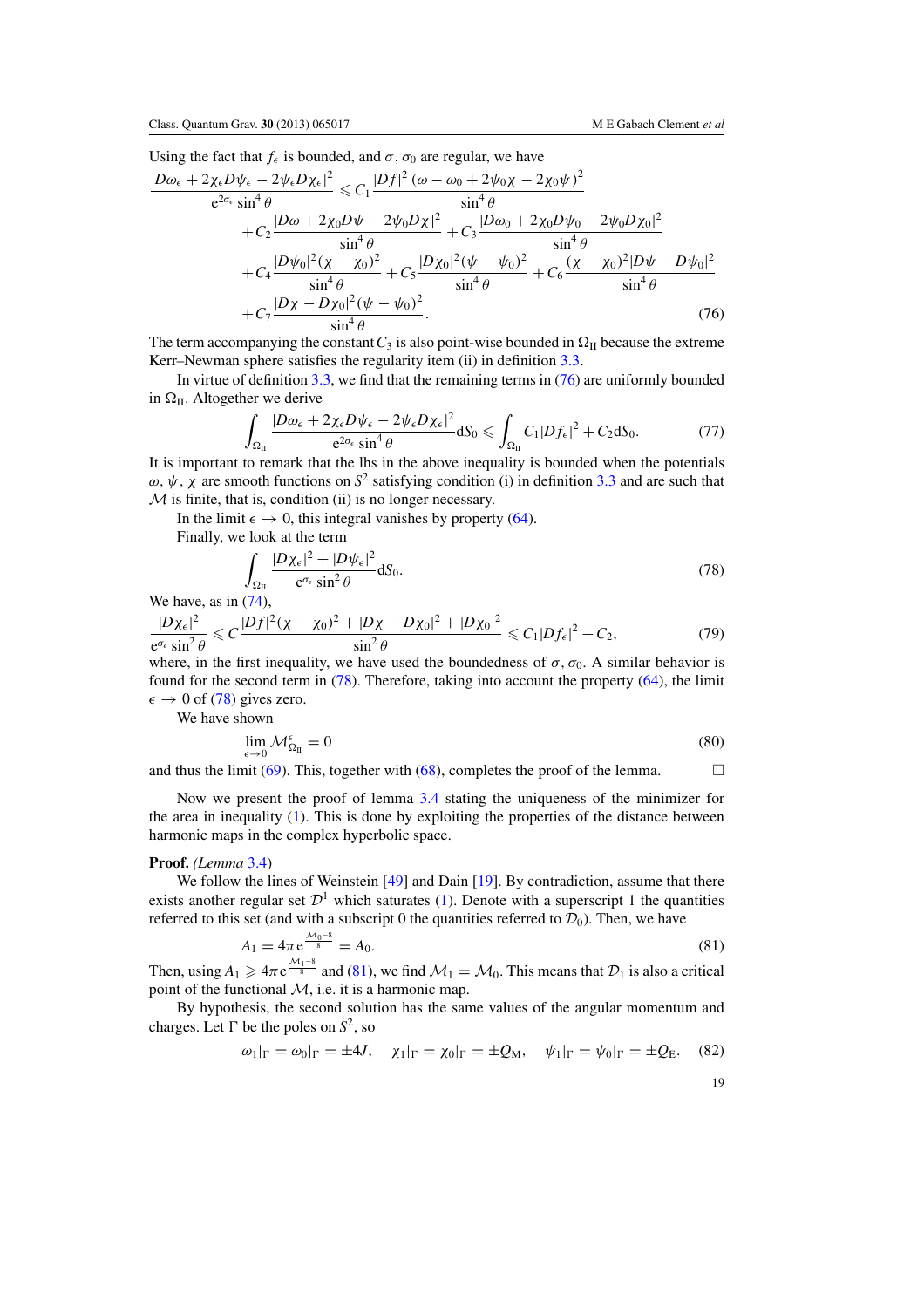Using the fact that $f_\epsilon$ is bounded, and $\sigma$, $\sigma_0$ are regular, we have

$$\frac{|D\omega_\epsilon + 2\chi_\epsilon D\psi_\epsilon - 2\psi_\epsilon D\chi_\epsilon|^2}{\mathrm{e}^{2\sigma_\epsilon}\sin^4\theta} \leqslant C_1 \frac{|Df|^2(\omega - \omega_0 + 2\psi_0\chi - 2\chi_0\psi)^2}{\sin^4\theta} + C_2\frac{|D\omega + 2\chi_0 D\psi - 2\psi_0 D\chi|^2}{\sin^4\theta} + C_3\frac{|D\omega_0 + 2\chi_0 D\psi_0 - 2\psi_0 D\chi_0|^2}{\sin^4\theta} + C_4\frac{|D\psi_0|^2(\chi-\chi_0)^2}{\sin^4\theta} + C_5\frac{|D\chi_0|^2(\psi-\psi_0)^2}{\sin^4\theta} + C_6\frac{(\chi-\chi_0)^2|D\psi - D\psi_0|^2}{\sin^4\theta} + C_7\frac{|D\chi - D\chi_0|^2(\psi-\psi_0)^2}{\sin^4\theta}. \tag{76}$$

The term accompanying the constant $C_3$ is also point-wise bounded in $\Omega_{\rm II}$ because the extreme Kerr–Newman sphere satisfies the regularity item (ii) in definition 3.3.

In virtue of definition 3.3, we find that the remaining terms in (76) are uniformly bounded in $\Omega_{\rm II}$. Altogether we derive

$$\int_{\Omega_{\rm II}} \frac{|D\omega_\epsilon + 2\chi_\epsilon D\psi_\epsilon - 2\psi_\epsilon D\chi_\epsilon|^2}{\mathrm{e}^{2\sigma_\epsilon}\sin^4\theta}\mathrm{d}S_0 \leqslant \int_{\Omega_{\rm II}} C_1|Df_\epsilon|^2 + C_2 \mathrm{d}S_0. \tag{77}$$

It is important to remark that the lhs in the above inequality is bounded when the potentials $\omega$, $\psi$, $\chi$ are smooth functions on $S^2$ satisfying condition (i) in definition 3.3 and are such that $\mathcal{M}$ is finite, that is, condition (ii) is no longer necessary.

In the limit $\epsilon \to 0$, this integral vanishes by property (64).

Finally, we look at the term

$$\int_{\Omega_{\rm II}} \frac{|D\chi_\epsilon|^2 + |D\psi_\epsilon|^2}{\mathrm{e}^{\sigma_\epsilon}\sin^2\theta}\mathrm{d}S_0. \tag{78}$$

We have, as in (74),

$$\frac{|D\chi_\epsilon|^2}{\mathrm{e}^{\sigma_\epsilon}\sin^2\theta} \leqslant C\frac{|Df|^2(\chi-\chi_0)^2 + |D\chi - D\chi_0|^2 + |D\chi_0|^2}{\sin^2\theta} \leqslant C_1|Df_\epsilon|^2 + C_2, \tag{79}$$

where, in the first inequality, we have used the boundedness of $\sigma$, $\sigma_0$. A similar behavior is found for the second term in (78). Therefore, taking into account the property (64), the limit $\epsilon \to 0$ of (78) gives zero.

We have shown

$$\lim_{\epsilon\to 0}\mathcal{M}^\epsilon_{\Omega_{\rm II}} = 0 \tag{80}$$

and thus the limit (69). This, together with (68), completes the proof of the lemma. □

Now we present the proof of lemma 3.4 stating the uniqueness of the minimizer for the area in inequality (1). This is done by exploiting the properties of the distance between harmonic maps in the complex hyperbolic space.

**Proof.** *(Lemma 3.4)*

We follow the lines of Weinstein [49] and Dain [19]. By contradiction, assume that there exists another regular set $\mathcal{D}^1$ which saturates (1). Denote with a superscript 1 the quantities referred to this set (and with a subscript 0 the quantities referred to $\mathcal{D}_0$). Then, we have

$$A_1 = 4\pi\mathrm{e}^{\frac{\mathcal{M}_0 - 8}{8}} = A_0. \tag{81}$$

Then, using $A_1 \geqslant 4\pi\mathrm{e}^{\frac{\mathcal{M}_1-8}{8}}$ and (81), we find $\mathcal{M}_1 = \mathcal{M}_0$. This means that $\mathcal{D}_1$ is also a critical point of the functional $\mathcal{M}$, i.e. it is a harmonic map.

By hypothesis, the second solution has the same values of the angular momentum and charges. Let $\Gamma$ be the poles on $S^2$, so

$$\omega_1|_\Gamma = \omega_0|_\Gamma = \pm 4J, \quad \chi_1|_\Gamma = \chi_0|_\Gamma = \pm Q_{\rm M}, \quad \psi_1|_\Gamma = \psi_0|_\Gamma = \pm Q_{\rm E}. \tag{82}$$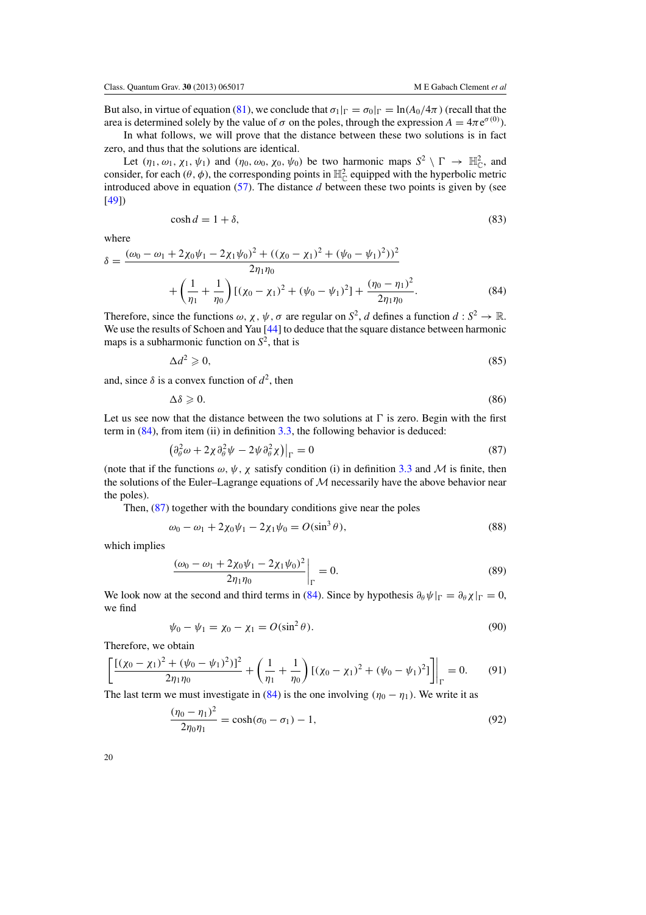But also, in virtue of equation (81), we conclude that $\sigma_1|_\Gamma = \sigma_0|_\Gamma = \ln(A_0/4\pi)$ (recall that the area is determined solely by the value of $\sigma$ on the poles, through the expression $A = 4\pi e^{\sigma(0)}$).

In what follows, we will prove that the distance between these two solutions is in fact zero, and thus that the solutions are identical.

Let $(\eta_1, \omega_1, \chi_1, \psi_1)$ and $(\eta_0, \omega_0, \chi_0, \psi_0)$ be two harmonic maps $S^2 \setminus \Gamma \to \mathbb{H}^2_{\mathbb{C}}$, and consider, for each $(\theta, \phi)$, the corresponding points in $\mathbb{H}^2_{\mathbb{C}}$ equipped with the hyperbolic metric introduced above in equation (57). The distance $d$ between these two points is given by (see [49])

$$\cosh d = 1 + \delta, \tag{83}$$

where

$$\delta = \frac{(\omega_0 - \omega_1 + 2\chi_0\psi_1 - 2\chi_1\psi_0)^2 + ((\chi_0 - \chi_1)^2 + (\psi_0 - \psi_1)^2)^2}{2\eta_1\eta_0} + \left(\frac{1}{\eta_1} + \frac{1}{\eta_0}\right)[(\chi_0 - \chi_1)^2 + (\psi_0 - \psi_1)^2] + \frac{(\eta_0 - \eta_1)^2}{2\eta_1\eta_0}. \tag{84}$$

Therefore, since the functions $\omega, \chi, \psi, \sigma$ are regular on $S^2$, $d$ defines a function $d : S^2 \to \mathbb{R}$. We use the results of Schoen and Yau [44] to deduce that the square distance between harmonic maps is a subharmonic function on $S^2$, that is

$$\Delta d^2 \geqslant 0, \tag{85}$$

and, since $\delta$ is a convex function of $d^2$, then

$$\Delta \delta \geqslant 0. \tag{86}$$

Let us see now that the distance between the two solutions at $\Gamma$ is zero. Begin with the first term in (84), from item (ii) in definition 3.3, the following behavior is deduced:

$$\left(\partial_\theta^2 \omega + 2\chi\, \partial_\theta^2 \psi - 2\psi\, \partial_\theta^2 \chi\right)\big|_\Gamma = 0 \tag{87}$$

(note that if the functions $\omega$, $\psi$, $\chi$ satisfy condition (i) in definition 3.3 and $\mathcal{M}$ is finite, then the solutions of the Euler–Lagrange equations of $\mathcal{M}$ necessarily have the above behavior near the poles).

Then, (87) together with the boundary conditions give near the poles

$$\omega_0 - \omega_1 + 2\chi_0\psi_1 - 2\chi_1\psi_0 = O(\sin^3\theta), \tag{88}$$

which implies

$$\left.\frac{(\omega_0 - \omega_1 + 2\chi_0\psi_1 - 2\chi_1\psi_0)^2}{2\eta_1\eta_0}\right|_\Gamma = 0. \tag{89}$$

We look now at the second and third terms in (84). Since by hypothesis $\partial_\theta \psi|_\Gamma = \partial_\theta \chi|_\Gamma = 0$, we find

$$\psi_0 - \psi_1 = \chi_0 - \chi_1 = O(\sin^2\theta). \tag{90}$$

Therefore, we obtain

$$\left.\left[\frac{[(\chi_0 - \chi_1)^2 + (\psi_0 - \psi_1)^2]^2}{2\eta_1\eta_0} + \left(\frac{1}{\eta_1} + \frac{1}{\eta_0}\right)[(\chi_0 - \chi_1)^2 + (\psi_0 - \psi_1)^2]\right]\right|_\Gamma = 0. \tag{91}$$

The last term we must investigate in (84) is the one involving $(\eta_0 - \eta_1)$. We write it as

$$\frac{(\eta_0 - \eta_1)^2}{2\eta_0\eta_1} = \cosh(\sigma_0 - \sigma_1) - 1, \tag{92}$$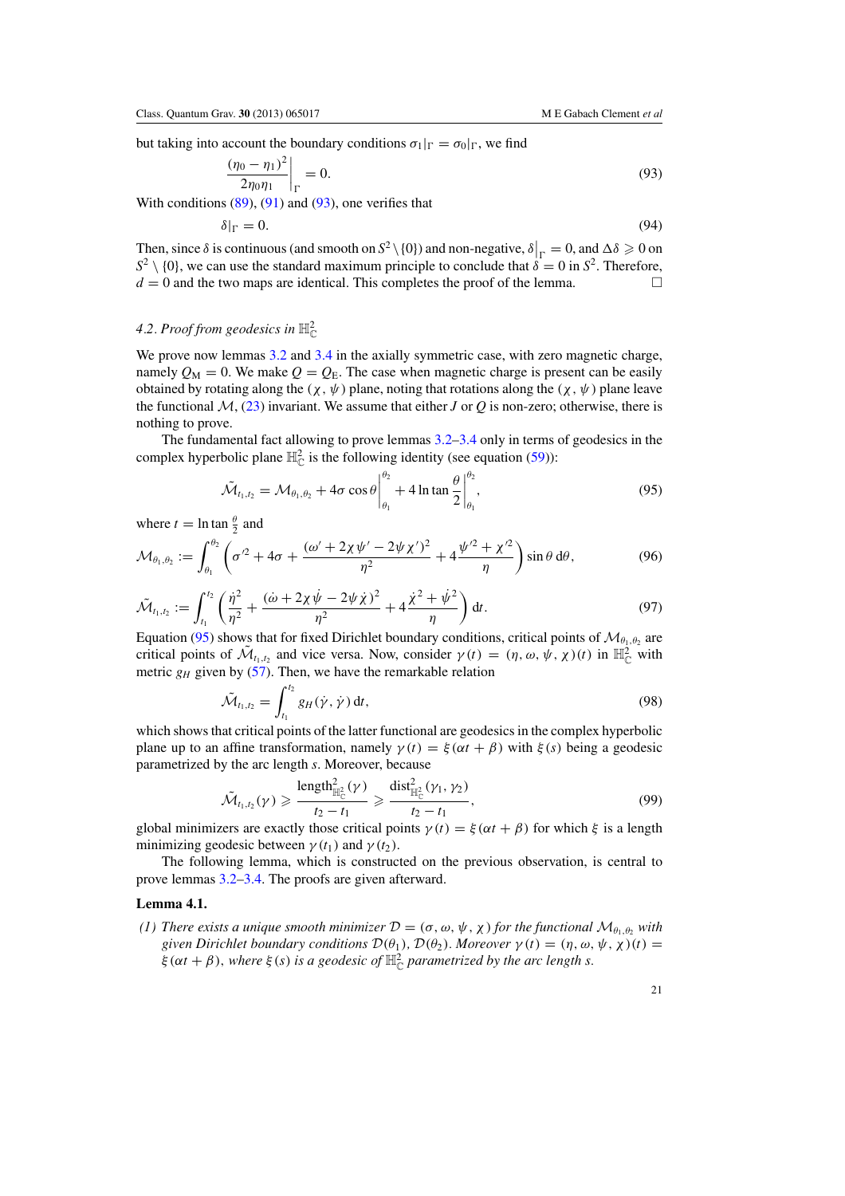but taking into account the boundary conditions $\sigma_1|_\Gamma = \sigma_0|_\Gamma$, we find

$$\left.\frac{(\eta_0 - \eta_1)^2}{2\eta_0\eta_1}\right|_\Gamma = 0. \tag{93}$$

With conditions (89), (91) and (93), one verifies that

$$\delta|_\Gamma = 0. \tag{94}$$

Then, since $\delta$ is continuous (and smooth on $S^2 \setminus \{0\}$) and non-negative, $\delta\big|_\Gamma = 0$, and $\Delta\delta \geqslant 0$ on $S^2 \setminus \{0\}$, we can use the standard maximum principle to conclude that $\delta = 0$ in $S^2$. Therefore, $d = 0$ and the two maps are identical. This completes the proof of the lemma. □

### 4.2. Proof from geodesics in $\mathbb{H}^2_{\mathbb{C}}$

We prove now lemmas 3.2 and 3.4 in the axially symmetric case, with zero magnetic charge, namely $Q_M = 0$. We make $Q = Q_E$. The case when magnetic charge is present can be easily obtained by rotating along the $(\chi, \psi)$ plane, noting that rotations along the $(\chi, \psi)$ plane leave the functional $\mathcal{M}$, (23) invariant. We assume that either $J$ or $Q$ is non-zero; otherwise, there is nothing to prove.

The fundamental fact allowing to prove lemmas 3.2–3.4 only in terms of geodesics in the complex hyperbolic plane $\mathbb{H}^2_{\mathbb{C}}$ is the following identity (see equation (59)):

$$\tilde{\mathcal{M}}_{t_1,t_2} = \mathcal{M}_{\theta_1,\theta_2} + 4\sigma\cos\theta\Big|_{\theta_1}^{\theta_2} + 4\ln\tan\frac{\theta}{2}\Big|_{\theta_1}^{\theta_2}, \tag{95}$$

where $t = \ln\tan\frac{\theta}{2}$ and

$$\mathcal{M}_{\theta_1,\theta_2} := \int_{\theta_1}^{\theta_2}\left(\sigma'^2 + 4\sigma + \frac{(\omega' + 2\chi\psi' - 2\psi\chi')^2}{\eta^2} + 4\frac{\psi'^2 + \chi'^2}{\eta}\right)\sin\theta\,\mathrm{d}\theta, \tag{96}$$

$$\tilde{\mathcal{M}}_{t_1,t_2} := \int_{t_1}^{t_2}\left(\frac{\dot{\eta}^2}{\eta^2} + \frac{(\dot{\omega} + 2\chi\dot{\psi} - 2\psi\dot{\chi})^2}{\eta^2} + 4\frac{\dot{\chi}^2 + \dot{\psi}^2}{\eta}\right)\mathrm{d}t. \tag{97}$$

Equation (95) shows that for fixed Dirichlet boundary conditions, critical points of $\mathcal{M}_{\theta_1,\theta_2}$ are critical points of $\tilde{\mathcal{M}}_{t_1,t_2}$ and vice versa. Now, consider $\gamma(t) = (\eta, \omega, \psi, \chi)(t)$ in $\mathbb{H}^2_{\mathbb{C}}$ with metric $g_H$ given by (57). Then, we have the remarkable relation

$$\tilde{\mathcal{M}}_{t_1,t_2} = \int_{t_1}^{t_2} g_H(\dot{\gamma}, \dot{\gamma})\,\mathrm{d}t, \tag{98}$$

which shows that critical points of the latter functional are geodesics in the complex hyperbolic plane up to an affine transformation, namely $\gamma(t) = \xi(\alpha t + \beta)$ with $\xi(s)$ being a geodesic parametrized by the arc length $s$. Moreover, because

$$\tilde{\mathcal{M}}_{t_1,t_2}(\gamma) \geqslant \frac{\text{length}^2_{\mathbb{H}^2_{\mathbb{C}}}(\gamma)}{t_2 - t_1} \geqslant \frac{\text{dist}^2_{\mathbb{H}^2_{\mathbb{C}}}(\gamma_1, \gamma_2)}{t_2 - t_1}, \tag{99}$$

global minimizers are exactly those critical points $\gamma(t) = \xi(\alpha t + \beta)$ for which $\xi$ is a length minimizing geodesic between $\gamma(t_1)$ and $\gamma(t_2)$.

The following lemma, which is constructed on the previous observation, is central to prove lemmas 3.2–3.4. The proofs are given afterward.

**Lemma 4.1.**

*(1) There exists a unique smooth minimizer $\mathcal{D} = (\sigma, \omega, \psi, \chi)$ for the functional $\mathcal{M}_{\theta_1,\theta_2}$ with given Dirichlet boundary conditions $\mathcal{D}(\theta_1)$, $\mathcal{D}(\theta_2)$. Moreover $\gamma(t) = (\eta, \omega, \psi, \chi)(t) = \xi(\alpha t + \beta)$, where $\xi(s)$ is a geodesic of $\mathbb{H}^2_{\mathbb{C}}$ parametrized by the arc length $s$.*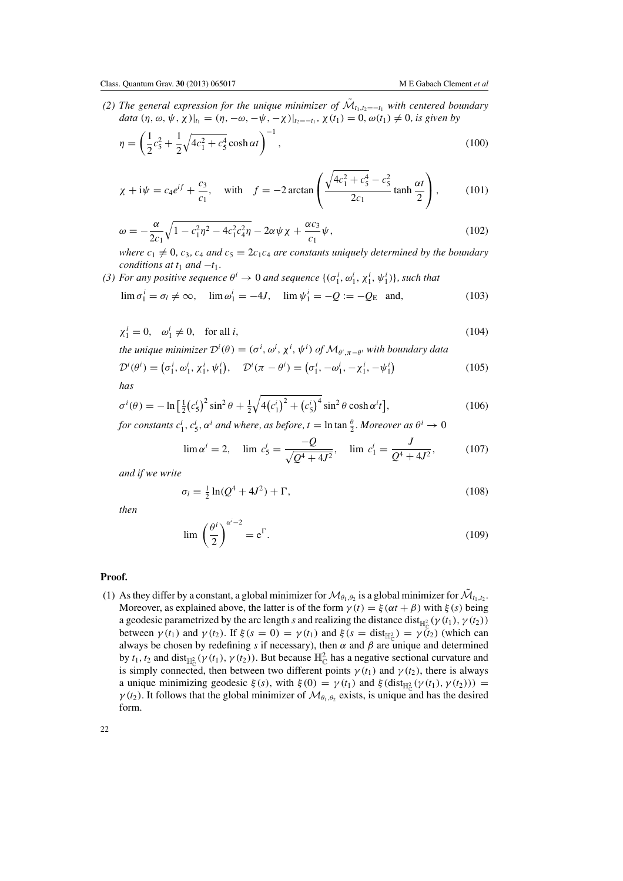(2) *The general expression for the unique minimizer of $\tilde{\mathcal{M}}_{t_1,t_2=-t_1}$ with centered boundary data $(\eta, \omega, \psi, \chi)|_{t_1} = (\eta, -\omega, -\psi, -\chi)|_{t_2=-t_1}$, $\chi(t_1) = 0$, $\omega(t_1) \neq 0$, is given by*

$$\eta = \left(\frac{1}{2}c_5^2 + \frac{1}{2}\sqrt{4c_1^2 + c_5^4}\cosh\alpha t\right)^{-1}, \tag{100}$$

$$\chi + \mathrm{i}\psi = c_4 e^{if} + \frac{c_3}{c_1}, \quad \text{with} \quad f = -2\arctan\left(\frac{\sqrt{4c_1^2 + c_5^4} - c_5^2}{2c_1}\tanh\frac{\alpha t}{2}\right), \tag{101}$$

$$\omega = -\frac{\alpha}{2c_1}\sqrt{1 - c_1^2\eta^2 - 4c_1^2c_4^2\eta} - 2\alpha\psi\chi + \frac{\alpha c_3}{c_1}\psi, \tag{102}$$

*where $c_1 \neq 0$, $c_3$, $c_4$ and $c_5 = 2c_1c_4$ are constants uniquely determined by the boundary conditions at $t_1$ and $-t_1$.*

(3) *For any positive sequence $\theta^i \to 0$ and sequence $\{(\sigma_1^i, \omega_1^i, \chi_1^i, \psi_1^i)\}$, such that*

$$\lim \sigma_1^i = \sigma_l \neq \infty, \quad \lim \omega_1^i = -4J, \quad \lim \psi_1^i = -Q := -Q_{\mathrm{E}} \quad \text{and}, \tag{103}$$

$$\chi_1^i = 0, \quad \omega_1^i \neq 0, \quad \text{for all } i, \tag{104}$$

*the unique minimizer $\mathcal{D}^i(\theta) = (\sigma^i, \omega^i, \chi^i, \psi^i)$ of $\mathcal{M}_{\theta^i, \pi-\theta^i}$ with boundary data*

$$\mathcal{D}^i(\theta^i) = \left(\sigma_1^i, \omega_1^i, \chi_1^i, \psi_1^i\right), \quad \mathcal{D}^i(\pi - \theta^i) = \left(\sigma_1^i, -\omega_1^i, -\chi_1^i, -\psi_1^i\right) \tag{105}$$

*has*

$$\sigma^i(\theta) = -\ln\left[\tfrac{1}{2}\left(c_5^i\right)^2\sin^2\theta + \tfrac{1}{2}\sqrt{4\left(c_1^i\right)^2 + \left(c_5^i\right)^4}\sin^2\theta\cosh\alpha^i t\right], \tag{106}$$

*for constants $c_1^i$, $c_5^i$, $\alpha^i$ and where, as before, $t = \ln\tan\frac{\theta}{2}$. Moreover as $\theta^i \to 0$*

$$\lim \alpha^i = 2, \quad \lim\, c_5^i = \frac{-Q}{\sqrt{Q^4 + 4J^2}}, \quad \lim\, c_1^i = \frac{J}{Q^4 + 4J^2}, \tag{107}$$

*and if we write*

$$\sigma_l = \tfrac{1}{2}\ln(Q^4 + 4J^2) + \Gamma, \tag{108}$$

*then*

$$\lim\left(\frac{\theta^i}{2}\right)^{\alpha^i - 2} = \mathrm{e}^{\Gamma}. \tag{109}$$

**Proof.**

(1) As they differ by a constant, a global minimizer for $\mathcal{M}_{\theta_1,\theta_2}$ is a global minimizer for $\tilde{\mathcal{M}}_{t_1,t_2}$. Moreover, as explained above, the latter is of the form $\gamma(t) = \xi(\alpha t + \beta)$ with $\xi(s)$ being a geodesic parametrized by the arc length $s$ and realizing the distance $\mathrm{dist}_{\mathbb{H}^2_{\mathbb{C}}}(\gamma(t_1), \gamma(t_2))$ between $\gamma(t_1)$ and $\gamma(t_2)$. If $\xi(s = 0) = \gamma(t_1)$ and $\xi(s = \mathrm{dist}_{\mathbb{H}^2_{\mathbb{C}}}) = \gamma(t_2)$ (which can always be chosen by redefining $s$ if necessary), then $\alpha$ and $\beta$ are unique and determined by $t_1$, $t_2$ and $\mathrm{dist}_{\mathbb{H}^2_{\mathbb{C}}}(\gamma(t_1), \gamma(t_2))$. But because $\mathbb{H}^2_{\mathbb{C}}$ has a negative sectional curvature and is simply connected, then between two different points $\gamma(t_1)$ and $\gamma(t_2)$, there is always a unique minimizing geodesic $\xi(s)$, with $\xi(0) = \gamma(t_1)$ and $\xi(\mathrm{dist}_{\mathbb{H}^2_{\mathbb{C}}}(\gamma(t_1), \gamma(t_2))) = \gamma(t_2)$. It follows that the global minimizer of $\mathcal{M}_{\theta_1,\theta_2}$ exists, is unique and has the desired form.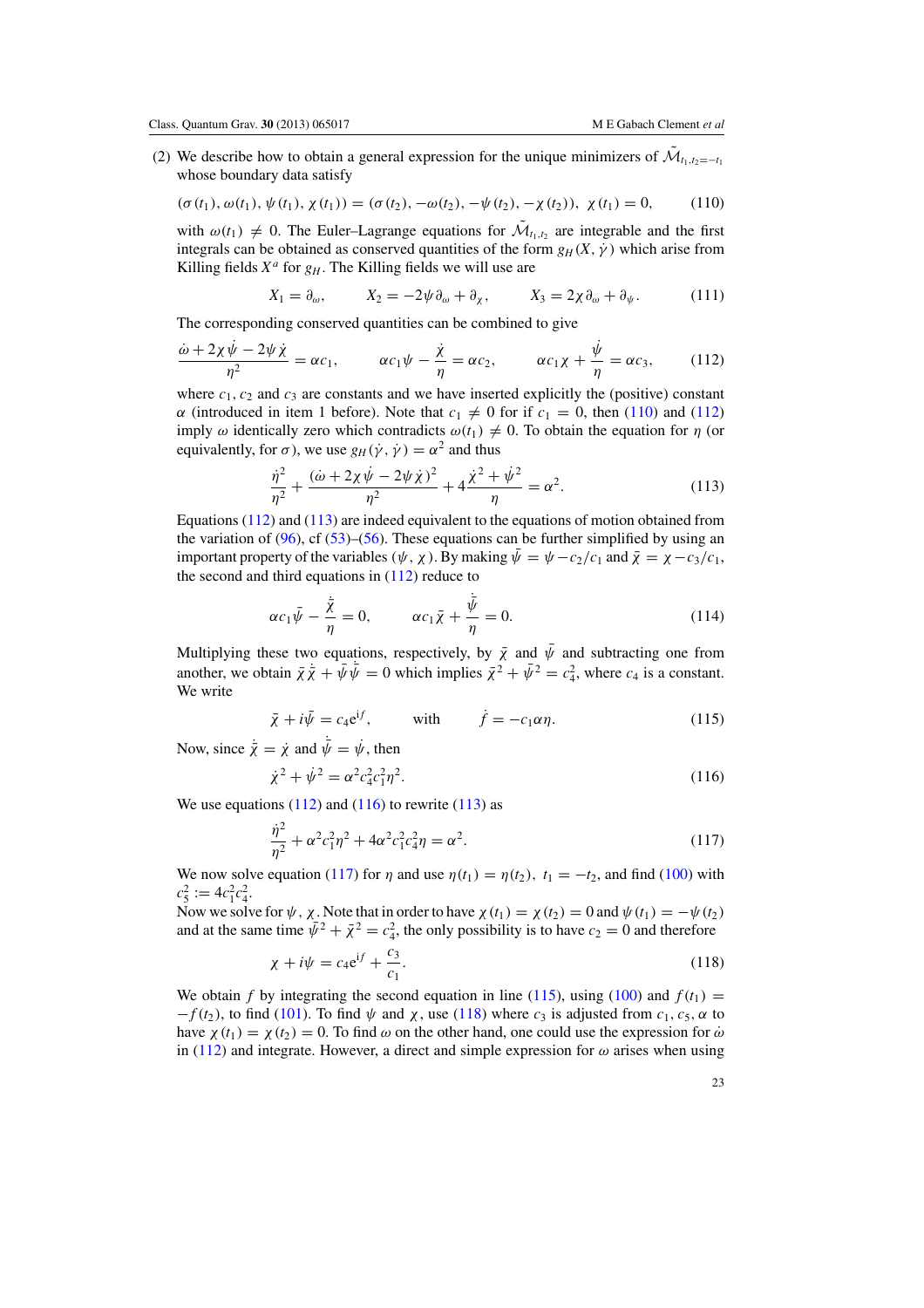(2) We describe how to obtain a general expression for the unique minimizers of $\tilde{\mathcal{M}}_{t_1,t_2=-t_1}$ whose boundary data satisfy

$$(\sigma(t_1), \omega(t_1), \psi(t_1), \chi(t_1)) = (\sigma(t_2), -\omega(t_2), -\psi(t_2), -\chi(t_2)), \;\; \chi(t_1) = 0, \qquad (110)$$

with $\omega(t_1) \neq 0$. The Euler–Lagrange equations for $\tilde{\mathcal{M}}_{t_1,t_2}$ are integrable and the first integrals can be obtained as conserved quantities of the form $g_H(X, \dot{\gamma})$ which arise from Killing fields $X^a$ for $g_H$. The Killing fields we will use are

$$X_1 = \partial_\omega, \qquad X_2 = -2\psi\partial_\omega + \partial_\chi, \qquad X_3 = 2\chi\partial_\omega + \partial_\psi. \qquad (111)$$

The corresponding conserved quantities can be combined to give

$$\frac{\dot{\omega} + 2\chi\dot{\psi} - 2\psi\dot{\chi}}{\eta^2} = \alpha c_1, \qquad \alpha c_1 \psi - \frac{\dot{\chi}}{\eta} = \alpha c_2, \qquad \alpha c_1 \chi + \frac{\dot{\psi}}{\eta} = \alpha c_3, \qquad (112)$$

where $c_1$, $c_2$ and $c_3$ are constants and we have inserted explicitly the (positive) constant $\alpha$ (introduced in item 1 before). Note that $c_1 \neq 0$ for if $c_1 = 0$, then (110) and (112) imply $\omega$ identically zero which contradicts $\omega(t_1) \neq 0$. To obtain the equation for $\eta$ (or equivalently, for $\sigma$), we use $g_H(\dot{\gamma}, \dot{\gamma}) = \alpha^2$ and thus

$$\frac{\dot{\eta}^2}{\eta^2} + \frac{(\dot{\omega} + 2\chi\dot{\psi} - 2\psi\dot{\chi})^2}{\eta^2} + 4\frac{\dot{\chi}^2 + \dot{\psi}^2}{\eta} = \alpha^2. \qquad (113)$$

Equations (112) and (113) are indeed equivalent to the equations of motion obtained from the variation of (96), cf (53)–(56). These equations can be further simplified by using an important property of the variables $(\psi, \chi)$. By making $\bar{\psi} = \psi - c_2/c_1$ and $\bar{\chi} = \chi - c_3/c_1$, the second and third equations in (112) reduce to

$$\alpha c_1 \bar{\psi} - \frac{\dot{\bar{\chi}}}{\eta} = 0, \qquad \alpha c_1 \bar{\chi} + \frac{\dot{\bar{\psi}}}{\eta} = 0. \qquad (114)$$

Multiplying these two equations, respectively, by $\bar{\chi}$ and $\bar{\psi}$ and subtracting one from another, we obtain $\bar{\chi}\dot{\bar{\chi}} + \bar{\psi}\dot{\bar{\psi}} = 0$ which implies $\bar{\chi}^2 + \bar{\psi}^2 = c_4^2$, where $c_4$ is a constant. We write

$$\bar{\chi} + i\bar{\psi} = c_4 e^{if}, \qquad \text{with} \qquad \dot{f} = -c_1\alpha\eta. \qquad (115)$$

Now, since $\dot{\bar{\chi}} = \dot{\chi}$ and $\dot{\bar{\psi}} = \dot{\psi}$, then

$$\dot{\chi}^2 + \dot{\psi}^2 = \alpha^2 c_4^2 c_1^2 \eta^2. \qquad (116)$$

We use equations (112) and (116) to rewrite (113) as

$$\frac{\dot{\eta}^2}{\eta^2} + \alpha^2 c_1^2 \eta^2 + 4\alpha^2 c_1^2 c_4^2 \eta = \alpha^2. \qquad (117)$$

We now solve equation (117) for $\eta$ and use $\eta(t_1) = \eta(t_2)$, $t_1 = -t_2$, and find (100) with $c_5^2 := 4c_1^2 c_4^2$.

Now we solve for $\psi$, $\chi$. Note that in order to have $\chi(t_1) = \chi(t_2) = 0$ and $\psi(t_1) = -\psi(t_2)$ and at the same time $\bar{\psi}^2 + \bar{\chi}^2 = c_4^2$, the only possibility is to have $c_2 = 0$ and therefore

$$\chi + i\psi = c_4 e^{if} + \frac{c_3}{c_1}. \qquad (118)$$

We obtain $f$ by integrating the second equation in line (115), using (100) and $f(t_1) = -f(t_2)$, to find (101). To find $\psi$ and $\chi$, use (118) where $c_3$ is adjusted from $c_1, c_5, \alpha$ to have $\chi(t_1) = \chi(t_2) = 0$. To find $\omega$ on the other hand, one could use the expression for $\dot{\omega}$ in (112) and integrate. However, a direct and simple expression for $\omega$ arises when using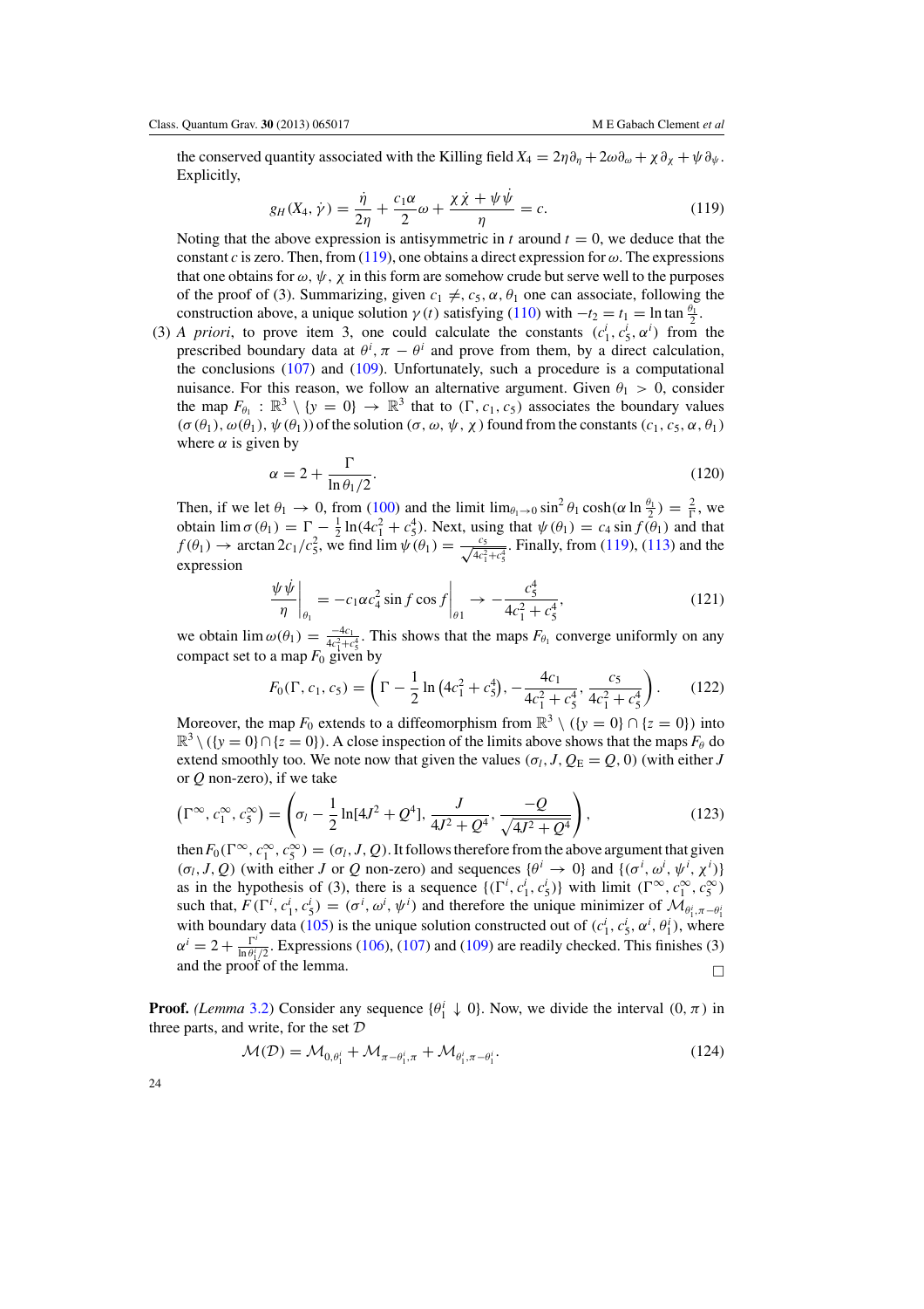the conserved quantity associated with the Killing field $X_4 = 2\eta\partial_\eta + 2\omega\partial_\omega + \chi\partial_\chi + \psi\partial_\psi$. Explicitly,

$$g_H(X_4, \dot{\gamma}) = \frac{\dot{\eta}}{2\eta} + \frac{c_1\alpha}{2}\omega + \frac{\chi\dot{\chi} + \psi\dot{\psi}}{\eta} = c. \tag{119}$$

Noting that the above expression is antisymmetric in $t$ around $t = 0$, we deduce that the constant $c$ is zero. Then, from (119), one obtains a direct expression for $\omega$. The expressions that one obtains for $\omega$, $\psi$, $\chi$ in this form are somehow crude but serve well to the purposes of the proof of (3). Summarizing, given $c_1 \neq, c_5, \alpha, \theta_1$ one can associate, following the construction above, a unique solution $\gamma(t)$ satisfying (110) with $-t_2 = t_1 = \ln\tan\frac{\theta_1}{2}$.

(3) *A priori*, to prove item 3, one could calculate the constants $(c_1^i, c_5^i, \alpha^i)$ from the prescribed boundary data at $\theta^i, \pi - \theta^i$ and prove from them, by a direct calculation, the conclusions (107) and (109). Unfortunately, such a procedure is a computational nuisance. For this reason, we follow an alternative argument. Given $\theta_1 > 0$, consider the map $F_{\theta_1} : \mathbb{R}^3 \setminus \{y = 0\} \to \mathbb{R}^3$ that to $(\Gamma, c_1, c_5)$ associates the boundary values $(\sigma(\theta_1), \omega(\theta_1), \psi(\theta_1))$ of the solution $(\sigma, \omega, \psi, \chi)$ found from the constants $(c_1, c_5, \alpha, \theta_1)$ where $\alpha$ is given by

$$\alpha = 2 + \frac{\Gamma}{\ln\theta_1/2}. \tag{120}$$

Then, if we let $\theta_1 \to 0$, from (100) and the limit $\lim_{\theta_1\to 0}\sin^2\theta_1\cosh(\alpha\ln\frac{\theta_1}{2}) = \frac{2}{\Gamma}$, we obtain $\lim\sigma(\theta_1) = \Gamma - \frac{1}{2}\ln(4c_1^2 + c_5^4)$. Next, using that $\psi(\theta_1) = c_4\sin f(\theta_1)$ and that $f(\theta_1) \to \arctan 2c_1/c_5^2$, we find $\lim\psi(\theta_1) = \frac{c_5}{\sqrt{4c_1^2+c_5^4}}$. Finally, from (119), (113) and the expression

$$\left.\frac{\psi\dot{\psi}}{\eta}\right|_{\theta_1} = -c_1\alpha c_4^2\sin f\cos f\bigg|_{\theta 1} \to -\frac{c_5^4}{4c_1^2 + c_5^4}, \tag{121}$$

we obtain $\lim\omega(\theta_1) = \frac{-4c_1}{4c_1^2+c_5^4}$. This shows that the maps $F_{\theta_1}$ converge uniformly on any compact set to a map $F_0$ given by

$$F_0(\Gamma, c_1, c_5) = \left(\Gamma - \frac{1}{2}\ln\left(4c_1^2 + c_5^4\right), -\frac{4c_1}{4c_1^2 + c_5^4}, \frac{c_5}{4c_1^2 + c_5^4}\right). \tag{122}$$

Moreover, the map $F_0$ extends to a diffeomorphism from $\mathbb{R}^3 \setminus (\{y = 0\} \cap \{z = 0\})$ into $\mathbb{R}^3 \setminus (\{y = 0\} \cap \{z = 0\})$. A close inspection of the limits above shows that the maps $F_\theta$ do extend smoothly too. We note now that given the values $(\sigma_l, J, Q_{\rm E} = Q, 0)$ (with either $J$ or $Q$ non-zero), if we take

$$\left(\Gamma^\infty, c_1^\infty, c_5^\infty\right) = \left(\sigma_l - \frac{1}{2}\ln[4J^2 + Q^4], \frac{J}{4J^2 + Q^4}, \frac{-Q}{\sqrt{4J^2 + Q^4}}\right), \tag{123}$$

then $F_0(\Gamma^\infty, c_1^\infty, c_5^\infty) = (\sigma_l, J, Q)$. It follows therefore from the above argument that given $(\sigma_l, J, Q)$ (with either $J$ or $Q$ non-zero) and sequences $\{\theta^i \to 0\}$ and $\{(\sigma^i, \omega^i, \psi^i, \chi^i)\}$ as in the hypothesis of (3), there is a sequence $\{(\Gamma^i, c_1^i, c_5^i)\}$ with limit $(\Gamma^\infty, c_1^\infty, c_5^\infty)$ such that, $F(\Gamma^i, c_1^i, c_5^i) = (\sigma^i, \omega^i, \psi^i)$ and therefore the unique minimizer of $\mathcal{M}_{\theta_1^i, \pi-\theta_1^i}$ with boundary data (105) is the unique solution constructed out of $(c_1^i, c_5^i, \alpha^i, \theta_1^i)$, where $\alpha^i = 2 + \frac{\Gamma^i}{\ln\theta_1^i/2}$. Expressions (106), (107) and (109) are readily checked. This finishes (3) and the proof of the lemma. □

**Proof.** *(Lemma 3.2)* Consider any sequence $\{\theta_1^i \downarrow 0\}$. Now, we divide the interval $(0, \pi)$ in three parts, and write, for the set $\mathcal{D}$

$$\mathcal{M}(\mathcal{D}) = \mathcal{M}_{0,\theta_1^i} + \mathcal{M}_{\pi-\theta_1^i,\pi} + \mathcal{M}_{\theta_1^i,\pi-\theta_1^i}. \tag{124}$$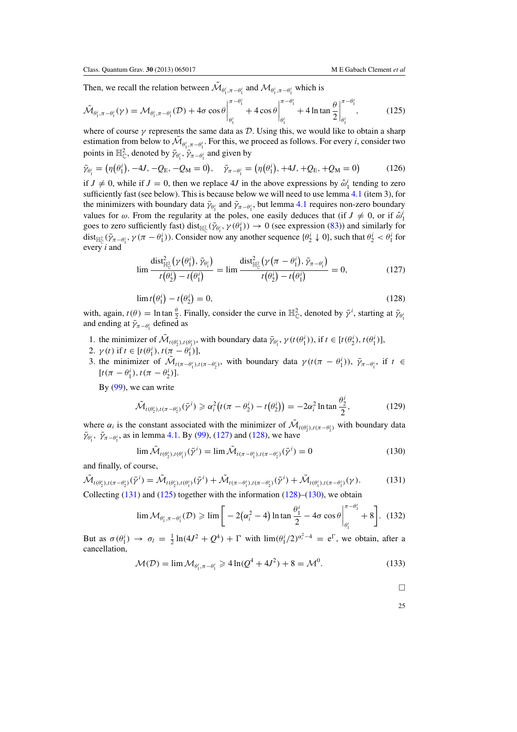Then, we recall the relation between $\tilde{\mathcal{M}}_{\theta_1^i,\pi-\theta_1^i}$ and $\mathcal{M}_{\theta_1^i,\pi-\theta_1^i}$ which is

$$\tilde{\mathcal{M}}_{\theta_1^i,\pi-\theta_1^i}(\gamma) = \mathcal{M}_{\theta_1^i,\pi-\theta_1^i}(\mathcal{D}) + 4\sigma\cos\theta\Big|_{\theta_1^i}^{\pi-\theta_1^i} + 4\cos\theta\Big|_{\theta_1^i}^{\pi-\theta_1^i} + 4\ln\tan\frac{\theta}{2}\Big|_{\theta_1^i}^{\pi-\theta_1^i}, \tag{125}$$

where of course $\gamma$ represents the same data as $\mathcal{D}$. Using this, we would like to obtain a sharp estimation from below to $\tilde{\mathcal{M}}_{\theta_1^i,\pi-\theta_1^i}$. For this, we proceed as follows. For every $i$, consider two points in $\mathbb{H}^2_{\mathbb{C}}$, denoted by $\bar{\gamma}_{\theta_1^i}, \bar{\gamma}_{\pi-\theta_1^i}$ and given by

$$\bar{\gamma}_{\theta_1^i} = \left(\eta(\theta_1^i), -4J, -Q_{\mathrm{E}}, -Q_{\mathrm{M}} = 0\right), \quad \bar{\gamma}_{\pi-\theta_1^i} = \left(\eta(\theta_1^i), +4J, +Q_{\mathrm{E}}, +Q_{\mathrm{M}} = 0\right) \tag{126}$$

if $J \neq 0$, while if $J = 0$, then we replace $4J$ in the above expressions by $\hat{\omega}_1^i$ tending to zero sufficiently fast (see below). This is because below we will need to use lemma 4.1 (item 3), for the minimizers with boundary data $\bar{\gamma}_{\theta_1^i}$ and $\bar{\gamma}_{\pi-\theta_1^i}$, but lemma 4.1 requires non-zero boundary values for $\omega$. From the regularity at the poles, one easily deduces that (if $J \neq 0$, or if $\hat{\omega}_1^i$ goes to zero sufficiently fast) $\mathrm{dist}_{\mathbb{H}^2_{\mathbb{C}}}(\bar{\gamma}_{\theta_1^i}, \gamma(\theta_1^i)) \to 0$ (see expression (83)) and similarly for $\mathrm{dist}_{\mathbb{H}^2_{\mathbb{C}}}(\bar{\gamma}_{\pi-\theta_1^i}, \gamma(\pi-\theta_1^i))$. Consider now any another sequence $\{\theta_2^i \downarrow 0\}$, such that $\theta_2^i < \theta_1^i$ for every $i$ and

$$\lim \frac{\mathrm{dist}^2_{\mathbb{H}^2_{\mathbb{C}}}\left(\gamma(\theta_1^i), \bar{\gamma}_{\theta_1^i}\right)}{t(\theta_2^i) - t(\theta_1^i)} = \lim \frac{\mathrm{dist}^2_{\mathbb{H}^2_{\mathbb{C}}}\left(\gamma(\pi-\theta_1^i), \bar{\gamma}_{\pi-\theta_1^i}\right)}{t(\theta_2^i) - t(\theta_1^i)} = 0, \tag{127}$$

$$\lim t(\theta_1^i) - t(\theta_2^i) = 0, \tag{128}$$

with, again, $t(\theta) = \ln\tan\frac{\theta}{2}$. Finally, consider the curve in $\mathbb{H}^2_{\mathbb{C}}$, denoted by $\bar{\gamma}^i$, starting at $\bar{\gamma}_{\theta_1^i}$ and ending at $\bar{\gamma}_{\pi-\theta_1^i}$ defined as

1. the minimizer of $\tilde{\mathcal{M}}_{t(\theta_2^i),t(\theta_1^i)}$, with boundary data $\bar{\gamma}_{\theta_1^i}, \gamma(t(\theta_1^i))$, if $t \in [t(\theta_2^i), t(\theta_1^i)]$,
2. $\gamma(t)$ if $t \in [t(\theta_1^i), t(\pi-\theta_1^i)]$,
3. the minimizer of $\tilde{\mathcal{M}}_{t(\pi-\theta_1^i),t(\pi-\theta_2^i)}$, with boundary data $\gamma(t(\pi-\theta_1^i)), \bar{\gamma}_{\pi-\theta_1^i}$, if $t \in [t(\pi-\theta_1^i), t(\pi-\theta_2^i)]$.

By (99), we can write

$$\tilde{\mathcal{M}}_{t(\theta_2^i),t(\pi-\theta_2^i)}(\bar{\gamma}^i) \geqslant \alpha_i^2\left(t(\pi-\theta_2^i) - t(\theta_2^i)\right) = -2\alpha_i^2\ln\tan\frac{\theta_2^i}{2}, \tag{129}$$

where $\alpha_i$ is the constant associated with the minimizer of $\tilde{\mathcal{M}}_{t(\theta_2^i),t(\pi-\theta_2^i)}$ with boundary data $\bar{\gamma}_{\theta_1^i}, \bar{\gamma}_{\pi-\theta_1^i}$, as in lemma 4.1. By (99), (127) and (128), we have

$$\lim \tilde{\mathcal{M}}_{t(\theta_2^i),t(\theta_1^i)}(\bar{\gamma}^i) = \lim \tilde{\mathcal{M}}_{t(\pi-\theta_1^i),t(\pi-\theta_2^i)}(\bar{\gamma}^i) = 0 \tag{130}$$

and finally, of course,

$$\tilde{\mathcal{M}}_{t(\theta_2^i),t(\pi-\theta_2^i)}(\bar{\gamma}^i) = \tilde{\mathcal{M}}_{t(\theta_2^i),t(\theta_1^i)}(\bar{\gamma}^i) + \tilde{\mathcal{M}}_{t(\pi-\theta_1^i),t(\pi-\theta_2^i)}(\bar{\gamma}^i) + \tilde{\mathcal{M}}_{t(\theta_1^i),t(\pi-\theta_1^i)}(\gamma). \tag{131}$$

Collecting (131) and (125) together with the information (128)–(130), we obtain

$$\lim \mathcal{M}_{\theta_1^i,\pi-\theta_1^i}(\mathcal{D}) \geqslant \lim\left[-2(\alpha_i^2 - 4)\ln\tan\frac{\theta_1^i}{2} - 4\sigma\cos\theta\Big|_{\theta_1^i}^{\pi-\theta_1^i} + 8\right]. \tag{132}$$

But as $\sigma(\theta_1^i) \to \sigma_I = \frac{1}{2}\ln(4J^2 + Q^4) + \Gamma$ with $\lim(\theta_1^i/2)^{\alpha_i^2-4} = e^{\Gamma}$, we obtain, after a cancellation,

$$\mathcal{M}(\mathcal{D}) = \lim \mathcal{M}_{\theta_1^i,\pi-\theta_1^i} \geqslant 4\ln(Q^4 + 4J^2) + 8 = \mathcal{M}^0. \tag{133}$$

□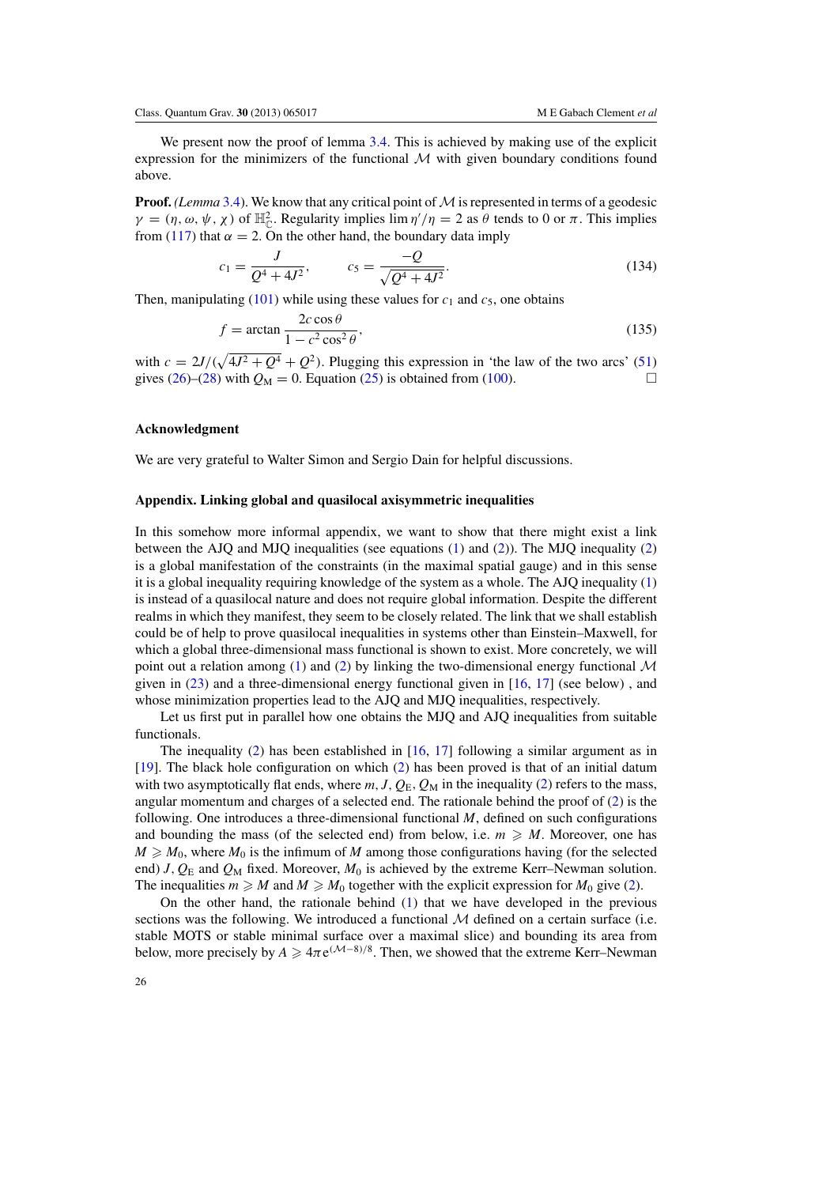We present now the proof of lemma 3.4. This is achieved by making use of the explicit expression for the minimizers of the functional $\mathcal{M}$ with given boundary conditions found above.

**Proof.** *(Lemma 3.4).* We know that any critical point of $\mathcal{M}$ is represented in terms of a geodesic $\gamma = (\eta, \omega, \psi, \chi)$ of $\mathbb{H}^2_{\mathbb{C}}$. Regularity implies $\lim \eta'/\eta = 2$ as $\theta$ tends to 0 or $\pi$. This implies from (117) that $\alpha = 2$. On the other hand, the boundary data imply

$$c_1 = \frac{J}{Q^4 + 4J^2}, \qquad c_5 = \frac{-Q}{\sqrt{Q^4 + 4J^2}}. \tag{134}$$

Then, manipulating (101) while using these values for $c_1$ and $c_5$, one obtains

$$f = \arctan \frac{2c\cos\theta}{1 - c^2\cos^2\theta}, \tag{135}$$

with $c = 2J/(\sqrt{4J^2 + Q^4} + Q^2)$. Plugging this expression in 'the law of the two arcs' (51) gives (26)–(28) with $Q_{\mathrm{M}} = 0$. Equation (25) is obtained from (100). □

### Acknowledgment

We are very grateful to Walter Simon and Sergio Dain for helpful discussions.

### Appendix. Linking global and quasilocal axisymmetric inequalities

In this somehow more informal appendix, we want to show that there might exist a link between the AJQ and MJQ inequalities (see equations (1) and (2)). The MJQ inequality (2) is a global manifestation of the constraints (in the maximal spatial gauge) and in this sense it is a global inequality requiring knowledge of the system as a whole. The AJQ inequality (1) is instead of a quasilocal nature and does not require global information. Despite the different realms in which they manifest, they seem to be closely related. The link that we shall establish could be of help to prove quasilocal inequalities in systems other than Einstein–Maxwell, for which a global three-dimensional mass functional is shown to exist. More concretely, we will point out a relation among (1) and (2) by linking the two-dimensional energy functional $\mathcal{M}$ given in (23) and a three-dimensional energy functional given in [16, 17] (see below) , and whose minimization properties lead to the AJQ and MJQ inequalities, respectively.

Let us first put in parallel how one obtains the MJQ and AJQ inequalities from suitable functionals.

The inequality (2) has been established in [16, 17] following a similar argument as in [19]. The black hole configuration on which (2) has been proved is that of an initial datum with two asymptotically flat ends, where $m, J, Q_{\mathrm{E}}, Q_{\mathrm{M}}$ in the inequality (2) refers to the mass, angular momentum and charges of a selected end. The rationale behind the proof of (2) is the following. One introduces a three-dimensional functional $M$, defined on such configurations and bounding the mass (of the selected end) from below, i.e. $m \geqslant M$. Moreover, one has $M \geqslant M_0$, where $M_0$ is the infimum of $M$ among those configurations having (for the selected end) $J, Q_{\mathrm{E}}$ and $Q_{\mathrm{M}}$ fixed. Moreover, $M_0$ is achieved by the extreme Kerr–Newman solution. The inequalities $m \geqslant M$ and $M \geqslant M_0$ together with the explicit expression for $M_0$ give (2).

On the other hand, the rationale behind (1) that we have developed in the previous sections was the following. We introduced a functional $\mathcal{M}$ defined on a certain surface (i.e. stable MOTS or stable minimal surface over a maximal slice) and bounding its area from below, more precisely by $A \geqslant 4\pi e^{(\mathcal{M}-8)/8}$. Then, we showed that the extreme Kerr–Newman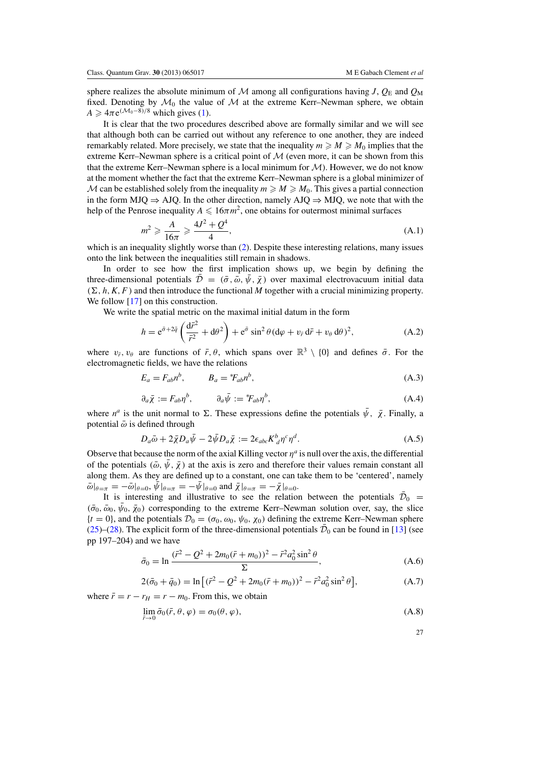sphere realizes the absolute minimum of $\mathcal{M}$ among all configurations having $J$, $Q_E$ and $Q_M$ fixed. Denoting by $\mathcal{M}_0$ the value of $\mathcal{M}$ at the extreme Kerr–Newman sphere, we obtain $A \geqslant 4\pi e^{(\mathcal{M}_0 - 8)/8}$ which gives (1).

It is clear that the two procedures described above are formally similar and we will see that although both can be carried out without any reference to one another, they are indeed remarkably related. More precisely, we state that the inequality $m \geqslant M \geqslant M_0$ implies that the extreme Kerr–Newman sphere is a critical point of $\mathcal{M}$ (even more, it can be shown from this that the extreme Kerr–Newman sphere is a local minimum for $\mathcal{M}$). However, we do not know at the moment whether the fact that the extreme Kerr–Newman sphere is a global minimizer of $\mathcal{M}$ can be established solely from the inequality $m \geqslant M \geqslant M_0$. This gives a partial connection in the form MJQ $\Rightarrow$ AJQ. In the other direction, namely AJQ $\Rightarrow$ MJQ, we note that with the help of the Penrose inequality $A \leqslant 16\pi m^2$, one obtains for outermost minimal surfaces

$$m^2 \geqslant \frac{A}{16\pi} \geqslant \frac{4J^2 + Q^4}{4}, \tag{A.1}$$

which is an inequality slightly worse than (2). Despite these interesting relations, many issues onto the link between the inequalities still remain in shadows.

In order to see how the first implication shows up, we begin by defining the three-dimensional potentials $\bar{\mathcal{D}} = (\bar{\sigma}, \bar{\omega}, \bar{\psi}, \bar{\chi})$ over maximal electrovacuum initial data $(\Sigma, h, K, F)$ and then introduce the functional $M$ together with a crucial minimizing property. We follow [17] on this construction.

We write the spatial metric on the maximal initial datum in the form

$$h = e^{\bar{\sigma} + 2\bar{q}} \left( \frac{d\bar{r}^2}{\bar{r}^2} + d\theta^2 \right) + e^{\bar{\sigma}} \sin^2\theta (d\varphi + v_{\bar{r}}\, d\bar{r} + v_\theta\, d\theta)^2, \tag{A.2}$$

where $v_{\bar{r}}, v_\theta$ are functions of $\bar{r}, \theta$, which spans over $\mathbb{R}^3 \setminus \{0\}$ and defines $\bar{\sigma}$. For the electromagnetic fields, we have the relations

$$E_a = F_{ab} n^b, \qquad B_a = {}^*F_{ab} n^b, \tag{A.3}$$

$$\partial_a \bar{\chi} := F_{ab} \eta^b, \qquad \partial_a \bar{\psi} := {}^*F_{ab} \eta^b, \tag{A.4}$$

where $n^a$ is the unit normal to $\Sigma$. These expressions define the potentials $\bar{\psi}$, $\bar{\chi}$. Finally, a potential $\bar{\omega}$ is defined through

$$D_a \bar{\omega} + 2\bar{\chi} D_a \bar{\psi} - 2\bar{\psi} D_a \bar{\chi} := 2\epsilon_{abc} K^b{}_d \eta^c \eta^d. \tag{A.5}$$

Observe that because the norm of the axial Killing vector $\eta^a$ is null over the axis, the differential of the potentials $(\bar{\omega}, \bar{\psi}, \bar{\chi})$ at the axis is zero and therefore their values remain constant all along them. As they are defined up to a constant, one can take them to be 'centered', namely $\bar{\omega}|_{\theta=\pi} = -\bar{\omega}|_{\theta=0}$, $\bar{\psi}|_{\theta=\pi} = -\bar{\psi}|_{\theta=0}$ and $\bar{\chi}|_{\theta=\pi} = -\bar{\chi}|_{\theta=0}$.

It is interesting and illustrative to see the relation between the potentials $\bar{\mathcal{D}}_0 = (\bar{\sigma}_0, \bar{\omega}_0, \bar{\psi}_0, \bar{\chi}_0)$ corresponding to the extreme Kerr–Newman solution over, say, the slice $\{t = 0\}$, and the potentials $\mathcal{D}_0 = (\sigma_0, \omega_0, \psi_0, \chi_0)$ defining the extreme Kerr–Newman sphere (25)–(28). The explicit form of the three-dimensional potentials $\bar{\mathcal{D}}_0$ can be found in [13] (see pp 197–204) and we have

$$\bar{\sigma}_0 = \ln \frac{(\bar{r}^2 - Q^2 + 2m_0(\bar{r} + m_0))^2 - \bar{r}^2 a_0^2 \sin^2\theta}{\Sigma}, \tag{A.6}$$

$$2(\bar{\sigma}_0 + \bar{q}_0) = \ln\left[(\bar{r}^2 - Q^2 + 2m_0(\bar{r} + m_0))^2 - \bar{r}^2 a_0^2 \sin^2\theta\right], \tag{A.7}$$

where $\bar{r} = r - r_H = r - m_0$. From this, we obtain

$$\lim_{\bar{r} \to 0} \bar{\sigma}_0(\bar{r}, \theta, \varphi) = \sigma_0(\theta, \varphi), \tag{A.8}$$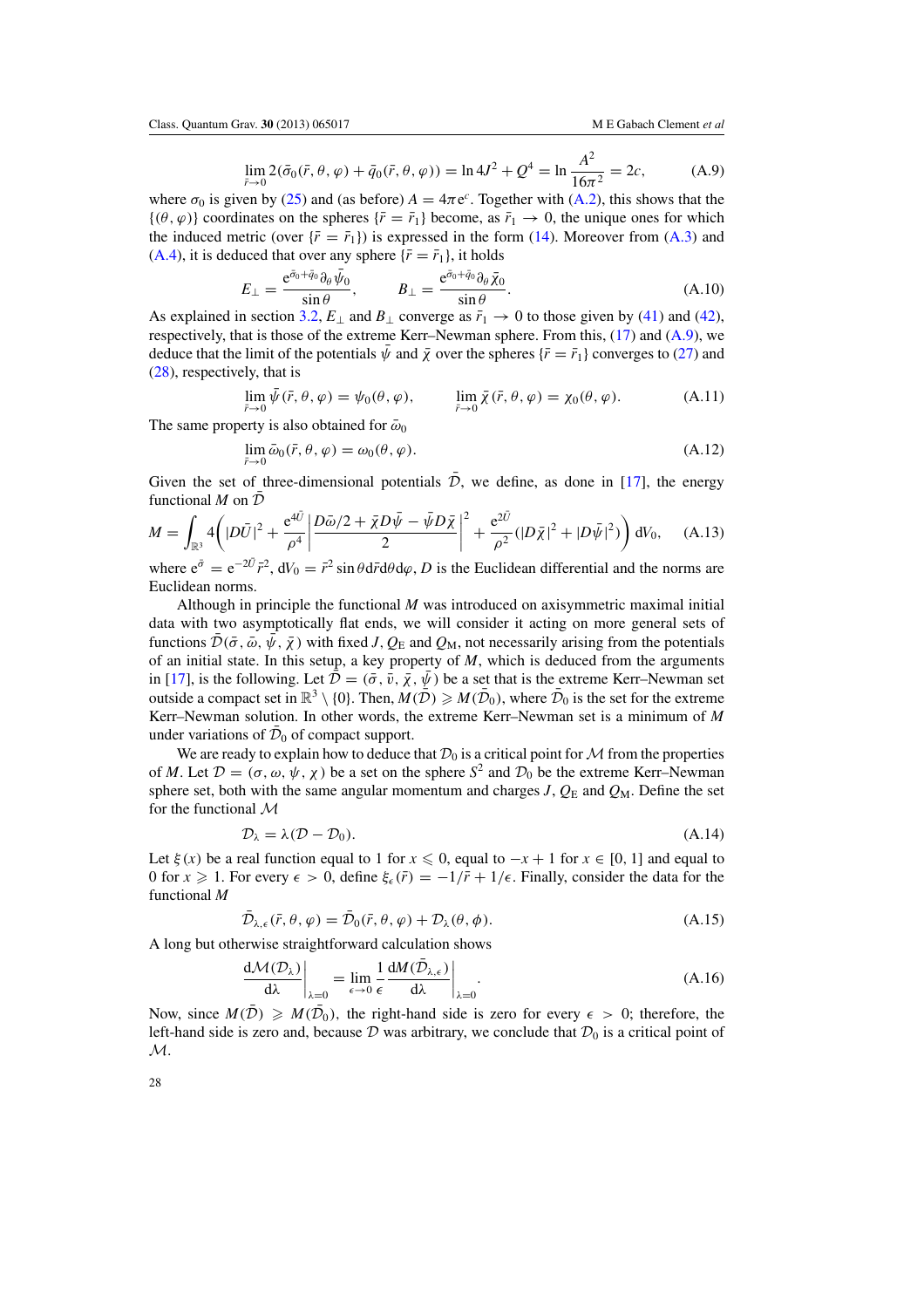$$\lim_{\bar{r}\to 0} 2(\bar{\sigma}_0(\bar{r},\theta,\varphi) + \bar{q}_0(\bar{r},\theta,\varphi)) = \ln 4J^2 + Q^4 = \ln \frac{A^2}{16\pi^2} = 2c, \tag{A.9}$$

where $\sigma_0$ is given by (25) and (as before) $A = 4\pi e^c$. Together with (A.2), this shows that the $\{(\theta,\varphi)\}$ coordinates on the spheres $\{\bar{r} = \bar{r}_1\}$ become, as $\bar{r}_1 \to 0$, the unique ones for which the induced metric (over $\{\bar{r} = \bar{r}_1\}$) is expressed in the form (14). Moreover from (A.3) and (A.4), it is deduced that over any sphere $\{\bar{r} = \bar{r}_1\}$, it holds

$$E_\perp = \frac{e^{\bar{\sigma}_0 + \bar{q}_0}\partial_\theta \bar{\psi}_0}{\sin\theta}, \qquad B_\perp = \frac{e^{\bar{\sigma}_0+\bar{q}_0}\partial_\theta \bar{\chi}_0}{\sin\theta}. \tag{A.10}$$

As explained in section 3.2, $E_\perp$ and $B_\perp$ converge as $\bar{r}_1 \to 0$ to those given by (41) and (42), respectively, that is those of the extreme Kerr–Newman sphere. From this, (17) and (A.9), we deduce that the limit of the potentials $\bar{\psi}$ and $\bar{\chi}$ over the spheres $\{\bar{r} = \bar{r}_1\}$ converges to (27) and (28), respectively, that is

$$\lim_{\bar{r}\to 0} \bar{\psi}(\bar{r},\theta,\varphi) = \psi_0(\theta,\varphi), \qquad \lim_{\bar{r}\to 0} \bar{\chi}(\bar{r},\theta,\varphi) = \chi_0(\theta,\varphi). \tag{A.11}$$

The same property is also obtained for $\bar{\omega}_0$

$$\lim_{\bar{r}\to 0} \bar{\omega}_0(\bar{r},\theta,\varphi) = \omega_0(\theta,\varphi). \tag{A.12}$$

Given the set of three-dimensional potentials $\bar{\mathcal{D}}$, we define, as done in [17], the energy functional $M$ on $\bar{\mathcal{D}}$

$$M = \int_{\mathbb{R}^3} 4\left(|D\bar{U}|^2 + \frac{e^{4\bar{U}}}{\rho^4}\left|\frac{D\bar{\omega}/2 + \bar{\chi}D\bar{\psi} - \bar{\psi}D\bar{\chi}}{2}\right|^2 + \frac{e^{2\bar{U}}}{\rho^2}(|D\bar{\chi}|^2 + |D\bar{\psi}|^2)\right) dV_0, \tag{A.13}$$

where $e^{\bar{\sigma}} = e^{-2\bar{U}}\bar{r}^2$, $dV_0 = \bar{r}^2 \sin\theta d\bar{r} d\theta d\varphi$, $D$ is the Euclidean differential and the norms are Euclidean norms.

Although in principle the functional $M$ was introduced on axisymmetric maximal initial data with two asymptotically flat ends, we will consider it acting on more general sets of functions $\bar{\mathcal{D}}(\bar{\sigma},\bar{\omega},\bar{\psi},\bar{\chi})$ with fixed $J$, $Q_E$ and $Q_M$, not necessarily arising from the potentials of an initial state. In this setup, a key property of $M$, which is deduced from the arguments in [17], is the following. Let $\bar{\mathcal{D}} = (\bar{\sigma},\bar{v},\bar{\chi},\bar{\psi})$ be a set that is the extreme Kerr–Newman set outside a compact set in $\mathbb{R}^3 \setminus \{0\}$. Then, $M(\bar{\mathcal{D}}) \geqslant M(\bar{\mathcal{D}}_0)$, where $\bar{\mathcal{D}}_0$ is the set for the extreme Kerr–Newman solution. In other words, the extreme Kerr–Newman set is a minimum of $M$ under variations of $\bar{\mathcal{D}}_0$ of compact support.

We are ready to explain how to deduce that $\mathcal{D}_0$ is a critical point for $\mathcal{M}$ from the properties of $M$. Let $\mathcal{D} = (\sigma,\omega,\psi,\chi)$ be a set on the sphere $S^2$ and $\mathcal{D}_0$ be the extreme Kerr–Newman sphere set, both with the same angular momentum and charges $J$, $Q_E$ and $Q_M$. Define the set for the functional $\mathcal{M}$

$$\mathcal{D}_\lambda = \lambda(\mathcal{D} - \mathcal{D}_0). \tag{A.14}$$

Let $\xi(x)$ be a real function equal to 1 for $x \leqslant 0$, equal to $-x+1$ for $x \in [0,1]$ and equal to 0 for $x \geqslant 1$. For every $\epsilon > 0$, define $\xi_\epsilon(\bar{r}) = -1/\bar{r} + 1/\epsilon$. Finally, consider the data for the functional $M$

$$\bar{\mathcal{D}}_{\lambda,\epsilon}(\bar{r},\theta,\varphi) = \bar{\mathcal{D}}_0(\bar{r},\theta,\varphi) + \mathcal{D}_\lambda(\theta,\phi). \tag{A.15}$$

A long but otherwise straightforward calculation shows

$$\left.\frac{d\mathcal{M}(\mathcal{D}_\lambda)}{d\lambda}\right|_{\lambda=0} = \lim_{\epsilon\to 0}\frac{1}{\epsilon}\left.\frac{dM(\bar{\mathcal{D}}_{\lambda,\epsilon})}{d\lambda}\right|_{\lambda=0}. \tag{A.16}$$

Now, since $M(\bar{\mathcal{D}}) \geqslant M(\bar{\mathcal{D}}_0)$, the right-hand side is zero for every $\epsilon > 0$; therefore, the left-hand side is zero and, because $\mathcal{D}$ was arbitrary, we conclude that $\mathcal{D}_0$ is a critical point of $\mathcal{M}$.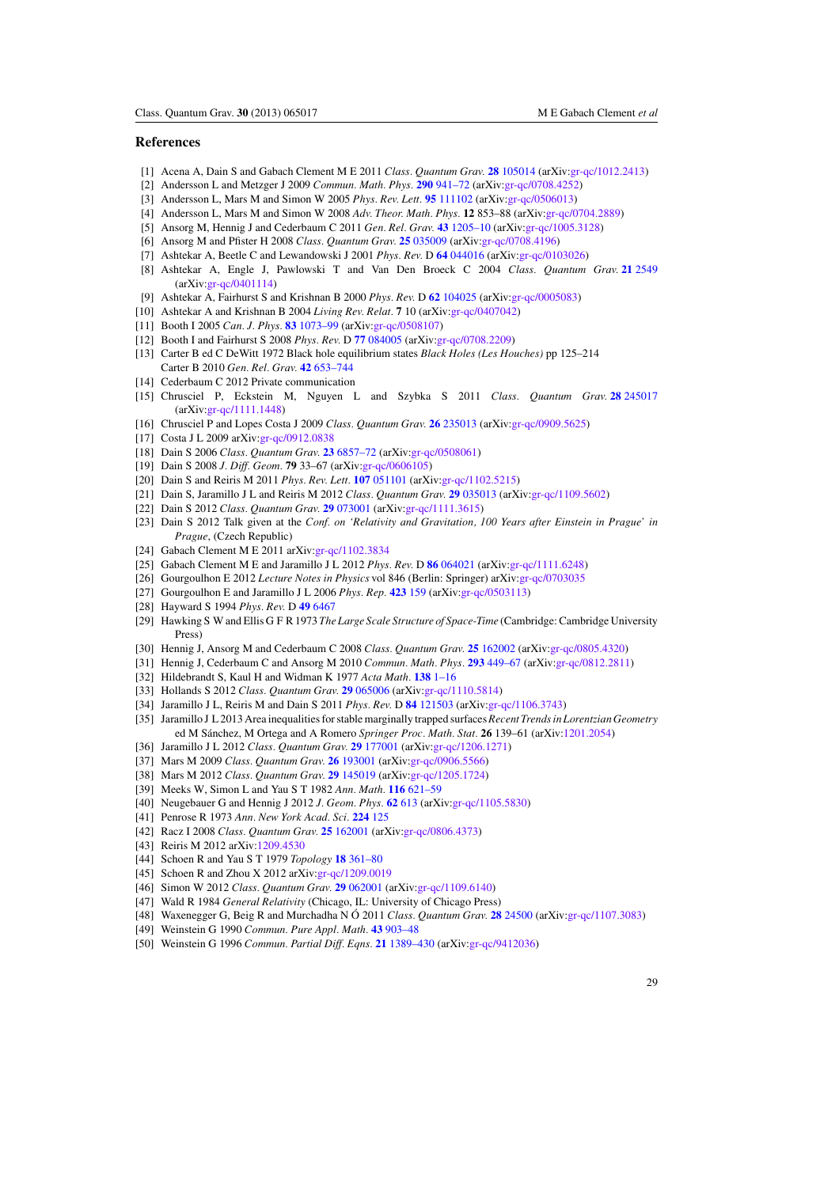## References

[1] Acena A, Dain S and Gabach Clement M E 2011 *Class. Quantum Grav.* **28** 105014 (arXiv:gr-qc/1012.2413)
[2] Andersson L and Metzger J 2009 *Commun. Math. Phys.* **290** 941–72 (arXiv:gr-qc/0708.4252)
[3] Andersson L, Mars M and Simon W 2005 *Phys. Rev. Lett.* **95** 111102 (arXiv:gr-qc/0506013)
[4] Andersson L, Mars M and Simon W 2008 *Adv. Theor. Math. Phys.* **12** 853–88 (arXiv:gr-qc/0704.2889)
[5] Ansorg M, Hennig J and Cederbaum C 2011 *Gen. Rel. Grav.* **43** 1205–10 (arXiv:gr-qc/1005.3128)
[6] Ansorg M and Pfister H 2008 *Class. Quantum Grav.* **25** 035009 (arXiv:gr-qc/0708.4196)
[7] Ashtekar A, Beetle C and Lewandowski J 2001 *Phys. Rev.* D **64** 044016 (arXiv:gr-qc/0103026)
[8] Ashtekar A, Engle J, Pawlowski T and Van Den Broeck C 2004 *Class. Quantum Grav.* **21** 2549 (arXiv:gr-qc/0401114)
[9] Ashtekar A, Fairhurst S and Krishnan B 2000 *Phys. Rev.* D **62** 104025 (arXiv:gr-qc/0005083)
[10] Ashtekar A and Krishnan B 2004 *Living Rev. Relat.* **7** 10 (arXiv:gr-qc/0407042)
[11] Booth I 2005 *Can. J. Phys.* **83** 1073–99 (arXiv:gr-qc/0508107)
[12] Booth I and Fairhurst S 2008 *Phys. Rev.* D **77** 084005 (arXiv:gr-qc/0708.2209)
[13] Carter B ed C DeWitt 1972 Black hole equilibrium states *Black Holes (Les Houches)* pp 125–214
Carter B 2010 *Gen. Rel. Grav.* **42** 653–744
[14] Cederbaum C 2012 Private communication
[15] Chrusciel P, Eckstein M, Nguyen L and Szybka S 2011 *Class. Quantum Grav.* **28** 245017 (arXiv:gr-qc/1111.1448)
[16] Chrusciel P and Lopes Costa J 2009 *Class. Quantum Grav.* **26** 235013 (arXiv:gr-qc/0909.5625)
[17] Costa J L 2009 arXiv:gr-qc/0912.0838
[18] Dain S 2006 *Class. Quantum Grav.* **23** 6857–72 (arXiv:gr-qc/0508061)
[19] Dain S 2008 *J. Diff. Geom.* **79** 33–67 (arXiv:gr-qc/0606105)
[20] Dain S and Reiris M 2011 *Phys. Rev. Lett.* **107** 051101 (arXiv:gr-qc/1102.5215)
[21] Dain S, Jaramillo J L and Reiris M 2012 *Class. Quantum Grav.* **29** 035013 (arXiv:gr-qc/1109.5602)
[22] Dain S 2012 *Class. Quantum Grav.* **29** 073001 (arXiv:gr-qc/1111.3615)
[23] Dain S 2012 Talk given at the *Conf. on 'Relativity and Gravitation, 100 Years after Einstein in Prague' in Prague*, (Czech Republic)
[24] Gabach Clement M E 2011 arXiv:gr-qc/1102.3834
[25] Gabach Clement M E and Jaramillo J L 2012 *Phys. Rev.* D **86** 064021 (arXiv:gr-qc/1111.6248)
[26] Gourgoulhon E 2012 *Lecture Notes in Physics* vol 846 (Berlin: Springer) arXiv:gr-qc/0703035
[27] Gourgoulhon E and Jaramillo J L 2006 *Phys. Rep.* **423** 159 (arXiv:gr-qc/0503113)
[28] Hayward S 1994 *Phys. Rev.* D **49** 6467
[29] Hawking S W and Ellis G F R 1973 *The Large Scale Structure of Space-Time* (Cambridge: Cambridge University Press)
[30] Hennig J, Ansorg M and Cederbaum C 2008 *Class. Quantum Grav.* **25** 162002 (arXiv:gr-qc/0805.4320)
[31] Hennig J, Cederbaum C and Ansorg M 2010 *Commun. Math. Phys.* **293** 449–67 (arXiv:gr-qc/0812.2811)
[32] Hildebrandt S, Kaul H and Widman K 1977 *Acta Math.* **138** 1–16
[33] Hollands S 2012 *Class. Quantum Grav.* **29** 065006 (arXiv:gr-qc/1110.5814)
[34] Jaramillo J L, Reiris M and Dain S 2011 *Phys. Rev.* D **84** 121503 (arXiv:gr-qc/1106.3743)
[35] Jaramillo J L 2013 Area inequalities for stable marginally trapped surfaces *Recent Trends in Lorentzian Geometry* ed M Sánchez, M Ortega and A Romero *Springer Proc. Math. Stat.* **26** 139–61 (arXiv:1201.2054)
[36] Jaramillo J L 2012 *Class. Quantum Grav.* **29** 177001 (arXiv:gr-qc/1206.1271)
[37] Mars M 2009 *Class. Quantum Grav.* **26** 193001 (arXiv:gr-qc/0906.5566)
[38] Mars M 2012 *Class. Quantum Grav.* **29** 145019 (arXiv:gr-qc/1205.1724)
[39] Meeks W, Simon L and Yau S T 1982 *Ann. Math.* **116** 621–59
[40] Neugebauer G and Hennig J 2012 *J. Geom. Phys.* **62** 613 (arXiv:gr-qc/1105.5830)
[41] Penrose R 1973 *Ann. New York Acad. Sci.* **224** 125
[42] Racz I 2008 *Class. Quantum Grav.* **25** 162001 (arXiv:gr-qc/0806.4373)
[43] Reiris M 2012 arXiv:1209.4530
[44] Schoen R and Yau S T 1979 *Topology* **18** 361–80
[45] Schoen R and Zhou X 2012 arXiv:gr-qc/1209.0019
[46] Simon W 2012 *Class. Quantum Grav.* **29** 062001 (arXiv:gr-qc/1109.6140)
[47] Wald R 1984 *General Relativity* (Chicago, IL: University of Chicago Press)
[48] Waxenegger G, Beig R and Murchadha N Ó 2011 *Class. Quantum Grav.* **28** 24500 (arXiv:gr-qc/1107.3083)
[49] Weinstein G 1990 *Commun. Pure Appl. Math.* **43** 903–48
[50] Weinstein G 1996 *Commun. Partial Diff. Eqns.* **21** 1389–430 (arXiv:gr-qc/9412036)